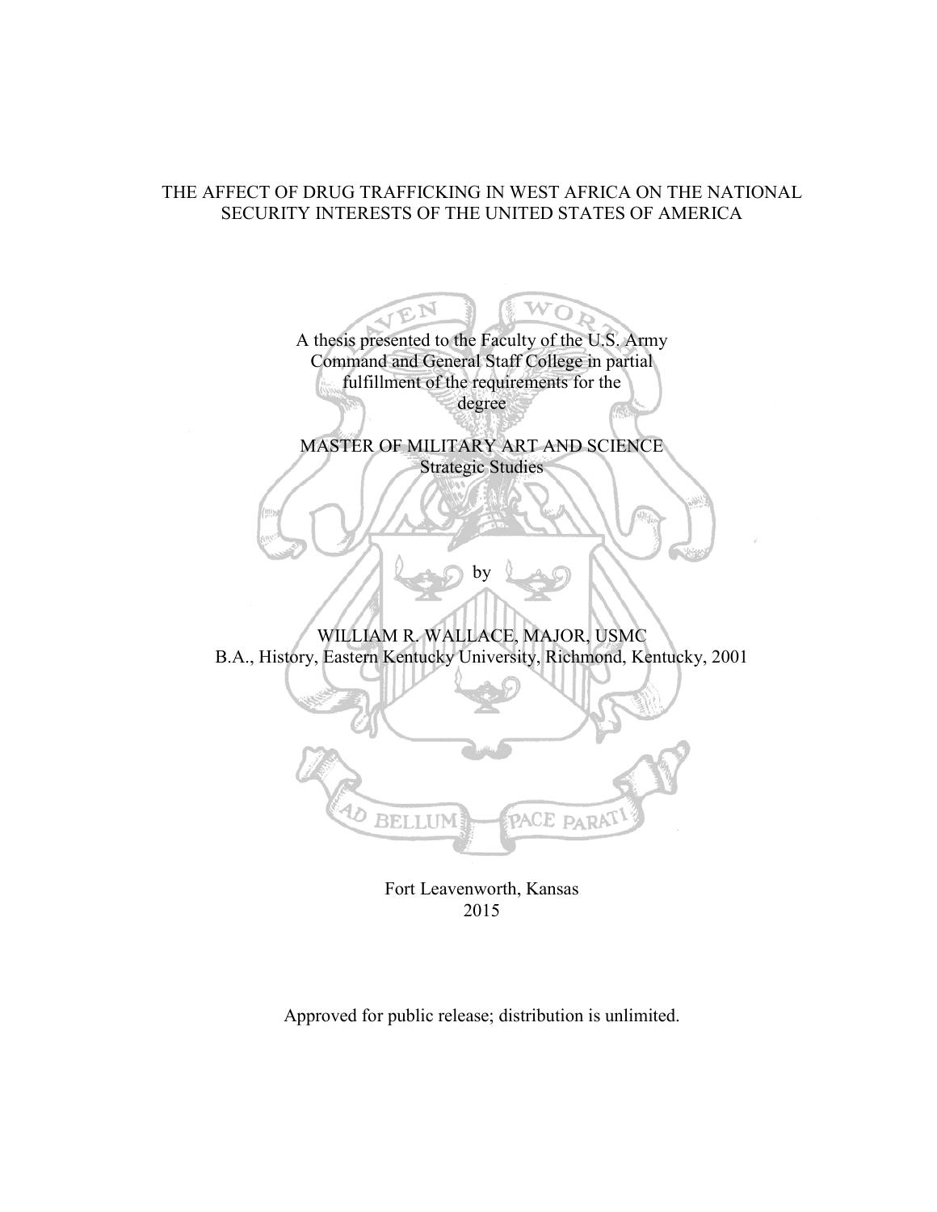# THE AFFECT OF DRUG TRAFFICKING IN WEST AFRICA ON THE NATIONAL SECURITY INTERESTS OF THE UNITED STATES OF AMERICA

A thesis presented to the Faculty of the U.S. Army Command and General Staff College in partial fulfillment of the requirements for the degree

MASTER OF MILITARY ART AND SCIENCE
Strategic Studies

by

WILLIAM R. WALLACE, MAJOR, USMC
B.A., History, Eastern Kentucky University, Richmond, Kentucky, 2001

Fort Leavenworth, Kansas
2015

Approved for public release; distribution is unlimited.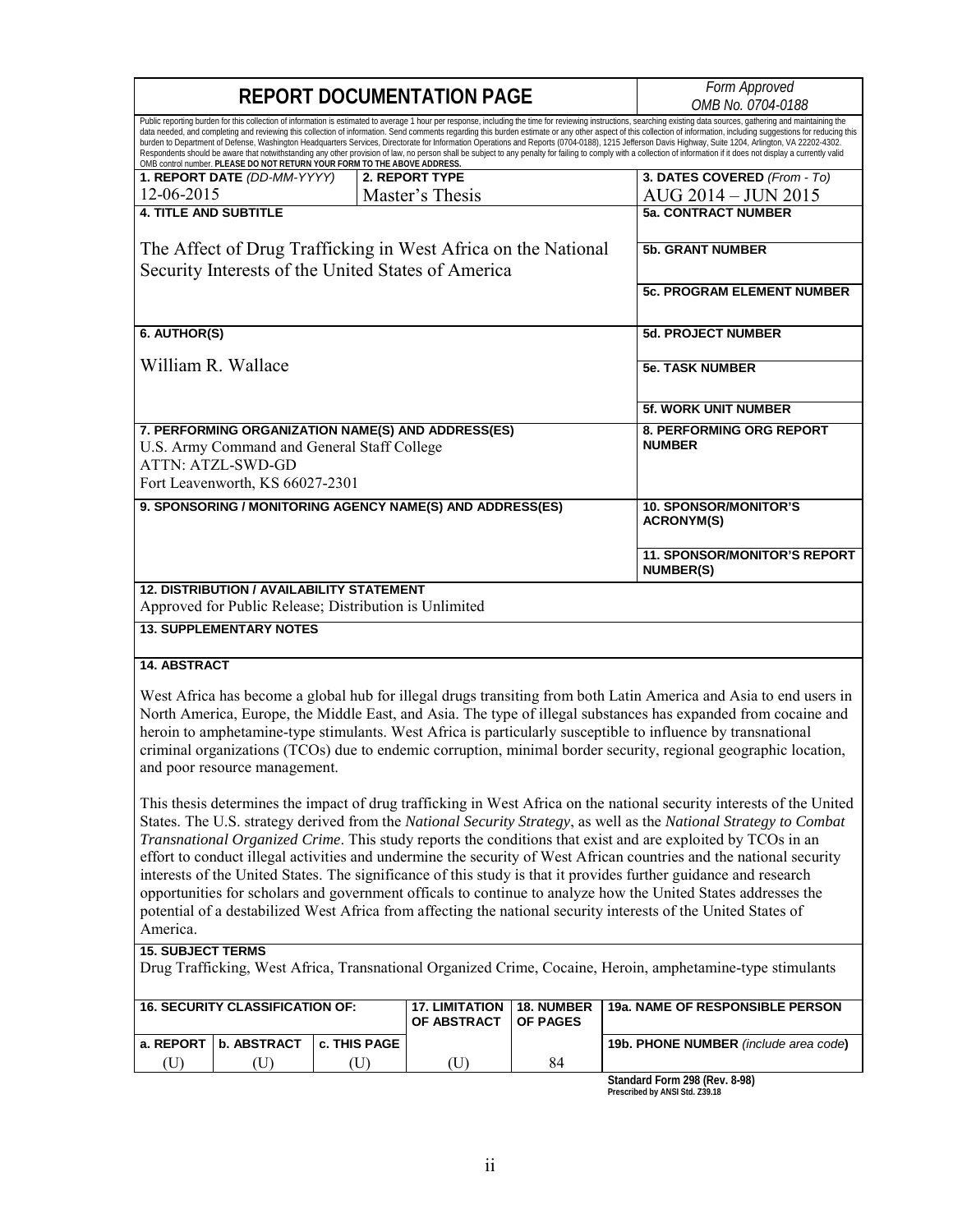# REPORT DOCUMENTATION PAGE

*Form Approved*
*OMB No. 0704-0188*

Public reporting burden for this collection of information is estimated to average 1 hour per response, including the time for reviewing instructions, searching existing data sources, gathering and maintaining the data needed, and completing and reviewing this collection of information. Send comments regarding this burden estimate or any other aspect of this collection of information, including suggestions for reducing this burden to Department of Defense, Washington Headquarters Services, Directorate for Information Operations and Reports (0704-0188), 1215 Jefferson Davis Highway, Suite 1204, Arlington, VA 22202-4302. Respondents should be aware that notwithstanding any other provision of law, no person shall be subject to any penalty for failing to comply with a collection of information if it does not display a currently valid OMB control number. **PLEASE DO NOT RETURN YOUR FORM TO THE ABOVE ADDRESS.**

| 1. REPORT DATE (DD-MM-YYYY) | 2. REPORT TYPE | 3. DATES COVERED (From - To) |
|---|---|---|
| 12-06-2015 | Master's Thesis | AUG 2014 – JUN 2015 |

**4. TITLE AND SUBTITLE**

The Affect of Drug Trafficking in West Africa on the National Security Interests of the United States of America

**5a. CONTRACT NUMBER**

**5b. GRANT NUMBER**

**5c. PROGRAM ELEMENT NUMBER**

**6. AUTHOR(S)**

William R. Wallace

**5d. PROJECT NUMBER**

**5e. TASK NUMBER**

**5f. WORK UNIT NUMBER**

**7. PERFORMING ORGANIZATION NAME(S) AND ADDRESS(ES)**

U.S. Army Command and General Staff College
ATTN: ATZL-SWD-GD
Fort Leavenworth, KS 66027-2301

**8. PERFORMING ORG REPORT NUMBER**

**9. SPONSORING / MONITORING AGENCY NAME(S) AND ADDRESS(ES)**

**10. SPONSOR/MONITOR'S ACRONYM(S)**

**11. SPONSOR/MONITOR'S REPORT NUMBER(S)**

**12. DISTRIBUTION / AVAILABILITY STATEMENT**

Approved for Public Release; Distribution is Unlimited

**13. SUPPLEMENTARY NOTES**

**14. ABSTRACT**

West Africa has become a global hub for illegal drugs transiting from both Latin America and Asia to end users in North America, Europe, the Middle East, and Asia. The type of illegal substances has expanded from cocaine and heroin to amphetamine-type stimulants. West Africa is particularly susceptible to influence by transnational criminal organizations (TCOs) due to endemic corruption, minimal border security, regional geographic location, and poor resource management.

This thesis determines the impact of drug trafficking in West Africa on the national security interests of the United States. The U.S. strategy derived from the *National Security Strategy*, as well as the *National Strategy to Combat Transnational Organized Crime*. This study reports the conditions that exist and are exploited by TCOs in an effort to conduct illegal activities and undermine the security of West African countries and the national security interests of the United States. The significance of this study is that it provides further guidance and research opportunities for scholars and government officals to continue to analyze how the United States addresses the potential of a destabilized West Africa from affecting the national security interests of the United States of America.

**15. SUBJECT TERMS**

Drug Trafficking, West Africa, Transnational Organized Crime, Cocaine, Heroin, amphetamine-type stimulants

| 16. SECURITY CLASSIFICATION OF: | | | 17. LIMITATION OF ABSTRACT | 18. NUMBER OF PAGES | 19a. NAME OF RESPONSIBLE PERSON |
|---|---|---|---|---|---|
| a. REPORT | b. ABSTRACT | c. THIS PAGE | | | 19b. PHONE NUMBER (include area code) |
| (U) | (U) | (U) | (U) | 84 | |

**Standard Form 298 (Rev. 8-98)**
**Prescribed by ANSI Std. Z39.18**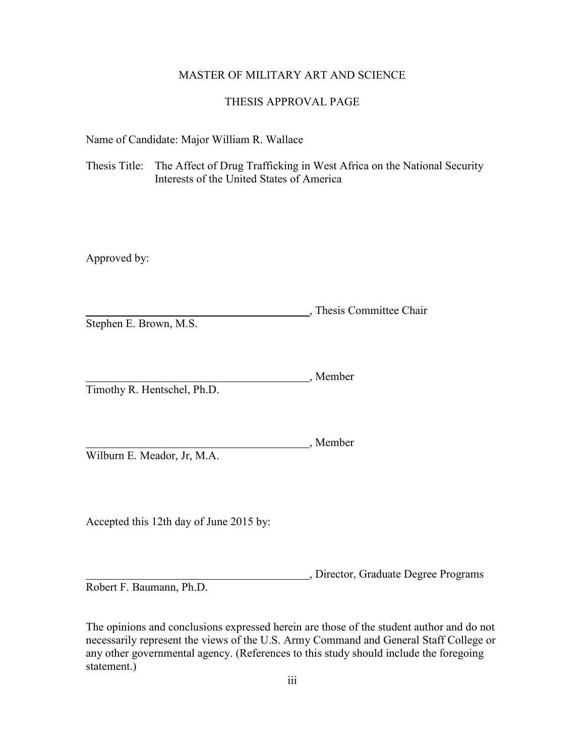MASTER OF MILITARY ART AND SCIENCE

THESIS APPROVAL PAGE

Name of Candidate: Major William R. Wallace

Thesis Title: The Affect of Drug Trafficking in West Africa on the National Security Interests of the United States of America

Approved by:

\_\_\_\_\_\_\_\_\_\_\_\_\_\_\_\_\_\_\_\_\_\_\_\_\_\_\_\_\_\_\_\_\_\_\_\_\_\_\_\_, Thesis Committee Chair
Stephen E. Brown, M.S.

\_\_\_\_\_\_\_\_\_\_\_\_\_\_\_\_\_\_\_\_\_\_\_\_\_\_\_\_\_\_\_\_\_\_\_\_\_\_\_\_, Member
Timothy R. Hentschel, Ph.D.

\_\_\_\_\_\_\_\_\_\_\_\_\_\_\_\_\_\_\_\_\_\_\_\_\_\_\_\_\_\_\_\_\_\_\_\_\_\_\_\_, Member
Wilburn E. Meador, Jr, M.A.

Accepted this 12th day of June 2015 by:

\_\_\_\_\_\_\_\_\_\_\_\_\_\_\_\_\_\_\_\_\_\_\_\_\_\_\_\_\_\_\_\_\_\_\_\_\_\_\_\_, Director, Graduate Degree Programs
Robert F. Baumann, Ph.D.

The opinions and conclusions expressed herein are those of the student author and do not necessarily represent the views of the U.S. Army Command and General Staff College or any other governmental agency. (References to this study should include the foregoing statement.)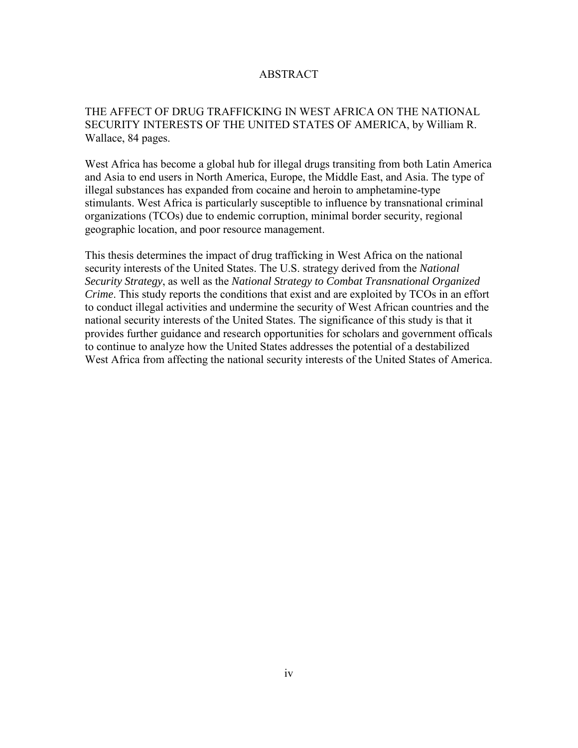# ABSTRACT

THE AFFECT OF DRUG TRAFFICKING IN WEST AFRICA ON THE NATIONAL SECURITY INTERESTS OF THE UNITED STATES OF AMERICA, by William R. Wallace, 84 pages.

West Africa has become a global hub for illegal drugs transiting from both Latin America and Asia to end users in North America, Europe, the Middle East, and Asia. The type of illegal substances has expanded from cocaine and heroin to amphetamine-type stimulants. West Africa is particularly susceptible to influence by transnational criminal organizations (TCOs) due to endemic corruption, minimal border security, regional geographic location, and poor resource management.

This thesis determines the impact of drug trafficking in West Africa on the national security interests of the United States. The U.S. strategy derived from the *National Security Strategy*, as well as the *National Strategy to Combat Transnational Organized Crime*. This study reports the conditions that exist and are exploited by TCOs in an effort to conduct illegal activities and undermine the security of West African countries and the national security interests of the United States. The significance of this study is that it provides further guidance and research opportunities for scholars and government offficals to continue to analyze how the United States addresses the potential of a destabilized West Africa from affecting the national security interests of the United States of America.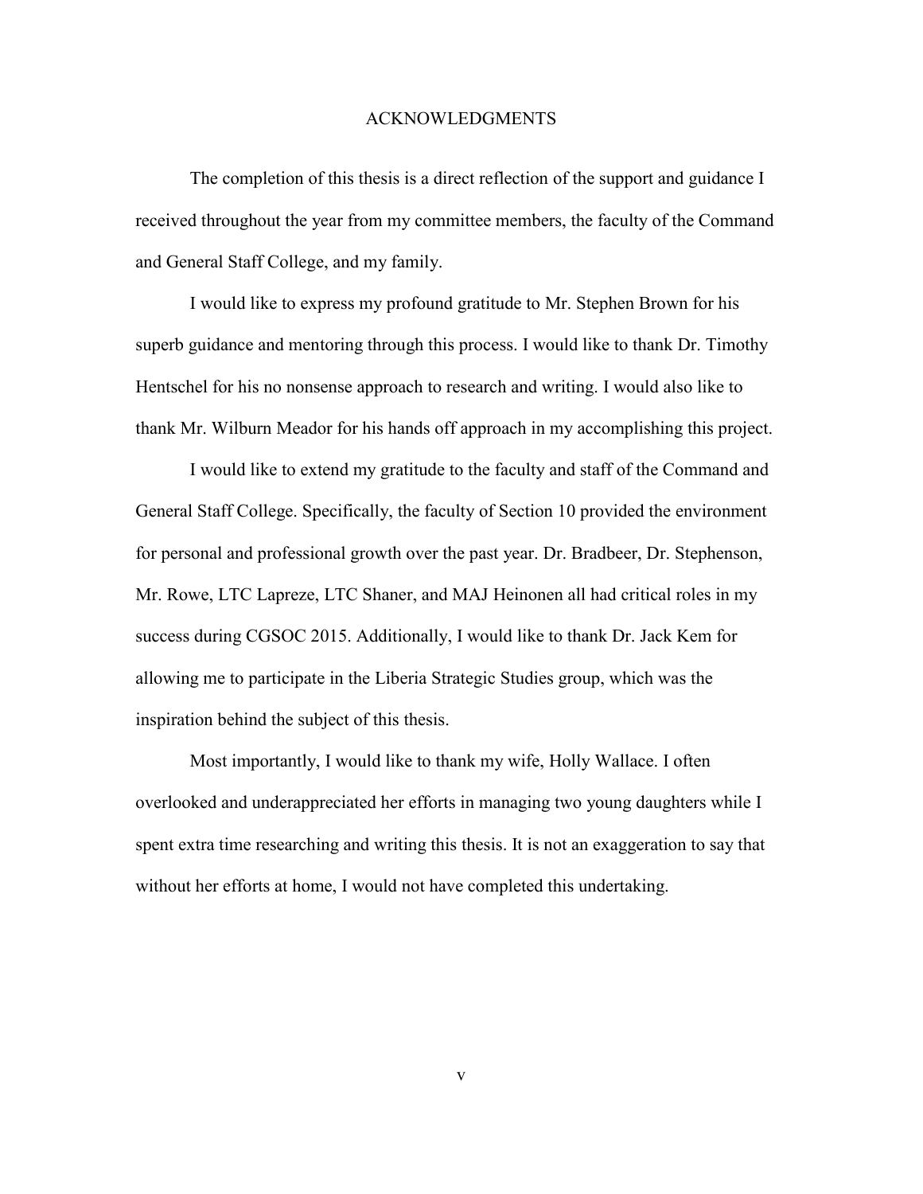# ACKNOWLEDGMENTS

The completion of this thesis is a direct reflection of the support and guidance I received throughout the year from my committee members, the faculty of the Command and General Staff College, and my family.

I would like to express my profound gratitude to Mr. Stephen Brown for his superb guidance and mentoring through this process. I would like to thank Dr. Timothy Hentschel for his no nonsense approach to research and writing. I would also like to thank Mr. Wilburn Meador for his hands off approach in my accomplishing this project.

I would like to extend my gratitude to the faculty and staff of the Command and General Staff College. Specifically, the faculty of Section 10 provided the environment for personal and professional growth over the past year. Dr. Bradbeer, Dr. Stephenson, Mr. Rowe, LTC Lapreze, LTC Shaner, and MAJ Heinonen all had critical roles in my success during CGSOC 2015. Additionally, I would like to thank Dr. Jack Kem for allowing me to participate in the Liberia Strategic Studies group, which was the inspiration behind the subject of this thesis.

Most importantly, I would like to thank my wife, Holly Wallace. I often overlooked and underappreciated her efforts in managing two young daughters while I spent extra time researching and writing this thesis. It is not an exaggeration to say that without her efforts at home, I would not have completed this undertaking.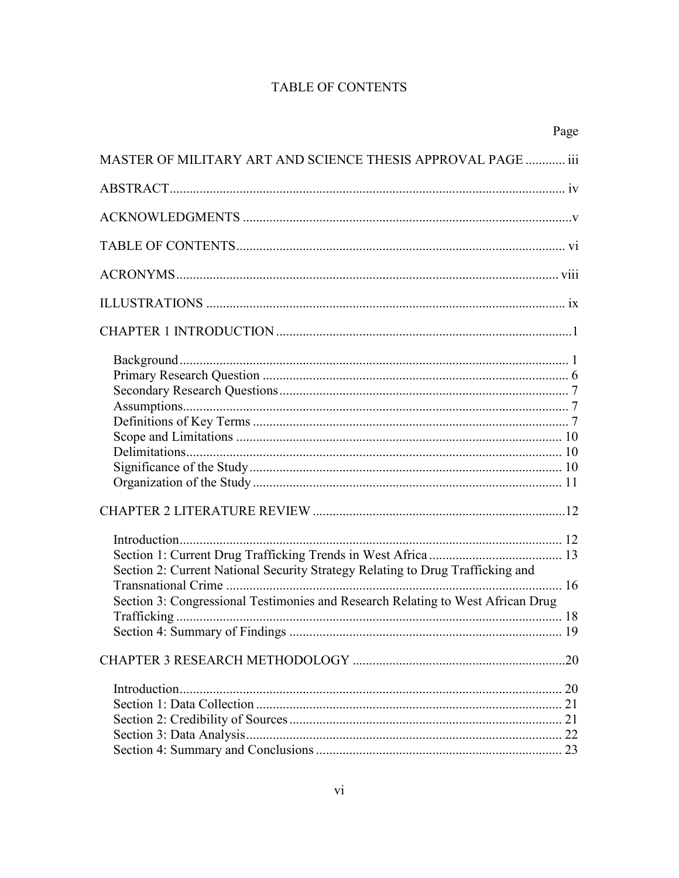# TABLE OF CONTENTS

Page

MASTER OF MILITARY ART AND SCIENCE THESIS APPROVAL PAGE ............ iii

ABSTRACT ...................................................................................................... iv

ACKNOWLEDGMENTS ......................................................................................v

TABLE OF CONTENTS ...................................................................................... vi

ACRONYMS .................................................................................................... viii

ILLUSTRATIONS ............................................................................................... ix

CHAPTER 1 INTRODUCTION ...........................................................................1

- Background ............................................................................................... 1
- Primary Research Question ....................................................................... 6
- Secondary Research Questions .................................................................. 7
- Assumptions ............................................................................................... 7
- Definitions of Key Terms ........................................................................... 7
- Scope and Limitations ............................................................................. 10
- Delimitations ............................................................................................ 10
- Significance of the Study ......................................................................... 10
- Organization of the Study ........................................................................ 11

CHAPTER 2 LITERATURE REVIEW ...............................................................12

- Introduction .............................................................................................. 12
- Section 1: Current Drug Trafficking Trends in West Africa ..................... 13
- Section 2: Current National Security Strategy Relating to Drug Trafficking and Transnational Crime ........................................................................................ 16
- Section 3: Congressional Testimonies and Research Relating to West African Drug Trafficking ................................................................................................ 18
- Section 4: Summary of Findings .............................................................. 19

CHAPTER 3 RESEARCH METHODOLOGY ...................................................20

- Introduction .............................................................................................. 20
- Section 1: Data Collection ........................................................................ 21
- Section 2: Credibility of Sources .............................................................. 21
- Section 3: Data Analysis ........................................................................... 22
- Section 4: Summary and Conclusions ...................................................... 23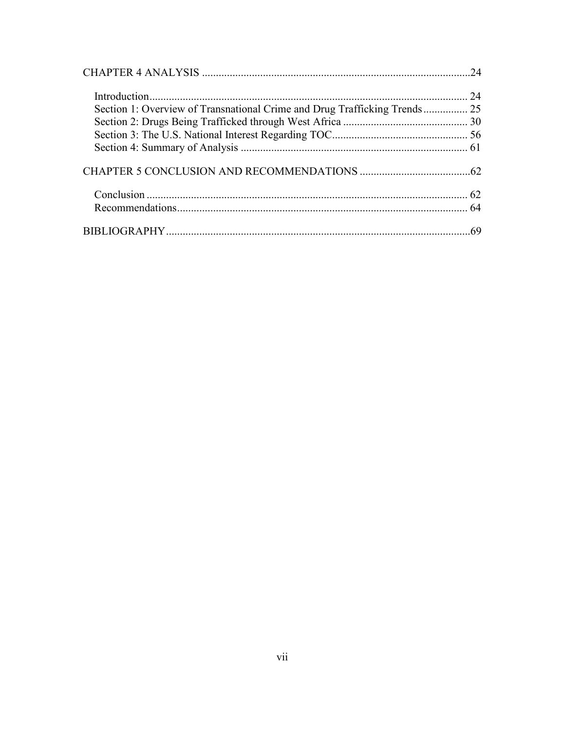CHAPTER 4 ANALYSIS .....24

- Introduction ..... 24
- Section 1: Overview of Transnational Crime and Drug Trafficking Trends ..... 25
- Section 2: Drugs Being Trafficked through West Africa ..... 30
- Section 3: The U.S. National Interest Regarding TOC ..... 56
- Section 4: Summary of Analysis ..... 61

CHAPTER 5 CONCLUSION AND RECOMMENDATIONS .....62

- Conclusion ..... 62
- Recommendations ..... 64

BIBLIOGRAPHY .....69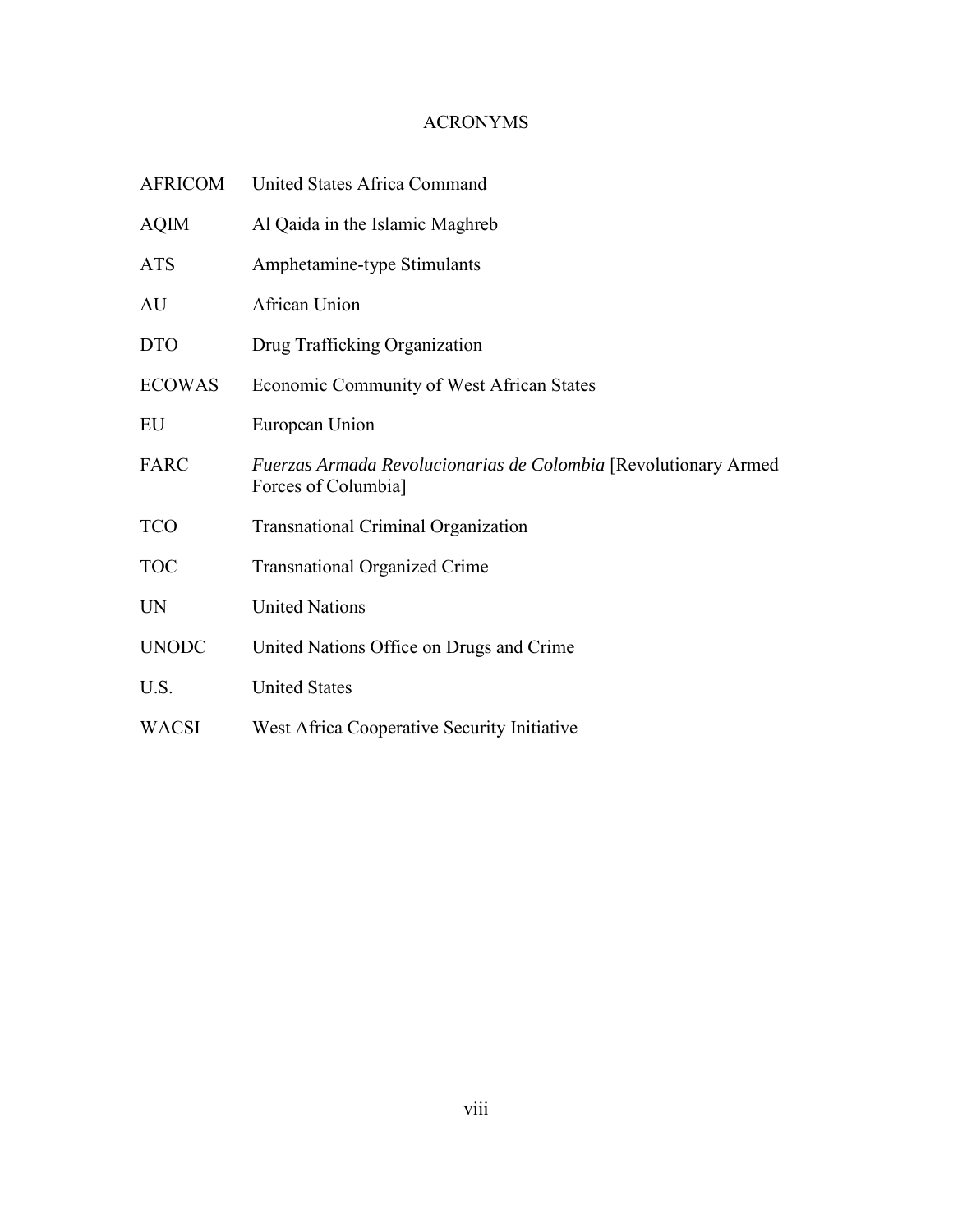# ACRONYMS

| | |
|---|---|
| AFRICOM | United States Africa Command |
| AQIM | Al Qaida in the Islamic Maghreb |
| ATS | Amphetamine-type Stimulants |
| AU | African Union |
| DTO | Drug Trafficking Organization |
| ECOWAS | Economic Community of West African States |
| EU | European Union |
| FARC | *Fuerzas Armada Revolucionarias de Colombia* [Revolutionary Armed Forces of Columbia] |
| TCO | Transnational Criminal Organization |
| TOC | Transnational Organized Crime |
| UN | United Nations |
| UNODC | United Nations Office on Drugs and Crime |
| U.S. | United States |
| WACSI | West Africa Cooperative Security Initiative |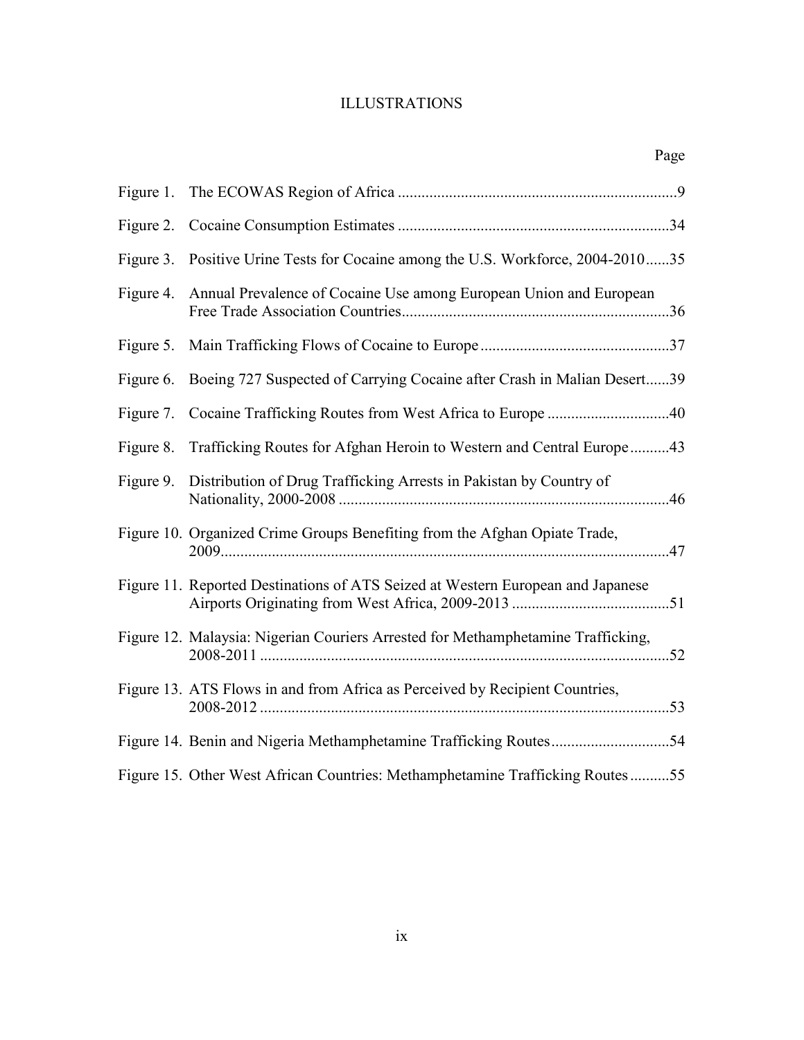# ILLUSTRATIONS

| | | Page |
|---|---|---|
| Figure 1. | The ECOWAS Region of Africa | 9 |
| Figure 2. | Cocaine Consumption Estimates | 34 |
| Figure 3. | Positive Urine Tests for Cocaine among the U.S. Workforce, 2004-2010 | 35 |
| Figure 4. | Annual Prevalence of Cocaine Use among European Union and European Free Trade Association Countries | 36 |
| Figure 5. | Main Trafficking Flows of Cocaine to Europe | 37 |
| Figure 6. | Boeing 727 Suspected of Carrying Cocaine after Crash in Malian Desert | 39 |
| Figure 7. | Cocaine Trafficking Routes from West Africa to Europe | 40 |
| Figure 8. | Trafficking Routes for Afghan Heroin to Western and Central Europe | 43 |
| Figure 9. | Distribution of Drug Trafficking Arrests in Pakistan by Country of Nationality, 2000-2008 | 46 |
| Figure 10. | Organized Crime Groups Benefiting from the Afghan Opiate Trade, 2009 | 47 |
| Figure 11. | Reported Destinations of ATS Seized at Western European and Japanese Airports Originating from West Africa, 2009-2013 | 51 |
| Figure 12. | Malaysia: Nigerian Couriers Arrested for Methamphetamine Trafficking, 2008-2011 | 52 |
| Figure 13. | ATS Flows in and from Africa as Perceived by Recipient Countries, 2008-2012 | 53 |
| Figure 14. | Benin and Nigeria Methamphetamine Trafficking Routes | 54 |
| Figure 15. | Other West African Countries: Methamphetamine Trafficking Routes | 55 |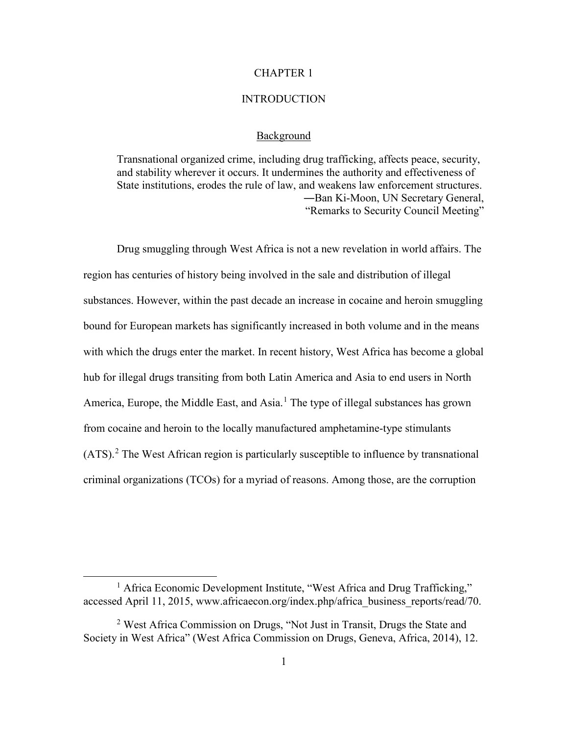# CHAPTER 1

# INTRODUCTION

## Background

> Transnational organized crime, including drug trafficking, affects peace, security, and stability wherever it occurs. It undermines the authority and effectiveness of State institutions, erodes the rule of law, and weakens law enforcement structures.
>
> ―Ban Ki-Moon, UN Secretary General, "Remarks to Security Council Meeting"

Drug smuggling through West Africa is not a new revelation in world affairs. The region has centuries of history being involved in the sale and distribution of illegal substances. However, within the past decade an increase in cocaine and heroin smuggling bound for European markets has significantly increased in both volume and in the means with which the drugs enter the market. In recent history, West Africa has become a global hub for illegal drugs transiting from both Latin America and Asia to end users in North America, Europe, the Middle East, and Asia.[1] The type of illegal substances has grown from cocaine and heroin to the locally manufactured amphetamine-type stimulants (ATS).[2] The West African region is particularly susceptible to influence by transnational criminal organizations (TCOs) for a myriad of reasons. Among those, are the corruption

---

[1] Africa Economic Development Institute, "West Africa and Drug Trafficking," accessed April 11, 2015, www.africaecon.org/index.php/africa_business_reports/read/70.

[2] West Africa Commission on Drugs, "Not Just in Transit, Drugs the State and Society in West Africa" (West Africa Commission on Drugs, Geneva, Africa, 2014), 12.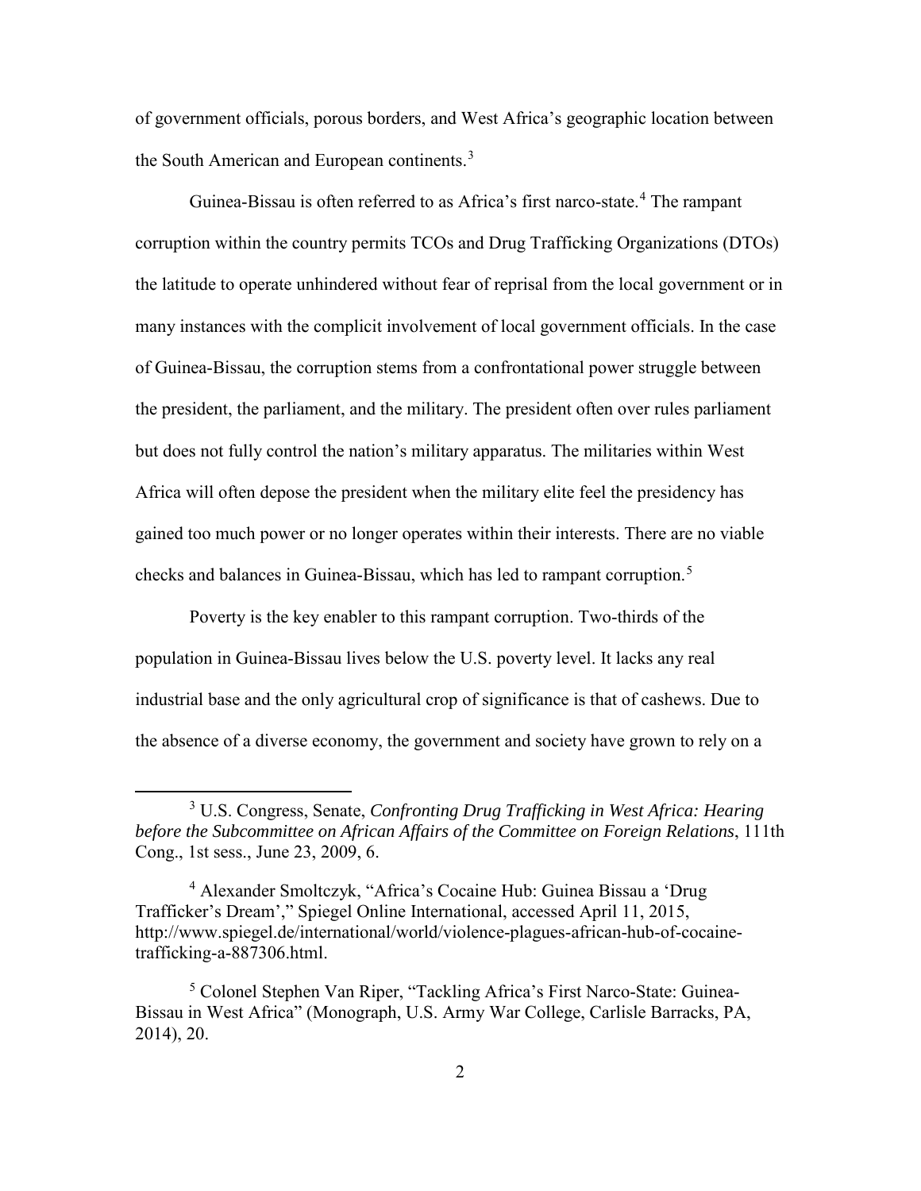of government officials, porous borders, and West Africa's geographic location between the South American and European continents.[3]

Guinea-Bissau is often referred to as Africa's first narco-state.[4] The rampant corruption within the country permits TCOs and Drug Trafficking Organizations (DTOs) the latitude to operate unhindered without fear of reprisal from the local government or in many instances with the complicit involvement of local government officials. In the case of Guinea-Bissau, the corruption stems from a confrontational power struggle between the president, the parliament, and the military. The president often over rules parliament but does not fully control the nation's military apparatus. The militaries within West Africa will often depose the president when the military elite feel the presidency has gained too much power or no longer operates within their interests. There are no viable checks and balances in Guinea-Bissau, which has led to rampant corruption.[5]

Poverty is the key enabler to this rampant corruption. Two-thirds of the population in Guinea-Bissau lives below the U.S. poverty level. It lacks any real industrial base and the only agricultural crop of significance is that of cashews. Due to the absence of a diverse economy, the government and society have grown to rely on a

---

[3] U.S. Congress, Senate, *Confronting Drug Trafficking in West Africa: Hearing before the Subcommittee on African Affairs of the Committee on Foreign Relations*, 111th Cong., 1st sess., June 23, 2009, 6.

[4] Alexander Smoltczyk, "Africa's Cocaine Hub: Guinea Bissau a 'Drug Trafficker's Dream'," Spiegel Online International, accessed April 11, 2015, http://www.spiegel.de/international/world/violence-plagues-african-hub-of-cocaine-trafficking-a-887306.html.

[5] Colonel Stephen Van Riper, "Tackling Africa's First Narco-State: Guinea-Bissau in West Africa" (Monograph, U.S. Army War College, Carlisle Barracks, PA, 2014), 20.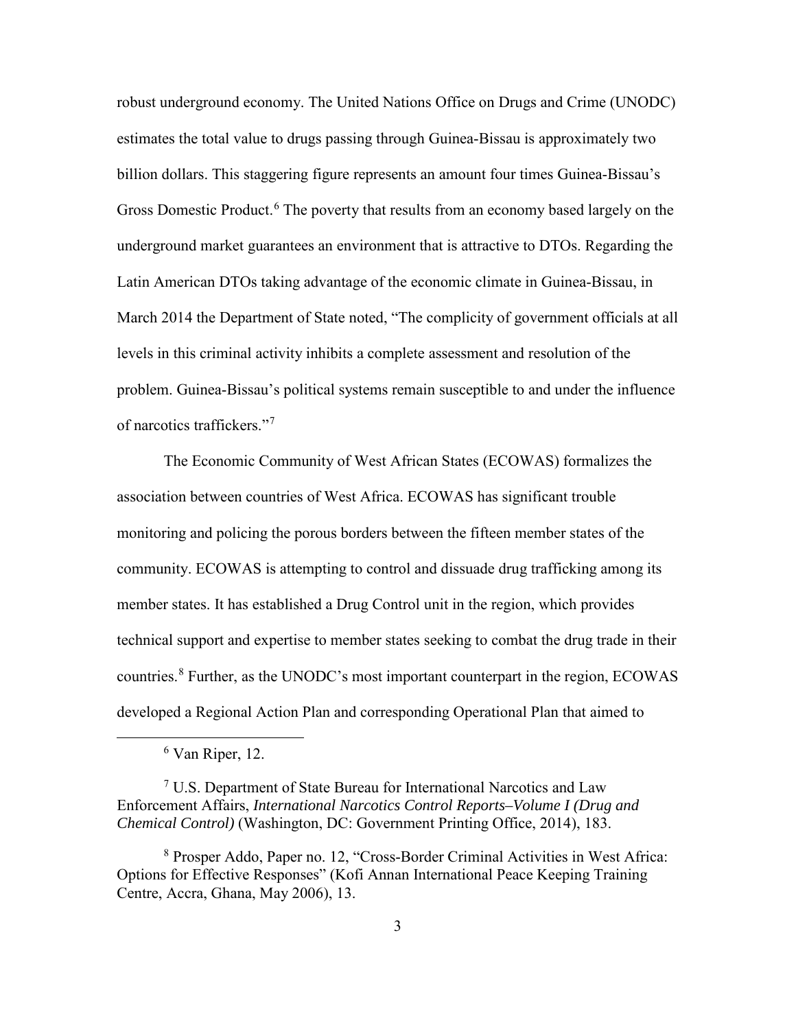robust underground economy. The United Nations Office on Drugs and Crime (UNODC) estimates the total value to drugs passing through Guinea-Bissau is approximately two billion dollars. This staggering figure represents an amount four times Guinea-Bissau's Gross Domestic Product.[6] The poverty that results from an economy based largely on the underground market guarantees an environment that is attractive to DTOs. Regarding the Latin American DTOs taking advantage of the economic climate in Guinea-Bissau, in March 2014 the Department of State noted, "The complicity of government officials at all levels in this criminal activity inhibits a complete assessment and resolution of the problem. Guinea-Bissau's political systems remain susceptible to and under the influence of narcotics traffickers."[7]

The Economic Community of West African States (ECOWAS) formalizes the association between countries of West Africa. ECOWAS has significant trouble monitoring and policing the porous borders between the fifteen member states of the community. ECOWAS is attempting to control and dissuade drug trafficking among its member states. It has established a Drug Control unit in the region, which provides technical support and expertise to member states seeking to combat the drug trade in their countries.[8] Further, as the UNODC's most important counterpart in the region, ECOWAS developed a Regional Action Plan and corresponding Operational Plan that aimed to

---

[6] Van Riper, 12.

[7] U.S. Department of State Bureau for International Narcotics and Law Enforcement Affairs, *International Narcotics Control Reports–Volume I (Drug and Chemical Control)* (Washington, DC: Government Printing Office, 2014), 183.

[8] Prosper Addo, Paper no. 12, "Cross-Border Criminal Activities in West Africa: Options for Effective Responses" (Kofi Annan International Peace Keeping Training Centre, Accra, Ghana, May 2006), 13.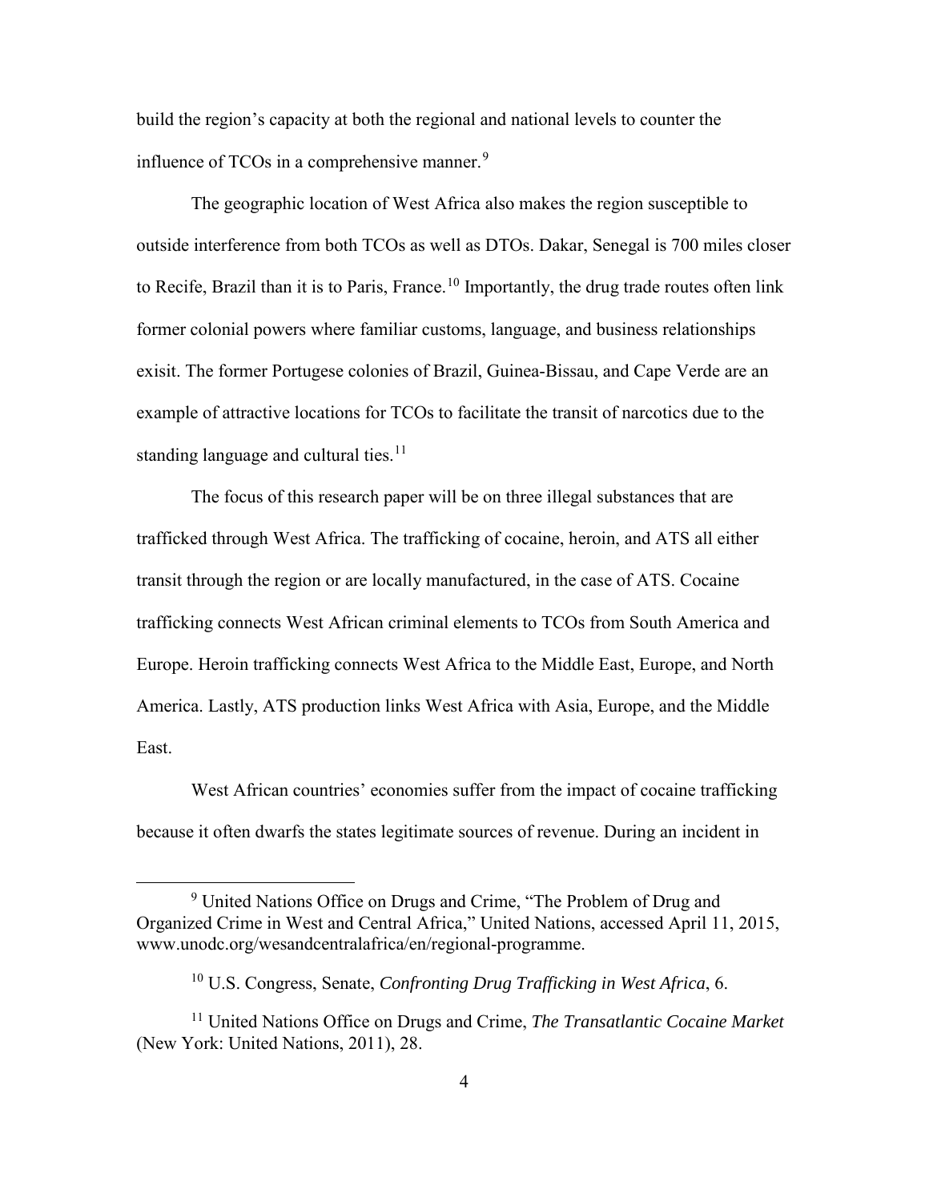build the region's capacity at both the regional and national levels to counter the influence of TCOs in a comprehensive manner.[9]

The geographic location of West Africa also makes the region susceptible to outside interference from both TCOs as well as DTOs. Dakar, Senegal is 700 miles closer to Recife, Brazil than it is to Paris, France.[10] Importantly, the drug trade routes often link former colonial powers where familiar customs, language, and business relationships exisit. The former Portugese colonies of Brazil, Guinea-Bissau, and Cape Verde are an example of attractive locations for TCOs to facilitate the transit of narcotics due to the standing language and cultural ties.[11]

The focus of this research paper will be on three illegal substances that are trafficked through West Africa. The trafficking of cocaine, heroin, and ATS all either transit through the region or are locally manufactured, in the case of ATS. Cocaine trafficking connects West African criminal elements to TCOs from South America and Europe. Heroin trafficking connects West Africa to the Middle East, Europe, and North America. Lastly, ATS production links West Africa with Asia, Europe, and the Middle East.

West African countries' economies suffer from the impact of cocaine trafficking because it often dwarfs the states legitimate sources of revenue. During an incident in

---

[9] United Nations Office on Drugs and Crime, "The Problem of Drug and Organized Crime in West and Central Africa," United Nations, accessed April 11, 2015, www.unodc.org/wesandcentralafrica/en/regional-programme.

[10] U.S. Congress, Senate, *Confronting Drug Trafficking in West Africa*, 6.

[11] United Nations Office on Drugs and Crime, *The Transatlantic Cocaine Market* (New York: United Nations, 2011), 28.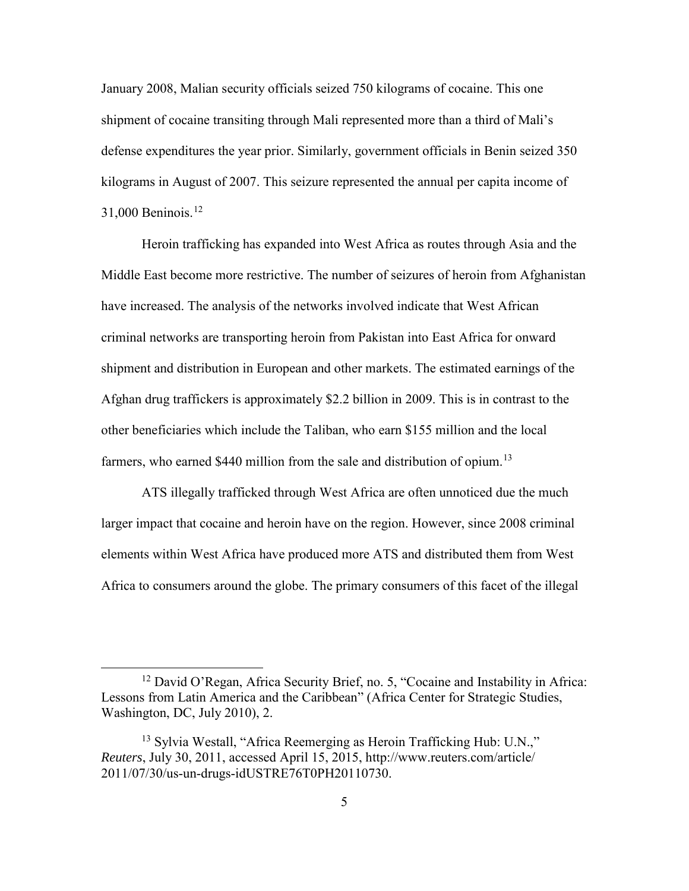January 2008, Malian security officials seized 750 kilograms of cocaine. This one shipment of cocaine transiting through Mali represented more than a third of Mali's defense expenditures the year prior. Similarly, government officials in Benin seized 350 kilograms in August of 2007. This seizure represented the annual per capita income of 31,000 Beninois.[12]

Heroin trafficking has expanded into West Africa as routes through Asia and the Middle East become more restrictive. The number of seizures of heroin from Afghanistan have increased. The analysis of the networks involved indicate that West African criminal networks are transporting heroin from Pakistan into East Africa for onward shipment and distribution in European and other markets. The estimated earnings of the Afghan drug traffickers is approximately $2.2 billion in 2009. This is in contrast to the other beneficiaries which include the Taliban, who earn $155 million and the local farmers, who earned $440 million from the sale and distribution of opium.[13]

ATS illegally trafficked through West Africa are often unnoticed due the much larger impact that cocaine and heroin have on the region. However, since 2008 criminal elements within West Africa have produced more ATS and distributed them from West Africa to consumers around the globe. The primary consumers of this facet of the illegal

---

[12] David O'Regan, Africa Security Brief, no. 5, "Cocaine and Instability in Africa: Lessons from Latin America and the Caribbean" (Africa Center for Strategic Studies, Washington, DC, July 2010), 2.

[13] Sylvia Westall, "Africa Reemerging as Heroin Trafficking Hub: U.N.," *Reuters*, July 30, 2011, accessed April 15, 2015, http://www.reuters.com/article/2011/07/30/us-un-drugs-idUSTRE76T0PH20110730.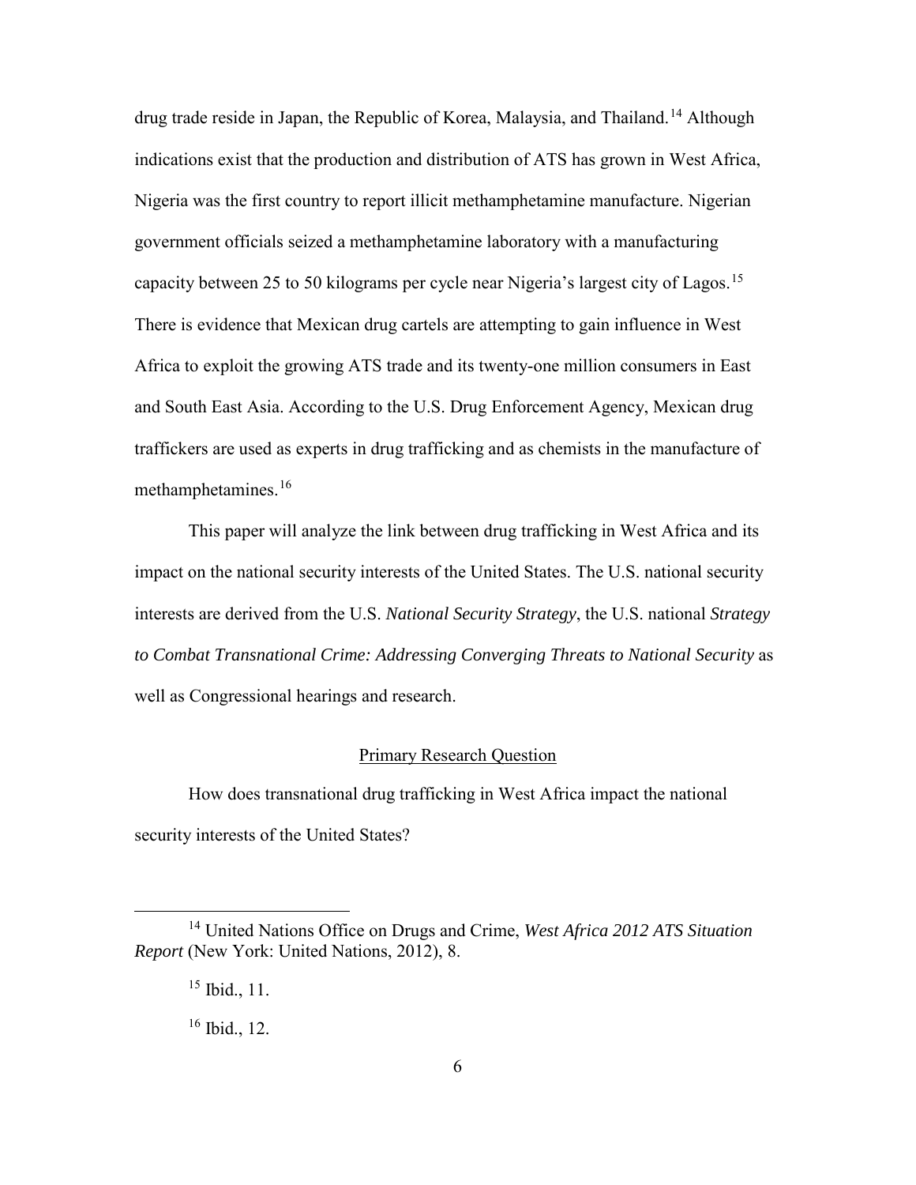drug trade reside in Japan, the Republic of Korea, Malaysia, and Thailand.[14] Although indications exist that the production and distribution of ATS has grown in West Africa, Nigeria was the first country to report illicit methamphetamine manufacture. Nigerian government officials seized a methamphetamine laboratory with a manufacturing capacity between 25 to 50 kilograms per cycle near Nigeria's largest city of Lagos.[15] There is evidence that Mexican drug cartels are attempting to gain influence in West Africa to exploit the growing ATS trade and its twenty-one million consumers in East and South East Asia. According to the U.S. Drug Enforcement Agency, Mexican drug traffickers are used as experts in drug trafficking and as chemists in the manufacture of methamphetamines.[16]

This paper will analyze the link between drug trafficking in West Africa and its impact on the national security interests of the United States. The U.S. national security interests are derived from the U.S. *National Security Strategy*, the U.S. national *Strategy to Combat Transnational Crime: Addressing Converging Threats to National Security* as well as Congressional hearings and research.

## Primary Research Question

How does transnational drug trafficking in West Africa impact the national security interests of the United States?

---

[14] United Nations Office on Drugs and Crime, *West Africa 2012 ATS Situation Report* (New York: United Nations, 2012), 8.

[15] Ibid., 11.

[16] Ibid., 12.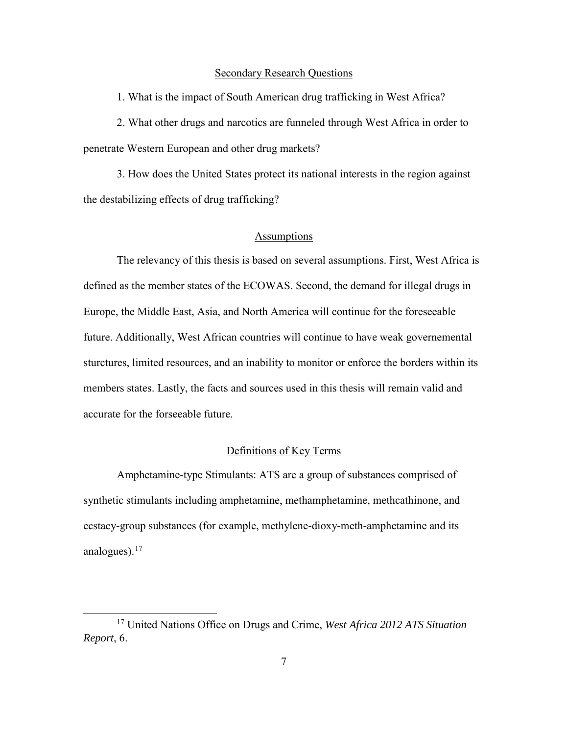## Secondary Research Questions

1. What is the impact of South American drug trafficking in West Africa?

2. What other drugs and narcotics are funneled through West Africa in order to penetrate Western European and other drug markets?

3. How does the United States protect its national interests in the region against the destabilizing effects of drug trafficking?

## Assumptions

The relevancy of this thesis is based on several assumptions. First, West Africa is defined as the member states of the ECOWAS. Second, the demand for illegal drugs in Europe, the Middle East, Asia, and North America will continue for the foreseeable future. Additionally, West African countries will continue to have weak governemental sturctures, limited resources, and an inability to monitor or enforce the borders within its members states. Lastly, the facts and sources used in this thesis will remain valid and accurate for the forseeable future.

## Definitions of Key Terms

Amphetamine-type Stimulants: ATS are a group of substances comprised of synthetic stimulants including amphetamine, methamphetamine, methcathinone, and ecstacy-group substances (for example, methylene-dioxy-meth-amphetamine and its analogues).[17]

---

[17] United Nations Office on Drugs and Crime, *West Africa 2012 ATS Situation Report*, 6.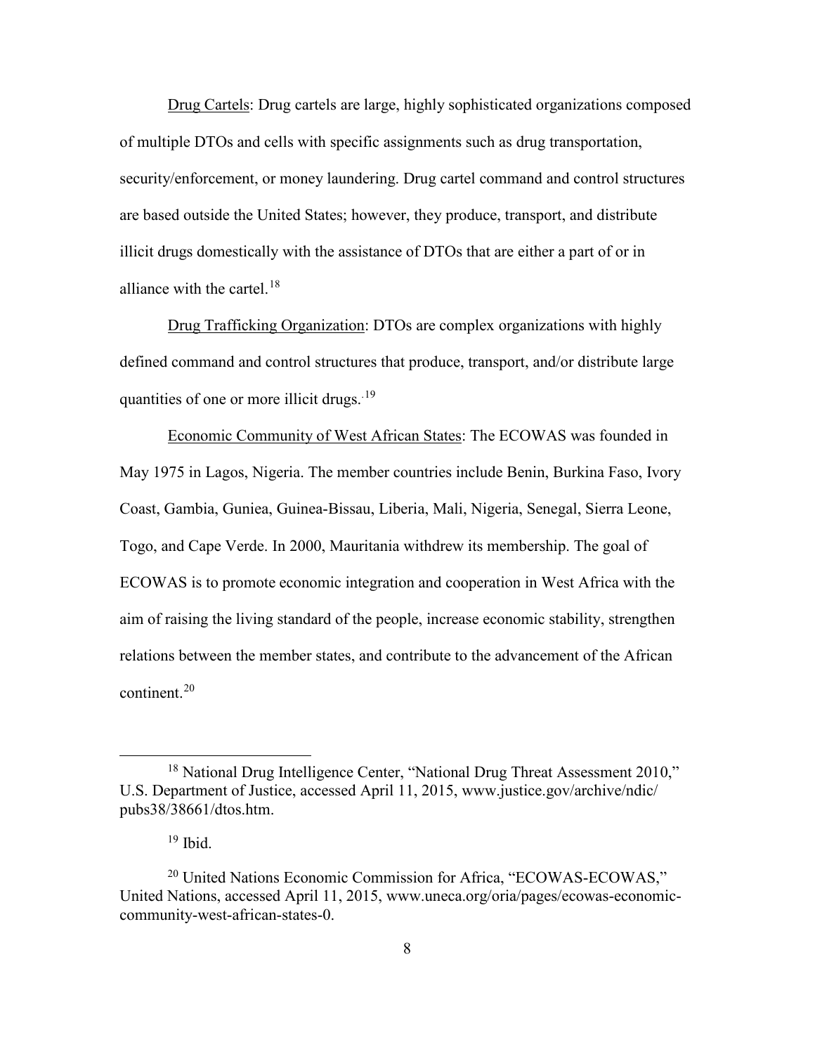Drug Cartels: Drug cartels are large, highly sophisticated organizations composed of multiple DTOs and cells with specific assignments such as drug transportation, security/enforcement, or money laundering. Drug cartel command and control structures are based outside the United States; however, they produce, transport, and distribute illicit drugs domestically with the assistance of DTOs that are either a part of or in alliance with the cartel.[18]

Drug Trafficking Organization: DTOs are complex organizations with highly defined command and control structures that produce, transport, and/or distribute large quantities of one or more illicit drugs.[19]

Economic Community of West African States: The ECOWAS was founded in May 1975 in Lagos, Nigeria. The member countries include Benin, Burkina Faso, Ivory Coast, Gambia, Guniea, Guinea-Bissau, Liberia, Mali, Nigeria, Senegal, Sierra Leone, Togo, and Cape Verde. In 2000, Mauritania withdrew its membership. The goal of ECOWAS is to promote economic integration and cooperation in West Africa with the aim of raising the living standard of the people, increase economic stability, strengthen relations between the member states, and contribute to the advancement of the African continent.[20]

---

[18] National Drug Intelligence Center, "National Drug Threat Assessment 2010," U.S. Department of Justice, accessed April 11, 2015, www.justice.gov/archive/ndic/pubs38/38661/dtos.htm.

[19] Ibid.

[20] United Nations Economic Commission for Africa, "ECOWAS-ECOWAS," United Nations, accessed April 11, 2015, www.uneca.org/oria/pages/ecowas-economic-community-west-african-states-0.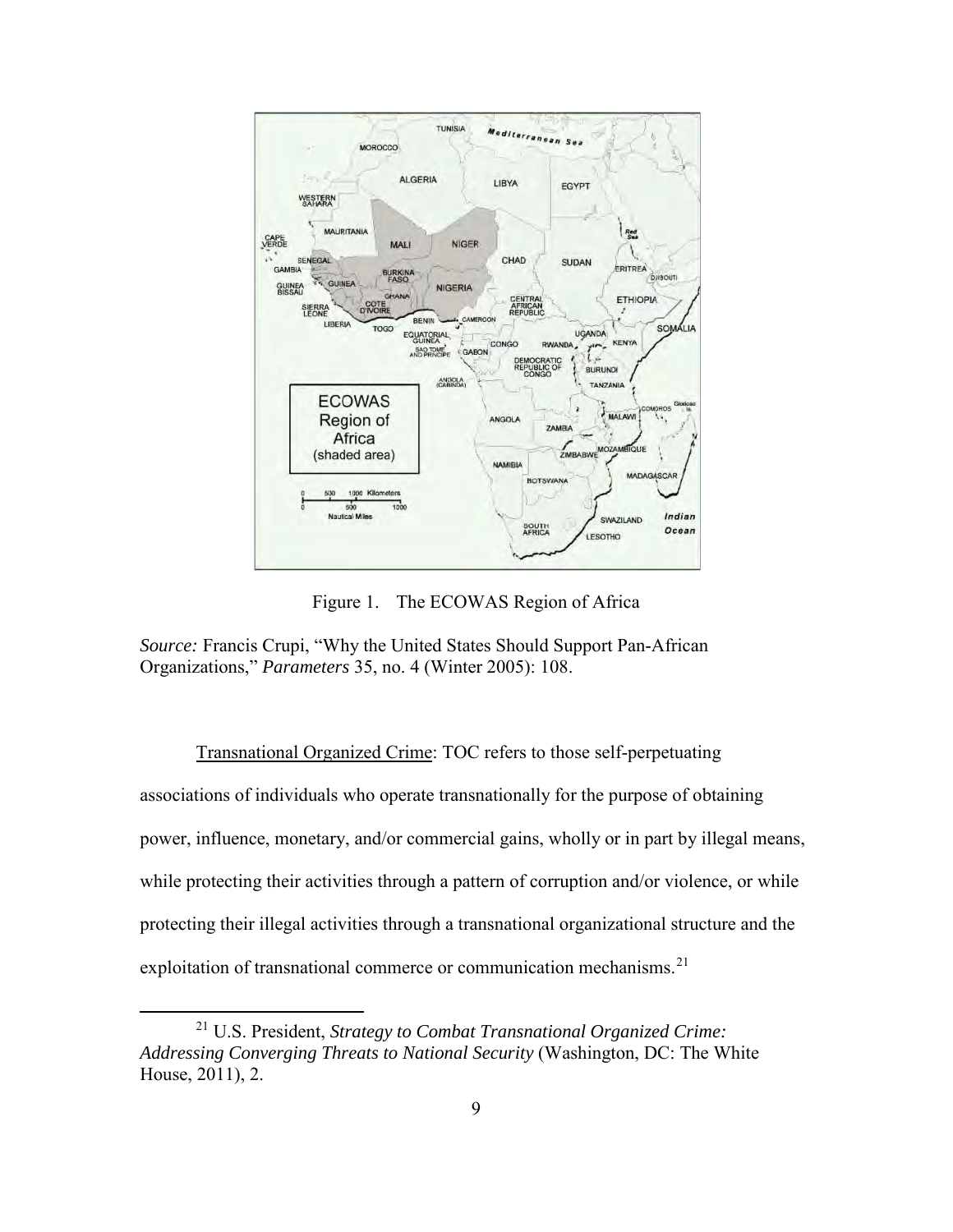Figure 1. The ECOWAS Region of Africa

*Source:* Francis Crupi, "Why the United States Should Support Pan-African Organizations," *Parameters* 35, no. 4 (Winter 2005): 108.

Transnational Organized Crime: TOC refers to those self-perpetuating associations of individuals who operate transnationally for the purpose of obtaining power, influence, monetary, and/or commercial gains, wholly or in part by illegal means, while protecting their activities through a pattern of corruption and/or violence, or while protecting their illegal activities through a transnational organizational structure and the exploitation of transnational commerce or communication mechanisms.[21]

[21] U.S. President, *Strategy to Combat Transnational Organized Crime: Addressing Converging Threats to National Security* (Washington, DC: The White House, 2011), 2.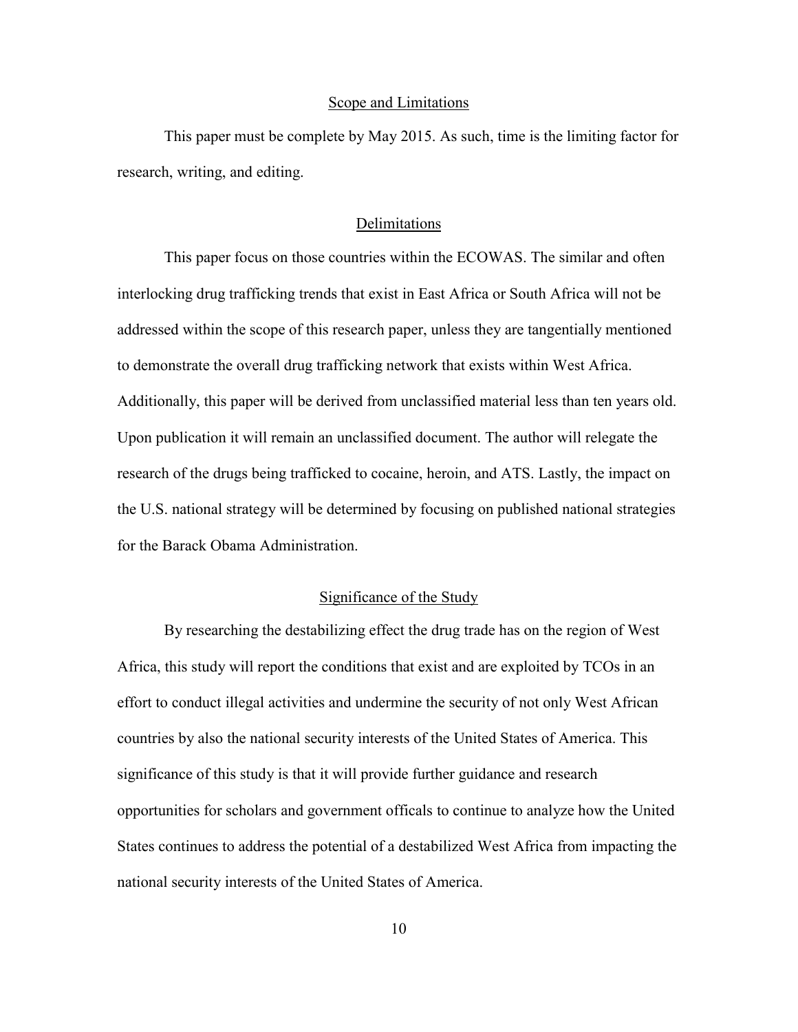## Scope and Limitations

This paper must be complete by May 2015. As such, time is the limiting factor for research, writing, and editing.

## Delimitations

This paper focus on those countries within the ECOWAS. The similar and often interlocking drug trafficking trends that exist in East Africa or South Africa will not be addressed within the scope of this research paper, unless they are tangentially mentioned to demonstrate the overall drug trafficking network that exists within West Africa. Additionally, this paper will be derived from unclassified material less than ten years old. Upon publication it will remain an unclassified document. The author will relegate the research of the drugs being trafficked to cocaine, heroin, and ATS. Lastly, the impact on the U.S. national strategy will be determined by focusing on published national strategies for the Barack Obama Administration.

## Significance of the Study

By researching the destabilizing effect the drug trade has on the region of West Africa, this study will report the conditions that exist and are exploited by TCOs in an effort to conduct illegal activities and undermine the security of not only West African countries by also the national security interests of the United States of America. This significance of this study is that it will provide further guidance and research opportunities for scholars and government offícals to continue to analyze how the United States continues to address the potential of a destabilized West Africa from impacting the national security interests of the United States of America.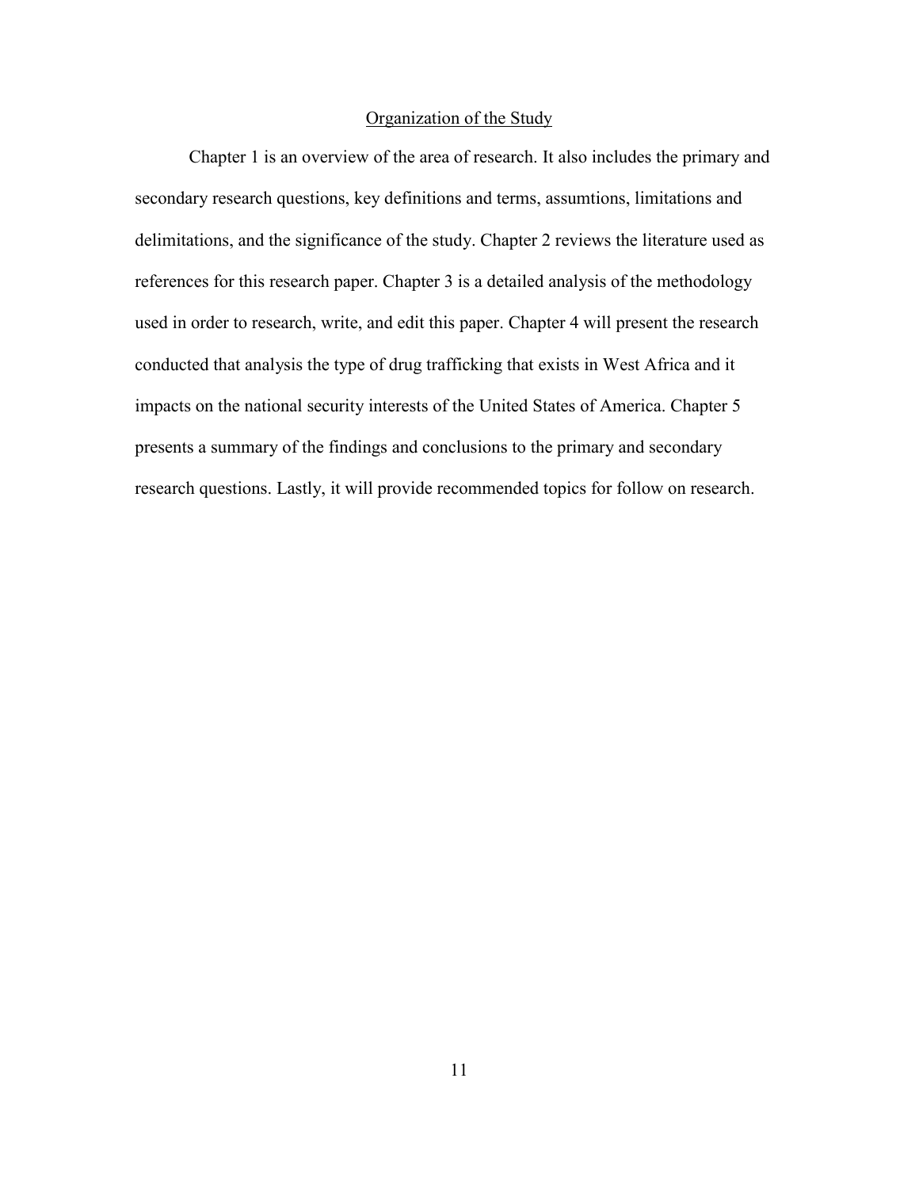## Organization of the Study

Chapter 1 is an overview of the area of research. It also includes the primary and secondary research questions, key definitions and terms, assumtions, limitations and delimitations, and the significance of the study. Chapter 2 reviews the literature used as references for this research paper. Chapter 3 is a detailed analysis of the methodology used in order to research, write, and edit this paper. Chapter 4 will present the research conducted that analysis the type of drug trafficking that exists in West Africa and it impacts on the national security interests of the United States of America. Chapter 5 presents a summary of the findings and conclusions to the primary and secondary research questions. Lastly, it will provide recommended topics for follow on research.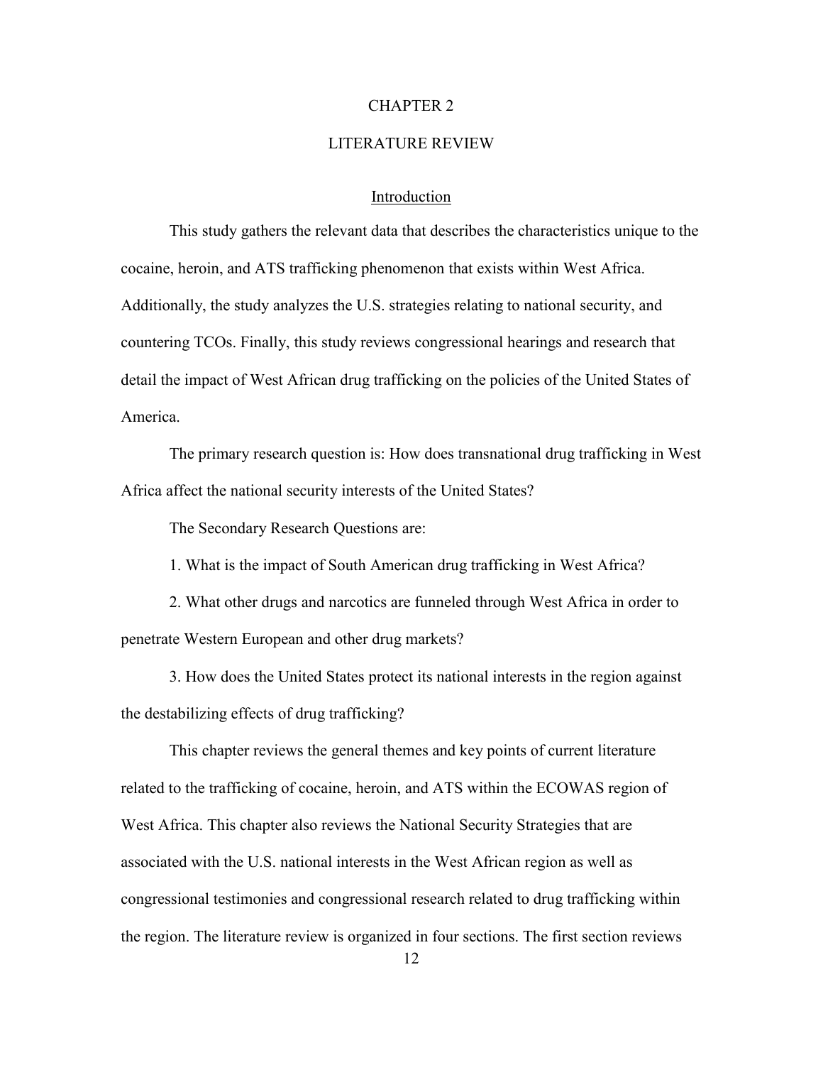# CHAPTER 2

# LITERATURE REVIEW

## Introduction

This study gathers the relevant data that describes the characteristics unique to the cocaine, heroin, and ATS trafficking phenomenon that exists within West Africa. Additionally, the study analyzes the U.S. strategies relating to national security, and countering TCOs. Finally, this study reviews congressional hearings and research that detail the impact of West African drug trafficking on the policies of the United States of America.

The primary research question is: How does transnational drug trafficking in West Africa affect the national security interests of the United States?

The Secondary Research Questions are:

1. What is the impact of South American drug trafficking in West Africa?

2. What other drugs and narcotics are funneled through West Africa in order to penetrate Western European and other drug markets?

3. How does the United States protect its national interests in the region against the destabilizing effects of drug trafficking?

This chapter reviews the general themes and key points of current literature related to the trafficking of cocaine, heroin, and ATS within the ECOWAS region of West Africa. This chapter also reviews the National Security Strategies that are associated with the U.S. national interests in the West African region as well as congressional testimonies and congressional research related to drug trafficking within the region. The literature review is organized in four sections. The first section reviews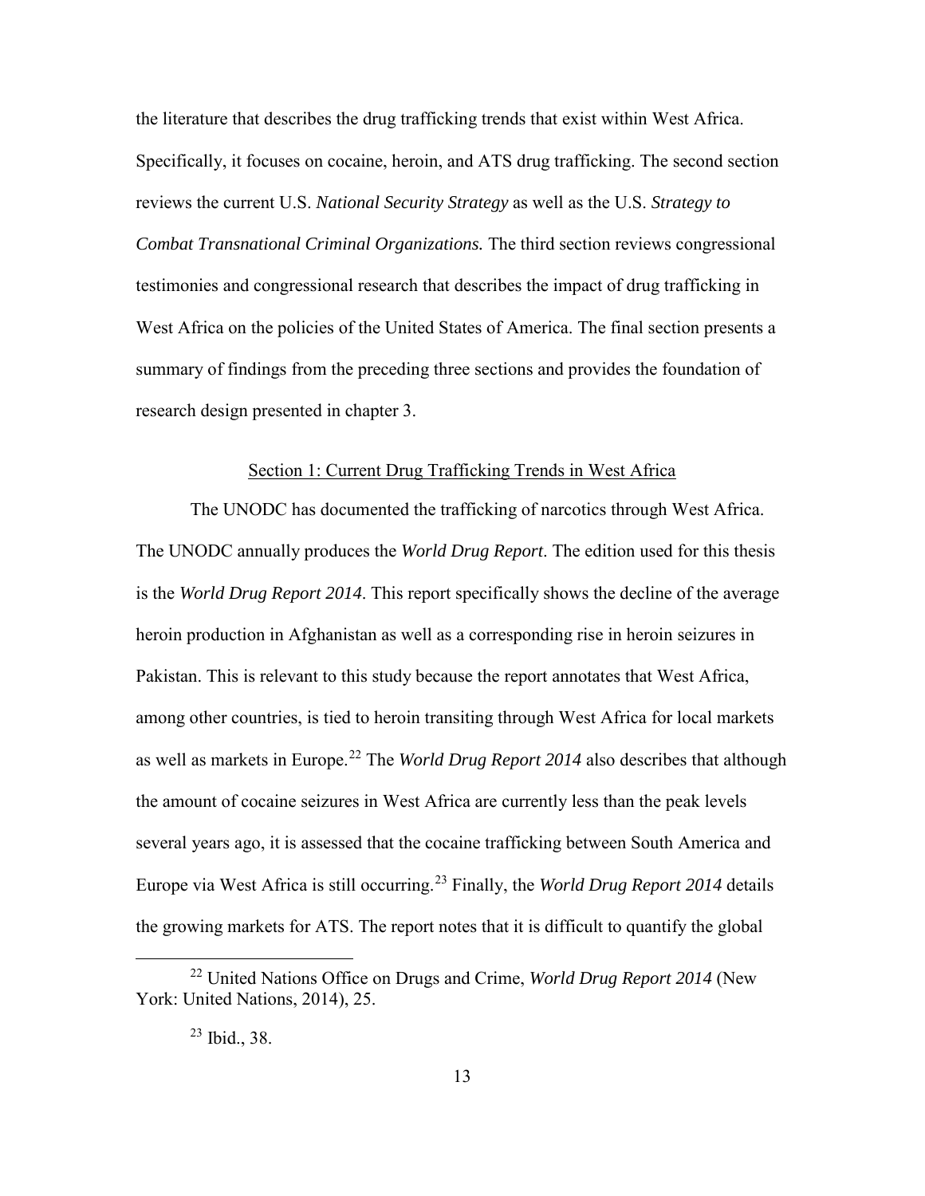the literature that describes the drug trafficking trends that exist within West Africa. Specifically, it focuses on cocaine, heroin, and ATS drug trafficking. The second section reviews the current U.S. *National Security Strategy* as well as the U.S. *Strategy to Combat Transnational Criminal Organizations.* The third section reviews congressional testimonies and congressional research that describes the impact of drug trafficking in West Africa on the policies of the United States of America. The final section presents a summary of findings from the preceding three sections and provides the foundation of research design presented in chapter 3.

## Section 1: Current Drug Trafficking Trends in West Africa

The UNODC has documented the trafficking of narcotics through West Africa. The UNODC annually produces the *World Drug Report*. The edition used for this thesis is the *World Drug Report 2014*. This report specifically shows the decline of the average heroin production in Afghanistan as well as a corresponding rise in heroin seizures in Pakistan. This is relevant to this study because the report annotates that West Africa, among other countries, is tied to heroin transiting through West Africa for local markets as well as markets in Europe.[22] The *World Drug Report 2014* also describes that although the amount of cocaine seizures in West Africa are currently less than the peak levels several years ago, it is assessed that the cocaine trafficking between South America and Europe via West Africa is still occurring.[23] Finally, the *World Drug Report 2014* details the growing markets for ATS. The report notes that it is difficult to quantify the global

---

[22] United Nations Office on Drugs and Crime, *World Drug Report 2014* (New York: United Nations, 2014), 25.

[23] Ibid., 38.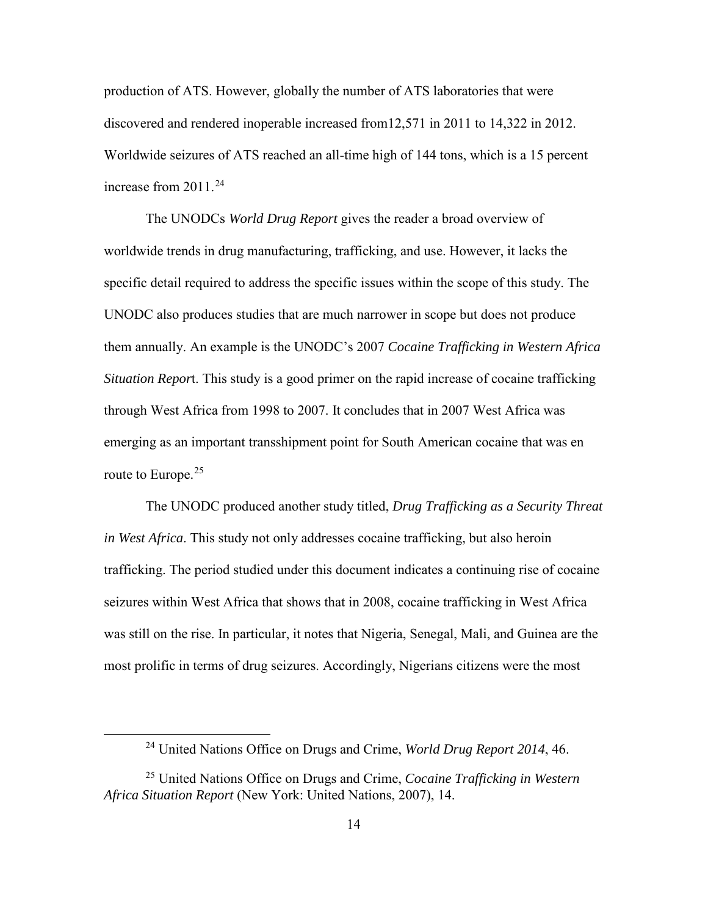production of ATS. However, globally the number of ATS laboratories that were discovered and rendered inoperable increased from12,571 in 2011 to 14,322 in 2012. Worldwide seizures of ATS reached an all-time high of 144 tons, which is a 15 percent increase from 2011.[24]

The UNODCs *World Drug Report* gives the reader a broad overview of worldwide trends in drug manufacturing, trafficking, and use. However, it lacks the specific detail required to address the specific issues within the scope of this study. The UNODC also produces studies that are much narrower in scope but does not produce them annually. An example is the UNODC's 2007 *Cocaine Trafficking in Western Africa Situation Repor*t. This study is a good primer on the rapid increase of cocaine trafficking through West Africa from 1998 to 2007. It concludes that in 2007 West Africa was emerging as an important transshipment point for South American cocaine that was en route to Europe.[25]

The UNODC produced another study titled, *Drug Trafficking as a Security Threat in West Africa*. This study not only addresses cocaine trafficking, but also heroin trafficking. The period studied under this document indicates a continuing rise of cocaine seizures within West Africa that shows that in 2008, cocaine trafficking in West Africa was still on the rise. In particular, it notes that Nigeria, Senegal, Mali, and Guinea are the most prolific in terms of drug seizures. Accordingly, Nigerians citizens were the most

---

[24] United Nations Office on Drugs and Crime, *World Drug Report 2014*, 46.

[25] United Nations Office on Drugs and Crime, *Cocaine Trafficking in Western Africa Situation Report* (New York: United Nations, 2007), 14.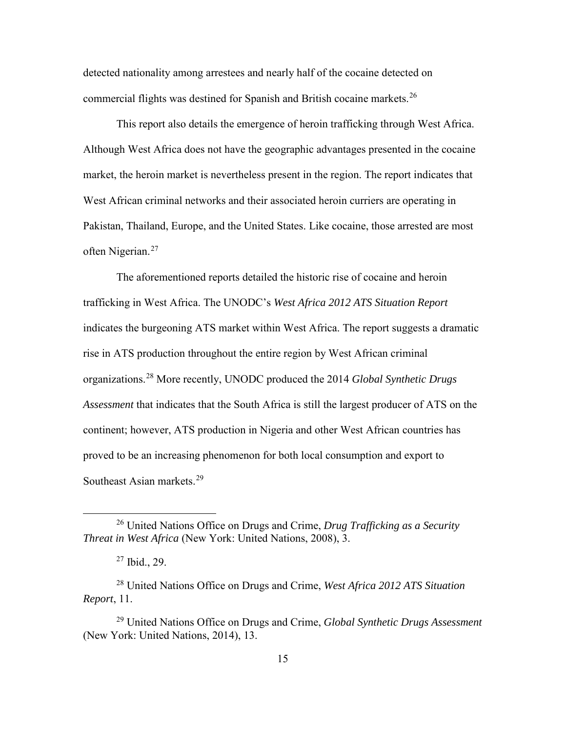detected nationality among arrestees and nearly half of the cocaine detected on commercial flights was destined for Spanish and British cocaine markets.[26]

This report also details the emergence of heroin trafficking through West Africa. Although West Africa does not have the geographic advantages presented in the cocaine market, the heroin market is nevertheless present in the region. The report indicates that West African criminal networks and their associated heroin curriers are operating in Pakistan, Thailand, Europe, and the United States. Like cocaine, those arrested are most often Nigerian.[27]

The aforementioned reports detailed the historic rise of cocaine and heroin trafficking in West Africa. The UNODC's *West Africa 2012 ATS Situation Report* indicates the burgeoning ATS market within West Africa. The report suggests a dramatic rise in ATS production throughout the entire region by West African criminal organizations.[28] More recently, UNODC produced the 2014 *Global Synthetic Drugs Assessment* that indicates that the South Africa is still the largest producer of ATS on the continent; however, ATS production in Nigeria and other West African countries has proved to be an increasing phenomenon for both local consumption and export to Southeast Asian markets.[29]

---

[26] United Nations Office on Drugs and Crime, *Drug Trafficking as a Security Threat in West Africa* (New York: United Nations, 2008), 3.

[27] Ibid., 29.

[28] United Nations Office on Drugs and Crime, *West Africa 2012 ATS Situation Report*, 11.

[29] United Nations Office on Drugs and Crime, *Global Synthetic Drugs Assessment* (New York: United Nations, 2014), 13.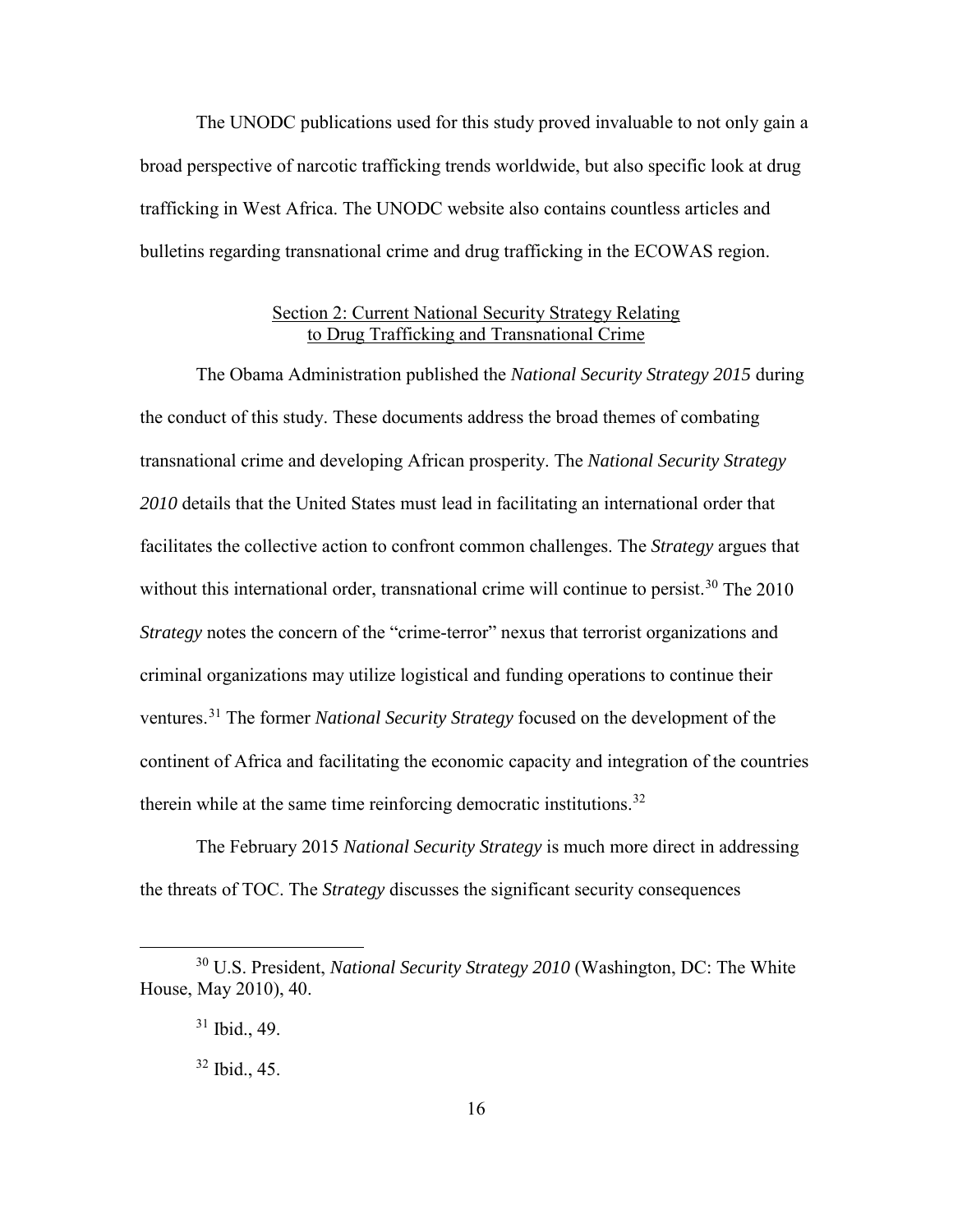The UNODC publications used for this study proved invaluable to not only gain a broad perspective of narcotic trafficking trends worldwide, but also specific look at drug trafficking in West Africa. The UNODC website also contains countless articles and bulletins regarding transnational crime and drug trafficking in the ECOWAS region.

## Section 2: Current National Security Strategy Relating to Drug Trafficking and Transnational Crime

The Obama Administration published the *National Security Strategy 2015* during the conduct of this study. These documents address the broad themes of combating transnational crime and developing African prosperity. The *National Security Strategy 2010* details that the United States must lead in facilitating an international order that facilitates the collective action to confront common challenges. The *Strategy* argues that without this international order, transnational crime will continue to persist.[30] The 2010 *Strategy* notes the concern of the "crime-terror" nexus that terrorist organizations and criminal organizations may utilize logistical and funding operations to continue their ventures.[31] The former *National Security Strategy* focused on the development of the continent of Africa and facilitating the economic capacity and integration of the countries therein while at the same time reinforcing democratic institutions.[32]

The February 2015 *National Security Strategy* is much more direct in addressing the threats of TOC. The *Strategy* discusses the significant security consequences

---

[30] U.S. President, *National Security Strategy 2010* (Washington, DC: The White House, May 2010), 40.

[31] Ibid., 49.

[32] Ibid., 45.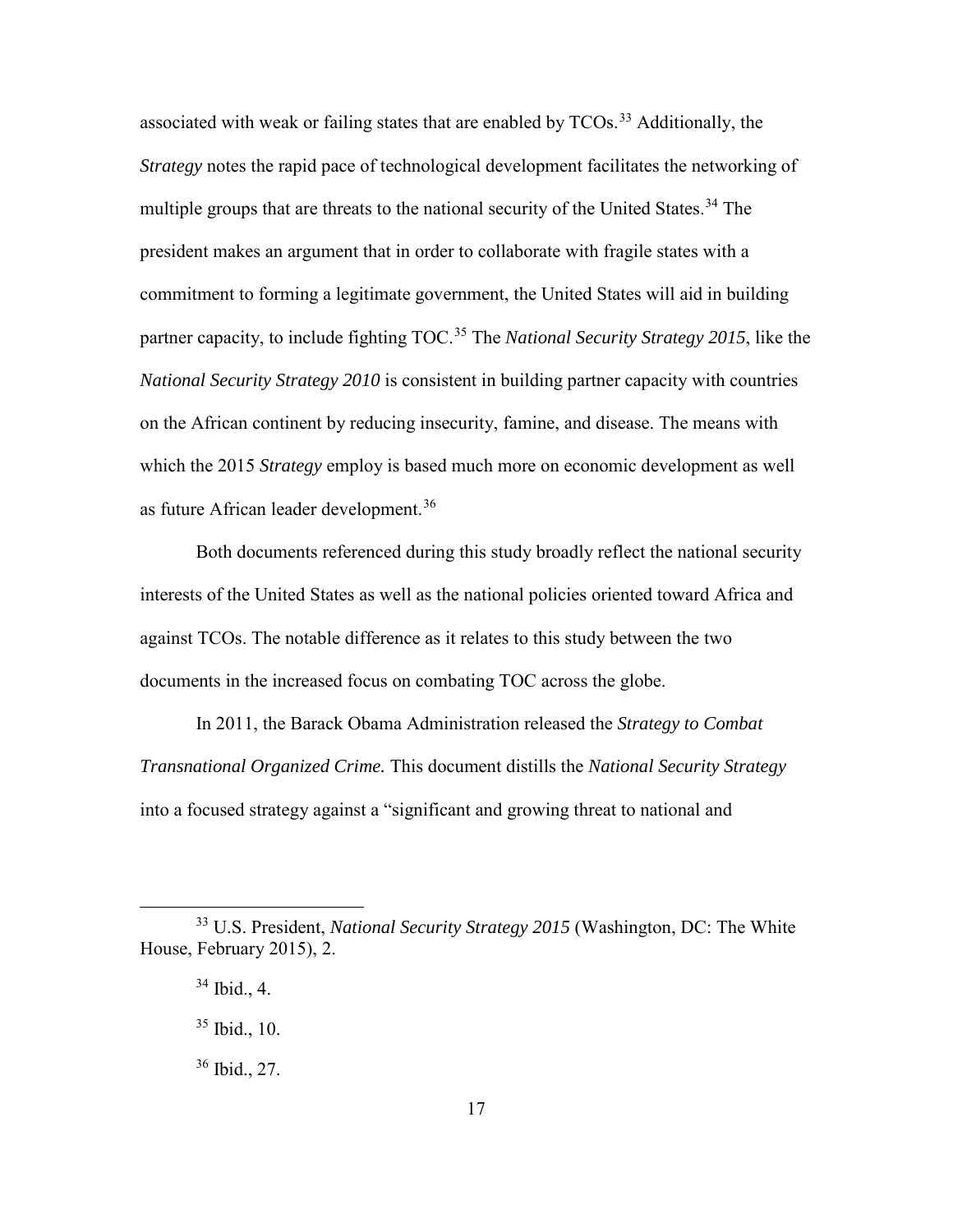associated with weak or failing states that are enabled by TCOs.[33] Additionally, the *Strategy* notes the rapid pace of technological development facilitates the networking of multiple groups that are threats to the national security of the United States.[34] The president makes an argument that in order to collaborate with fragile states with a commitment to forming a legitimate government, the United States will aid in building partner capacity, to include fighting TOC.[35] The *National Security Strategy 2015*, like the *National Security Strategy 2010* is consistent in building partner capacity with countries on the African continent by reducing insecurity, famine, and disease. The means with which the 2015 *Strategy* employ is based much more on economic development as well as future African leader development.[36]

Both documents referenced during this study broadly reflect the national security interests of the United States as well as the national policies oriented toward Africa and against TCOs. The notable difference as it relates to this study between the two documents in the increased focus on combating TOC across the globe.

In 2011, the Barack Obama Administration released the *Strategy to Combat Transnational Organized Crime.* This document distills the *National Security Strategy* into a focused strategy against a "significant and growing threat to national and

---

[33] U.S. President, *National Security Strategy 2015* (Washington, DC: The White House, February 2015), 2.

[34] Ibid., 4.

[35] Ibid., 10.

[36] Ibid., 27.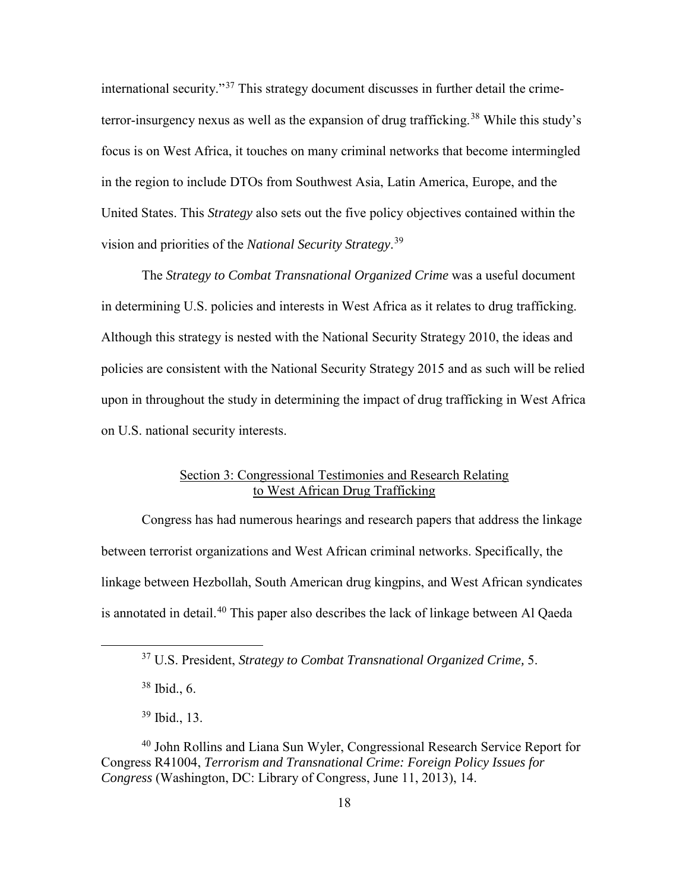international security."[37] This strategy document discusses in further detail the crime-terror-insurgency nexus as well as the expansion of drug trafficking.[38] While this study's focus is on West Africa, it touches on many criminal networks that become intermingled in the region to include DTOs from Southwest Asia, Latin America, Europe, and the United States. This *Strategy* also sets out the five policy objectives contained within the vision and priorities of the *National Security Strategy*.[39]

The *Strategy to Combat Transnational Organized Crime* was a useful document in determining U.S. policies and interests in West Africa as it relates to drug trafficking. Although this strategy is nested with the National Security Strategy 2010, the ideas and policies are consistent with the National Security Strategy 2015 and as such will be relied upon in throughout the study in determining the impact of drug trafficking in West Africa on U.S. national security interests.

### Section 3: Congressional Testimonies and Research Relating to West African Drug Trafficking

Congress has had numerous hearings and research papers that address the linkage between terrorist organizations and West African criminal networks. Specifically, the linkage between Hezbollah, South American drug kingpins, and West African syndicates is annotated in detail.[40] This paper also describes the lack of linkage between Al Qaeda

---

[37] U.S. President, *Strategy to Combat Transnational Organized Crime,* 5.

[38] Ibid., 6.

[39] Ibid., 13.

[40] John Rollins and Liana Sun Wyler, Congressional Research Service Report for Congress R41004, *Terrorism and Transnational Crime: Foreign Policy Issues for Congress* (Washington, DC: Library of Congress, June 11, 2013), 14.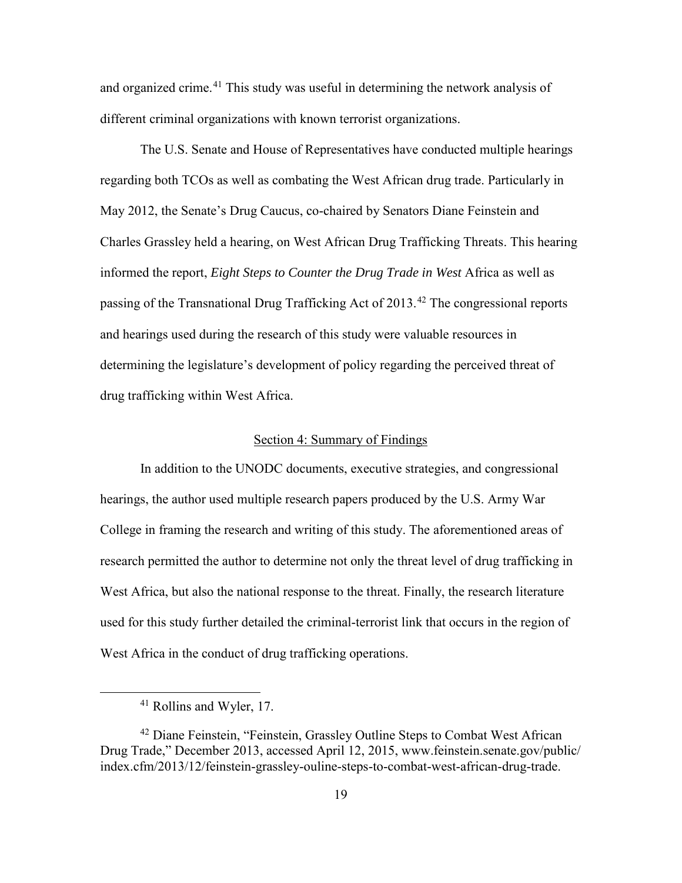and organized crime.[41] This study was useful in determining the network analysis of different criminal organizations with known terrorist organizations.

The U.S. Senate and House of Representatives have conducted multiple hearings regarding both TCOs as well as combating the West African drug trade. Particularly in May 2012, the Senate's Drug Caucus, co-chaired by Senators Diane Feinstein and Charles Grassley held a hearing, on West African Drug Trafficking Threats. This hearing informed the report, *Eight Steps to Counter the Drug Trade in West* Africa as well as passing of the Transnational Drug Trafficking Act of 2013.[42] The congressional reports and hearings used during the research of this study were valuable resources in determining the legislature's development of policy regarding the perceived threat of drug trafficking within West Africa.

## Section 4: Summary of Findings

In addition to the UNODC documents, executive strategies, and congressional hearings, the author used multiple research papers produced by the U.S. Army War College in framing the research and writing of this study. The aforementioned areas of research permitted the author to determine not only the threat level of drug trafficking in West Africa, but also the national response to the threat. Finally, the research literature used for this study further detailed the criminal-terrorist link that occurs in the region of West Africa in the conduct of drug trafficking operations.

---

[41] Rollins and Wyler, 17.

[42] Diane Feinstein, "Feinstein, Grassley Outline Steps to Combat West African Drug Trade," December 2013, accessed April 12, 2015, www.feinstein.senate.gov/public/index.cfm/2013/12/feinstein-grassley-ouline-steps-to-combat-west-african-drug-trade.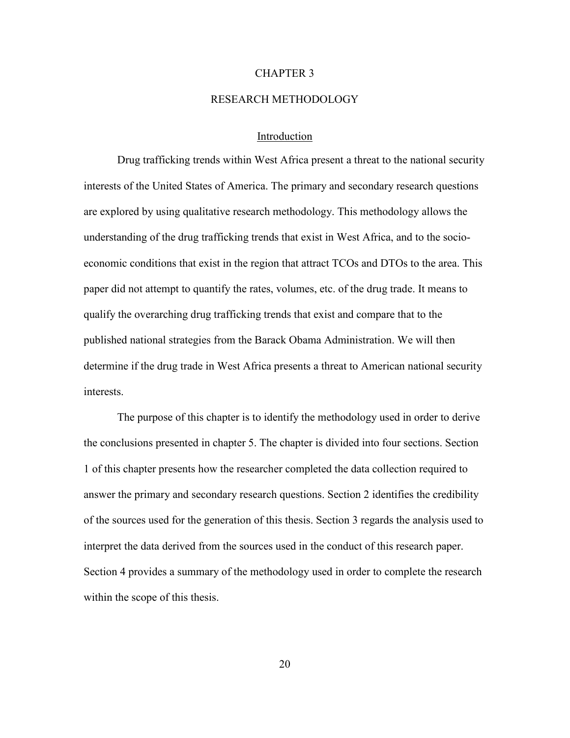# CHAPTER 3

# RESEARCH METHODOLOGY

## Introduction

Drug trafficking trends within West Africa present a threat to the national security interests of the United States of America. The primary and secondary research questions are explored by using qualitative research methodology. This methodology allows the understanding of the drug trafficking trends that exist in West Africa, and to the socio-economic conditions that exist in the region that attract TCOs and DTOs to the area. This paper did not attempt to quantify the rates, volumes, etc. of the drug trade. It means to qualify the overarching drug trafficking trends that exist and compare that to the published national strategies from the Barack Obama Administration. We will then determine if the drug trade in West Africa presents a threat to American national security interests.

The purpose of this chapter is to identify the methodology used in order to derive the conclusions presented in chapter 5. The chapter is divided into four sections. Section 1 of this chapter presents how the researcher completed the data collection required to answer the primary and secondary research questions. Section 2 identifies the credibility of the sources used for the generation of this thesis. Section 3 regards the analysis used to interpret the data derived from the sources used in the conduct of this research paper. Section 4 provides a summary of the methodology used in order to complete the research within the scope of this thesis.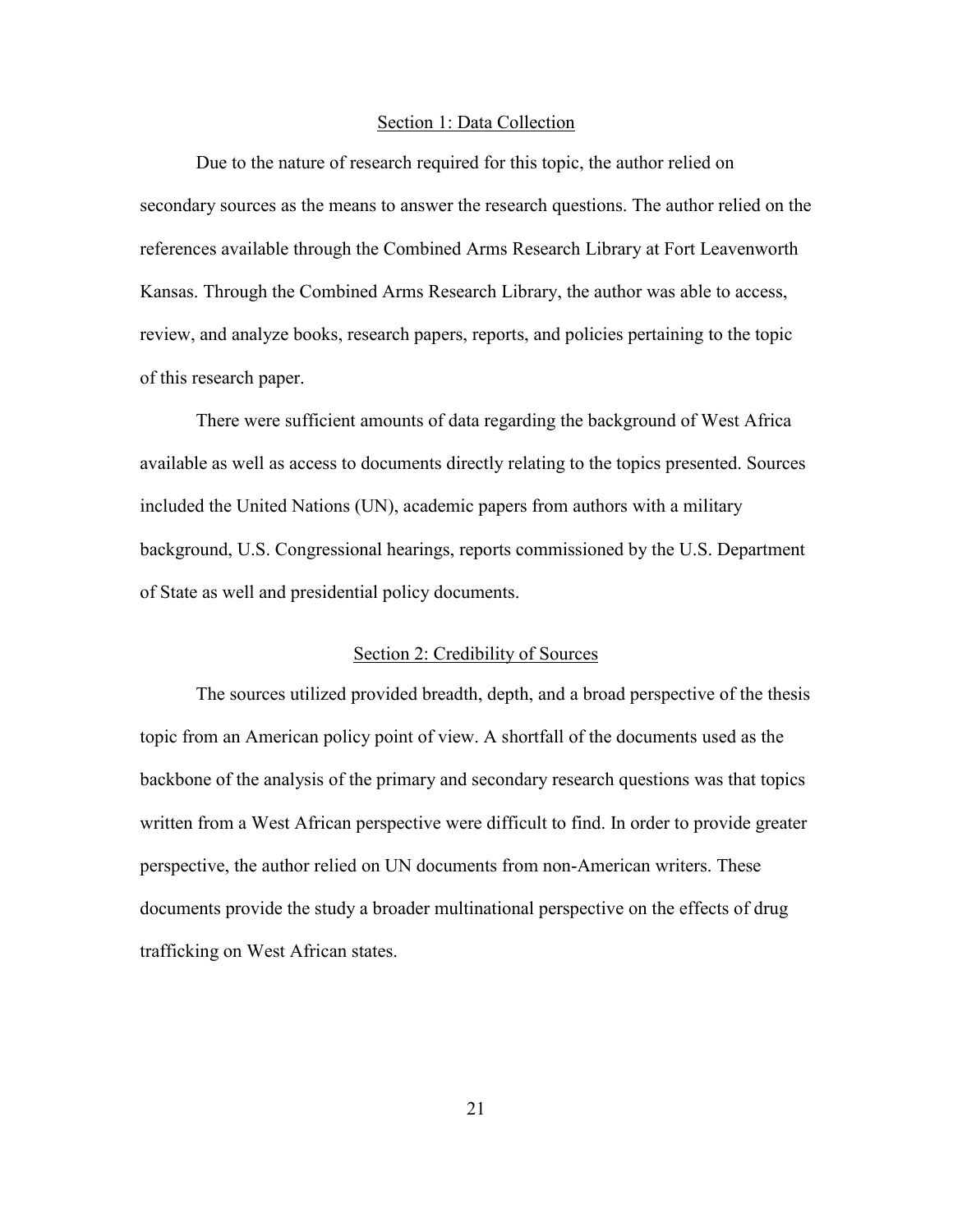## Section 1: Data Collection

Due to the nature of research required for this topic, the author relied on secondary sources as the means to answer the research questions. The author relied on the references available through the Combined Arms Research Library at Fort Leavenworth Kansas. Through the Combined Arms Research Library, the author was able to access, review, and analyze books, research papers, reports, and policies pertaining to the topic of this research paper.

There were sufficient amounts of data regarding the background of West Africa available as well as access to documents directly relating to the topics presented. Sources included the United Nations (UN), academic papers from authors with a military background, U.S. Congressional hearings, reports commissioned by the U.S. Department of State as well and presidential policy documents.

## Section 2: Credibility of Sources

The sources utilized provided breadth, depth, and a broad perspective of the thesis topic from an American policy point of view. A shortfall of the documents used as the backbone of the analysis of the primary and secondary research questions was that topics written from a West African perspective were difficult to find. In order to provide greater perspective, the author relied on UN documents from non-American writers. These documents provide the study a broader multinational perspective on the effects of drug trafficking on West African states.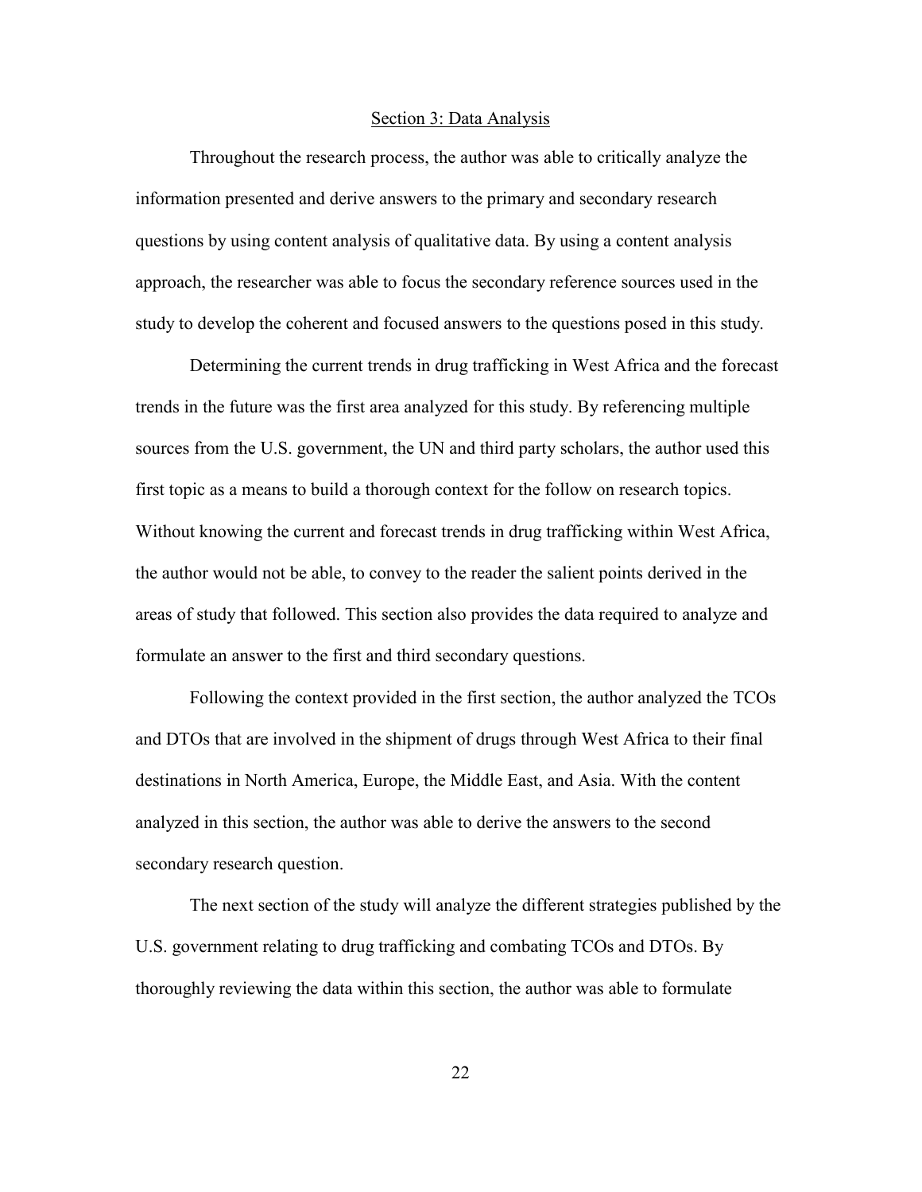## Section 3: Data Analysis

Throughout the research process, the author was able to critically analyze the information presented and derive answers to the primary and secondary research questions by using content analysis of qualitative data. By using a content analysis approach, the researcher was able to focus the secondary reference sources used in the study to develop the coherent and focused answers to the questions posed in this study.

Determining the current trends in drug trafficking in West Africa and the forecast trends in the future was the first area analyzed for this study. By referencing multiple sources from the U.S. government, the UN and third party scholars, the author used this first topic as a means to build a thorough context for the follow on research topics. Without knowing the current and forecast trends in drug trafficking within West Africa, the author would not be able, to convey to the reader the salient points derived in the areas of study that followed. This section also provides the data required to analyze and formulate an answer to the first and third secondary questions.

Following the context provided in the first section, the author analyzed the TCOs and DTOs that are involved in the shipment of drugs through West Africa to their final destinations in North America, Europe, the Middle East, and Asia. With the content analyzed in this section, the author was able to derive the answers to the second secondary research question.

The next section of the study will analyze the different strategies published by the U.S. government relating to drug trafficking and combating TCOs and DTOs. By thoroughly reviewing the data within this section, the author was able to formulate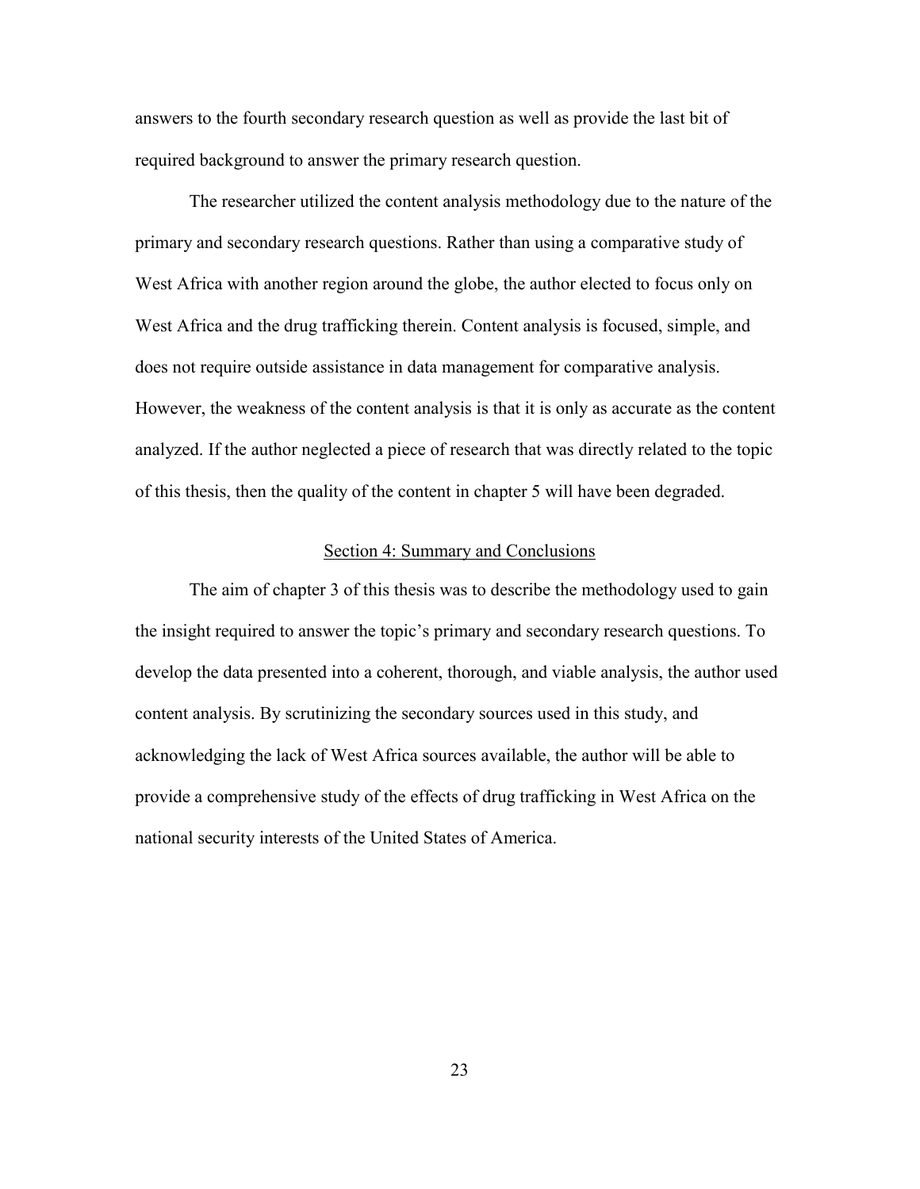answers to the fourth secondary research question as well as provide the last bit of required background to answer the primary research question.

The researcher utilized the content analysis methodology due to the nature of the primary and secondary research questions. Rather than using a comparative study of West Africa with another region around the globe, the author elected to focus only on West Africa and the drug trafficking therein. Content analysis is focused, simple, and does not require outside assistance in data management for comparative analysis. However, the weakness of the content analysis is that it is only as accurate as the content analyzed. If the author neglected a piece of research that was directly related to the topic of this thesis, then the quality of the content in chapter 5 will have been degraded.

## Section 4: Summary and Conclusions

The aim of chapter 3 of this thesis was to describe the methodology used to gain the insight required to answer the topic's primary and secondary research questions. To develop the data presented into a coherent, thorough, and viable analysis, the author used content analysis. By scrutinizing the secondary sources used in this study, and acknowledging the lack of West Africa sources available, the author will be able to provide a comprehensive study of the effects of drug trafficking in West Africa on the national security interests of the United States of America.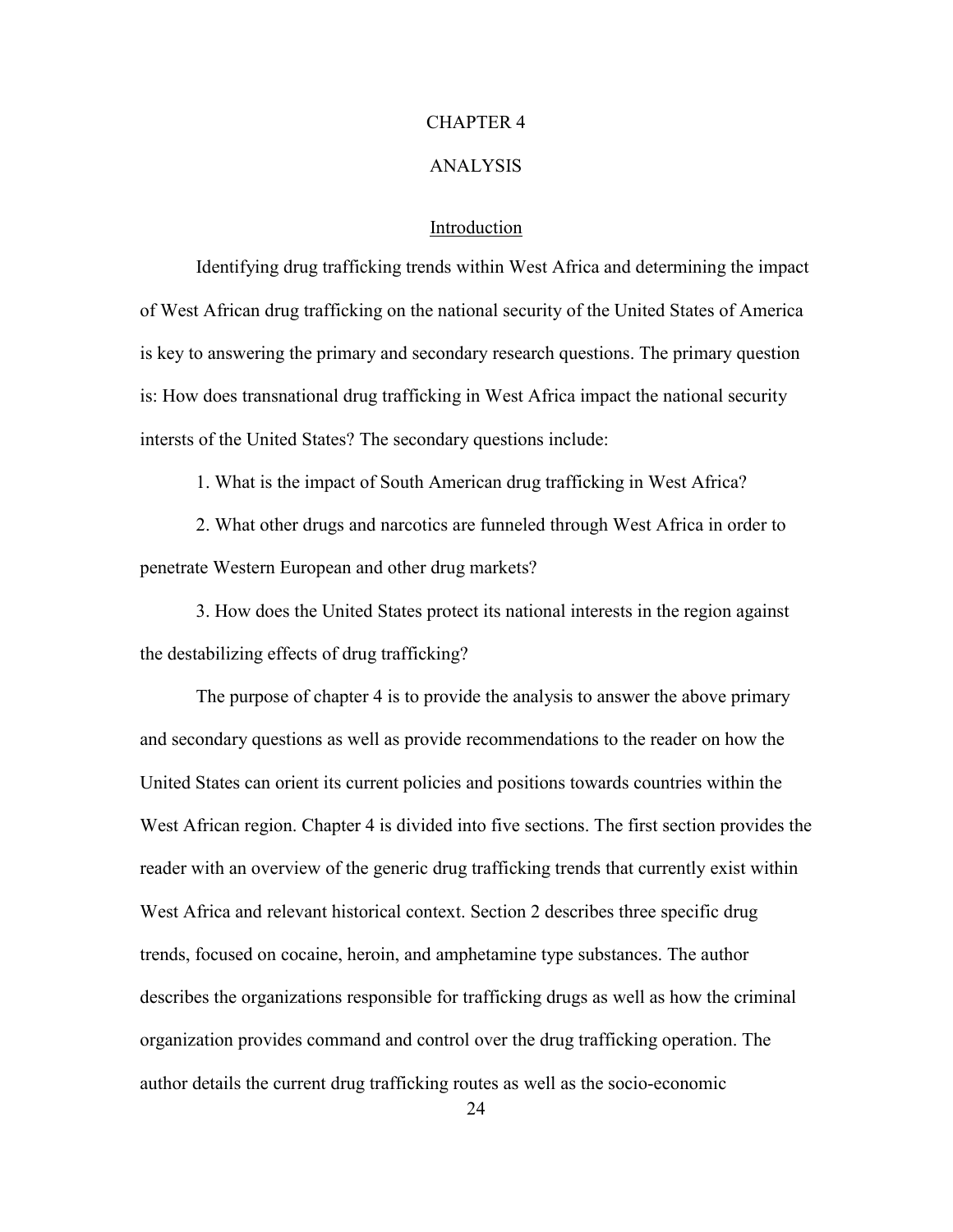# CHAPTER 4

# ANALYSIS

## Introduction

Identifying drug trafficking trends within West Africa and determining the impact of West African drug trafficking on the national security of the United States of America is key to answering the primary and secondary research questions. The primary question is: How does transnational drug trafficking in West Africa impact the national security intersts of the United States? The secondary questions include:

1. What is the impact of South American drug trafficking in West Africa?

2. What other drugs and narcotics are funneled through West Africa in order to penetrate Western European and other drug markets?

3. How does the United States protect its national interests in the region against the destabilizing effects of drug trafficking?

The purpose of chapter 4 is to provide the analysis to answer the above primary and secondary questions as well as provide recommendations to the reader on how the United States can orient its current policies and positions towards countries within the West African region. Chapter 4 is divided into five sections. The first section provides the reader with an overview of the generic drug trafficking trends that currently exist within West Africa and relevant historical context. Section 2 describes three specific drug trends, focused on cocaine, heroin, and amphetamine type substances. The author describes the organizations responsible for trafficking drugs as well as how the criminal organization provides command and control over the drug trafficking operation. The author details the current drug trafficking routes as well as the socio-economic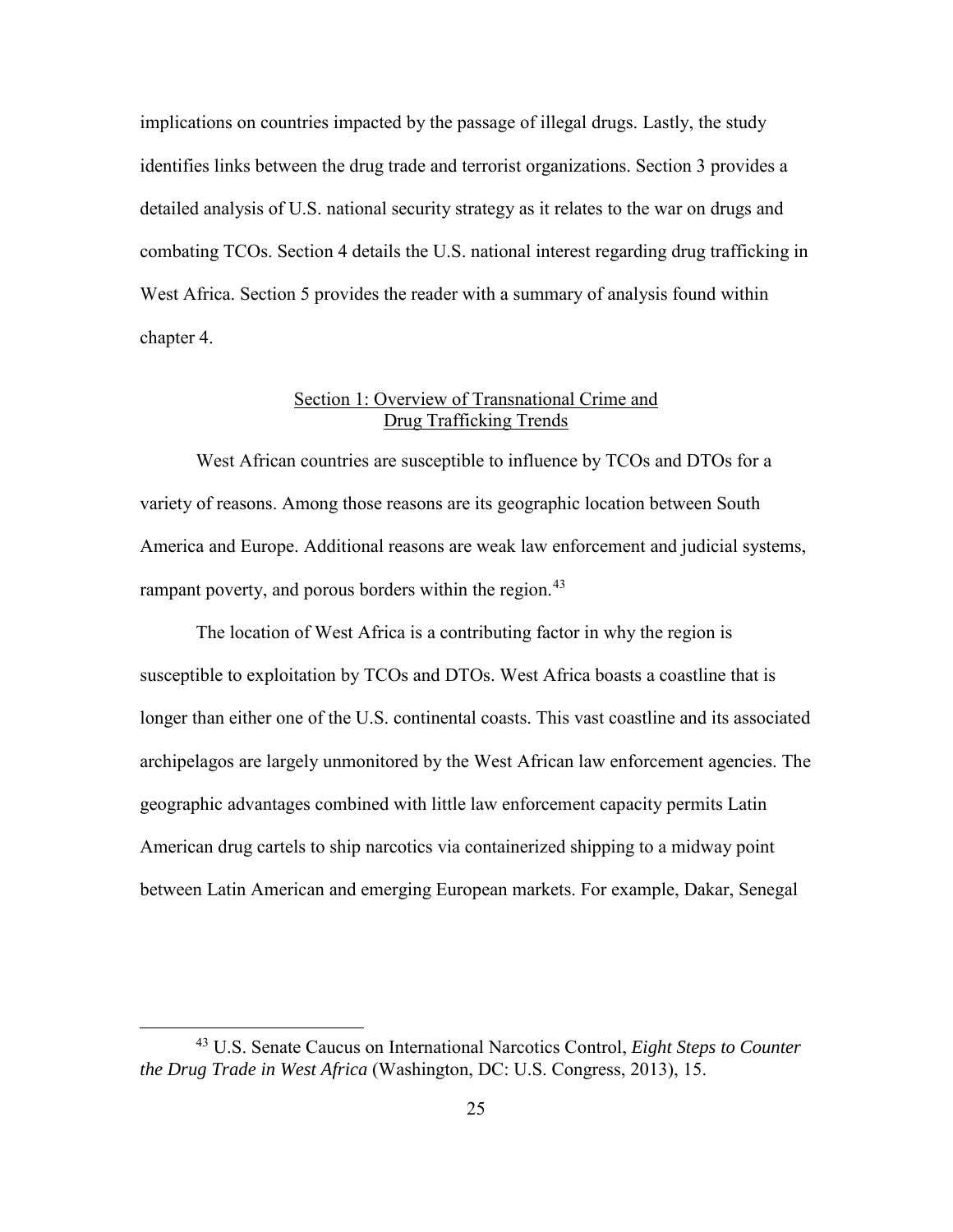implications on countries impacted by the passage of illegal drugs. Lastly, the study identifies links between the drug trade and terrorist organizations. Section 3 provides a detailed analysis of U.S. national security strategy as it relates to the war on drugs and combating TCOs. Section 4 details the U.S. national interest regarding drug trafficking in West Africa. Section 5 provides the reader with a summary of analysis found within chapter 4.

## Section 1: Overview of Transnational Crime and Drug Trafficking Trends

West African countries are susceptible to influence by TCOs and DTOs for a variety of reasons. Among those reasons are its geographic location between South America and Europe. Additional reasons are weak law enforcement and judicial systems, rampant poverty, and porous borders within the region.[43]

The location of West Africa is a contributing factor in why the region is susceptible to exploitation by TCOs and DTOs. West Africa boasts a coastline that is longer than either one of the U.S. continental coasts. This vast coastline and its associated archipelagos are largely unmonitored by the West African law enforcement agencies. The geographic advantages combined with little law enforcement capacity permits Latin American drug cartels to ship narcotics via containerized shipping to a midway point between Latin American and emerging European markets. For example, Dakar, Senegal

---

[43] U.S. Senate Caucus on International Narcotics Control, *Eight Steps to Counter the Drug Trade in West Africa* (Washington, DC: U.S. Congress, 2013), 15.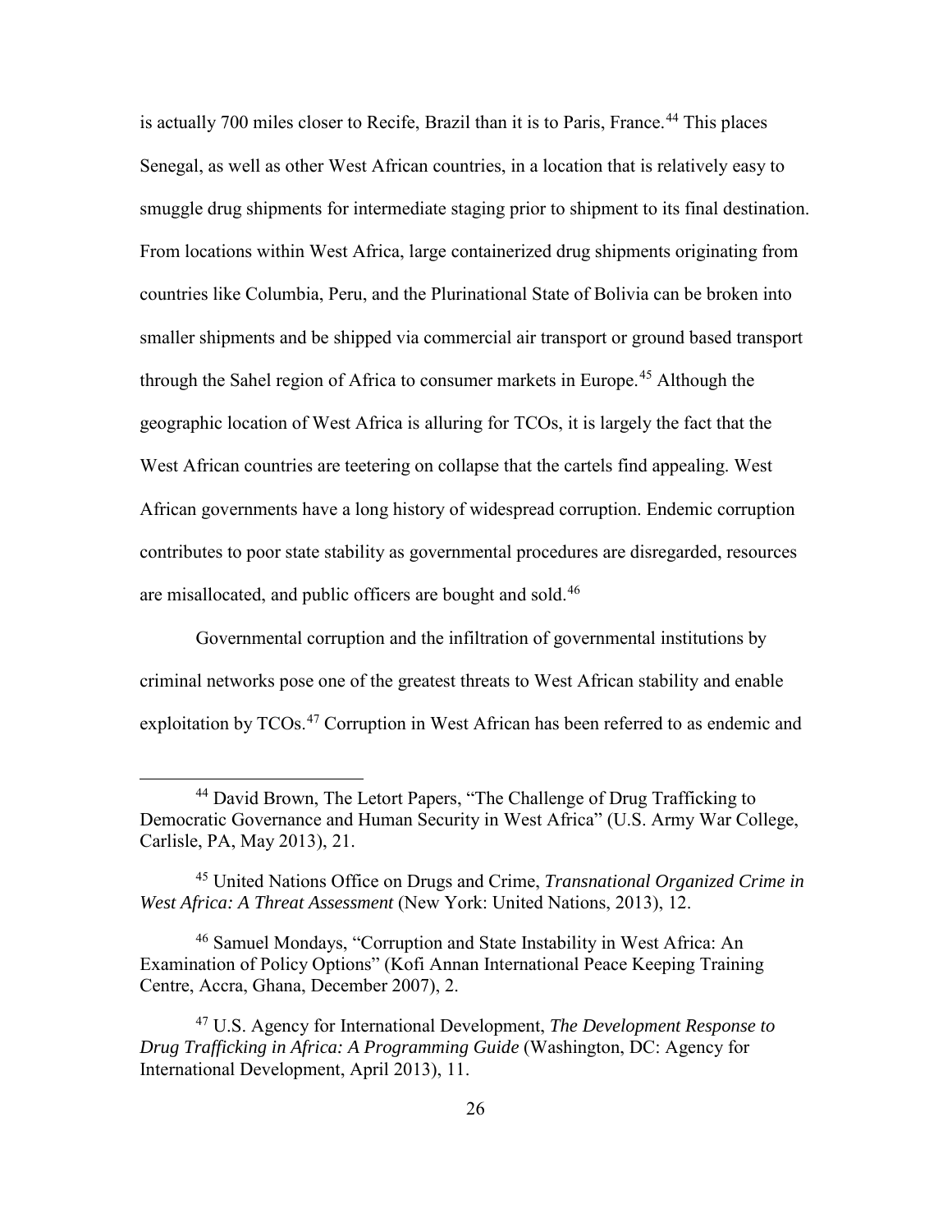is actually 700 miles closer to Recife, Brazil than it is to Paris, France.[44] This places Senegal, as well as other West African countries, in a location that is relatively easy to smuggle drug shipments for intermediate staging prior to shipment to its final destination. From locations within West Africa, large containerized drug shipments originating from countries like Columbia, Peru, and the Plurinational State of Bolivia can be broken into smaller shipments and be shipped via commercial air transport or ground based transport through the Sahel region of Africa to consumer markets in Europe.[45] Although the geographic location of West Africa is alluring for TCOs, it is largely the fact that the West African countries are teetering on collapse that the cartels find appealing. West African governments have a long history of widespread corruption. Endemic corruption contributes to poor state stability as governmental procedures are disregarded, resources are misallocated, and public officers are bought and sold.[46]

Governmental corruption and the infiltration of governmental institutions by criminal networks pose one of the greatest threats to West African stability and enable exploitation by TCOs.[47] Corruption in West African has been referred to as endemic and

---

[44] David Brown, The Letort Papers, "The Challenge of Drug Trafficking to Democratic Governance and Human Security in West Africa" (U.S. Army War College, Carlisle, PA, May 2013), 21.

[45] United Nations Office on Drugs and Crime, *Transnational Organized Crime in West Africa: A Threat Assessment* (New York: United Nations, 2013), 12.

[46] Samuel Mondays, "Corruption and State Instability in West Africa: An Examination of Policy Options" (Kofi Annan International Peace Keeping Training Centre, Accra, Ghana, December 2007), 2.

[47] U.S. Agency for International Development, *The Development Response to Drug Trafficking in Africa: A Programming Guide* (Washington, DC: Agency for International Development, April 2013), 11.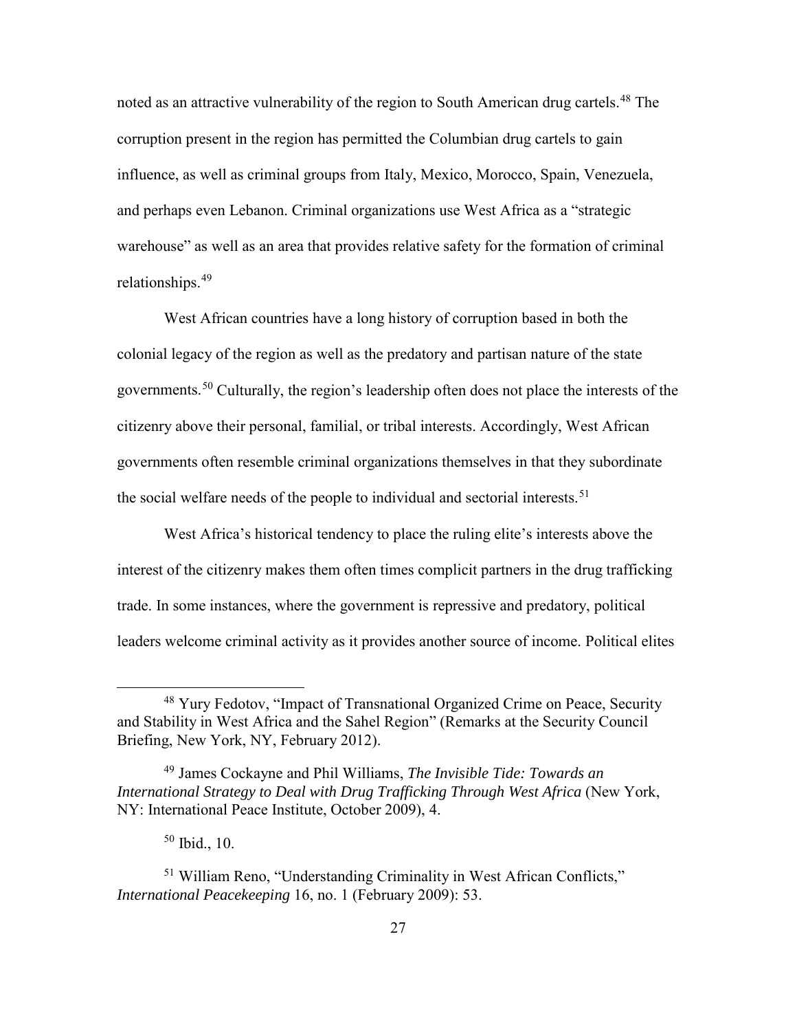noted as an attractive vulnerability of the region to South American drug cartels.[48] The corruption present in the region has permitted the Columbian drug cartels to gain influence, as well as criminal groups from Italy, Mexico, Morocco, Spain, Venezuela, and perhaps even Lebanon. Criminal organizations use West Africa as a "strategic warehouse" as well as an area that provides relative safety for the formation of criminal relationships.[49]

West African countries have a long history of corruption based in both the colonial legacy of the region as well as the predatory and partisan nature of the state governments.[50] Culturally, the region's leadership often does not place the interests of the citizenry above their personal, familial, or tribal interests. Accordingly, West African governments often resemble criminal organizations themselves in that they subordinate the social welfare needs of the people to individual and sectorial interests.[51]

West Africa's historical tendency to place the ruling elite's interests above the interest of the citizenry makes them often times complicit partners in the drug trafficking trade. In some instances, where the government is repressive and predatory, political leaders welcome criminal activity as it provides another source of income. Political elites

---

[48] Yury Fedotov, "Impact of Transnational Organized Crime on Peace, Security and Stability in West Africa and the Sahel Region" (Remarks at the Security Council Briefing, New York, NY, February 2012).

[49] James Cockayne and Phil Williams, *The Invisible Tide: Towards an International Strategy to Deal with Drug Trafficking Through West Africa* (New York, NY: International Peace Institute, October 2009), 4.

[50] Ibid., 10.

[51] William Reno, "Understanding Criminality in West African Conflicts," *International Peacekeeping* 16, no. 1 (February 2009): 53.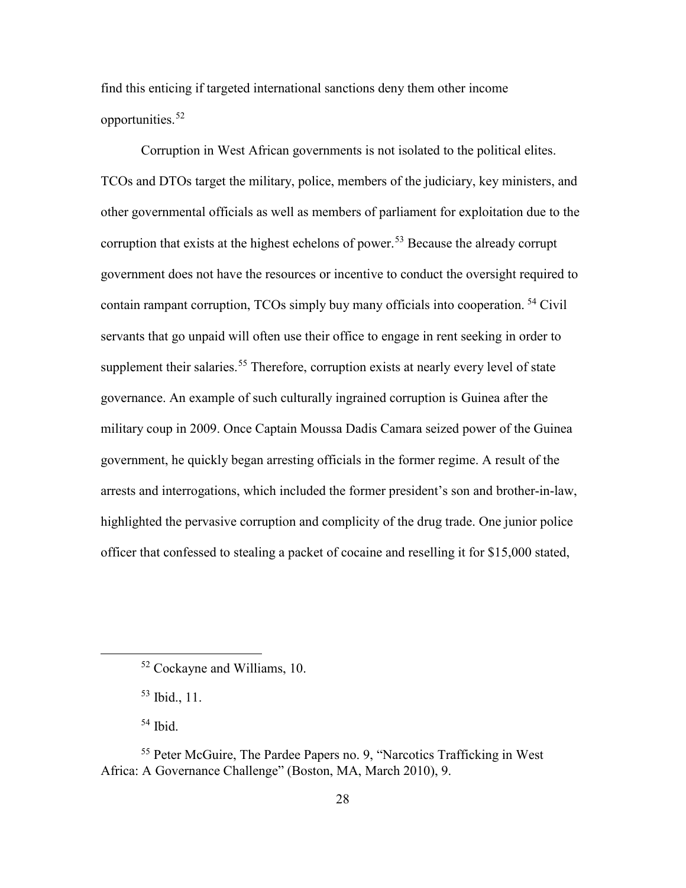find this enticing if targeted international sanctions deny them other income opportunities.[52]

Corruption in West African governments is not isolated to the political elites. TCOs and DTOs target the military, police, members of the judiciary, key ministers, and other governmental officials as well as members of parliament for exploitation due to the corruption that exists at the highest echelons of power.[53] Because the already corrupt government does not have the resources or incentive to conduct the oversight required to contain rampant corruption, TCOs simply buy many officials into cooperation. [54] Civil servants that go unpaid will often use their office to engage in rent seeking in order to supplement their salaries.[55] Therefore, corruption exists at nearly every level of state governance. An example of such culturally ingrained corruption is Guinea after the military coup in 2009. Once Captain Moussa Dadis Camara seized power of the Guinea government, he quickly began arresting officials in the former regime. A result of the arrests and interrogations, which included the former president's son and brother-in-law, highlighted the pervasive corruption and complicity of the drug trade. One junior police officer that confessed to stealing a packet of cocaine and reselling it for $15,000 stated,

---

[52] Cockayne and Williams, 10.

[53] Ibid., 11.

[54] Ibid.

[55] Peter McGuire, The Pardee Papers no. 9, "Narcotics Trafficking in West Africa: A Governance Challenge" (Boston, MA, March 2010), 9.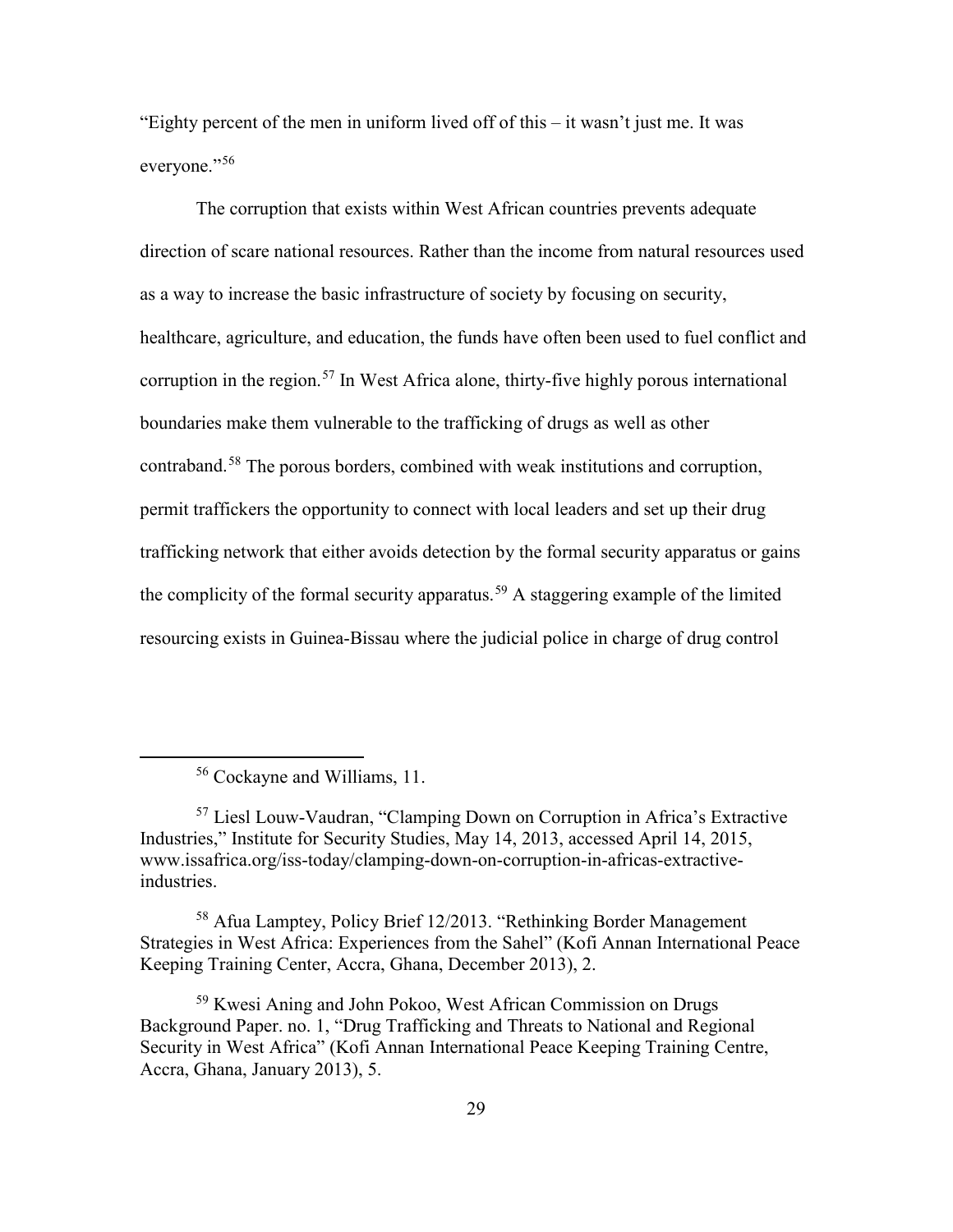"Eighty percent of the men in uniform lived off of this – it wasn't just me. It was everyone."[56]

The corruption that exists within West African countries prevents adequate direction of scare national resources. Rather than the income from natural resources used as a way to increase the basic infrastructure of society by focusing on security, healthcare, agriculture, and education, the funds have often been used to fuel conflict and corruption in the region.[57] In West Africa alone, thirty-five highly porous international boundaries make them vulnerable to the trafficking of drugs as well as other contraband.[58] The porous borders, combined with weak institutions and corruption, permit traffickers the opportunity to connect with local leaders and set up their drug trafficking network that either avoids detection by the formal security apparatus or gains the complicity of the formal security apparatus.[59] A staggering example of the limited resourcing exists in Guinea-Bissau where the judicial police in charge of drug control

---

[56] Cockayne and Williams, 11.

[57] Liesl Louw-Vaudran, "Clamping Down on Corruption in Africa's Extractive Industries," Institute for Security Studies, May 14, 2013, accessed April 14, 2015, www.issafrica.org/iss-today/clamping-down-on-corruption-in-africas-extractive-industries.

[58] Afua Lamptey, Policy Brief 12/2013. "Rethinking Border Management Strategies in West Africa: Experiences from the Sahel" (Kofi Annan International Peace Keeping Training Center, Accra, Ghana, December 2013), 2.

[59] Kwesi Aning and John Pokoo, West African Commission on Drugs Background Paper. no. 1, "Drug Trafficking and Threats to National and Regional Security in West Africa" (Kofi Annan International Peace Keeping Training Centre, Accra, Ghana, January 2013), 5.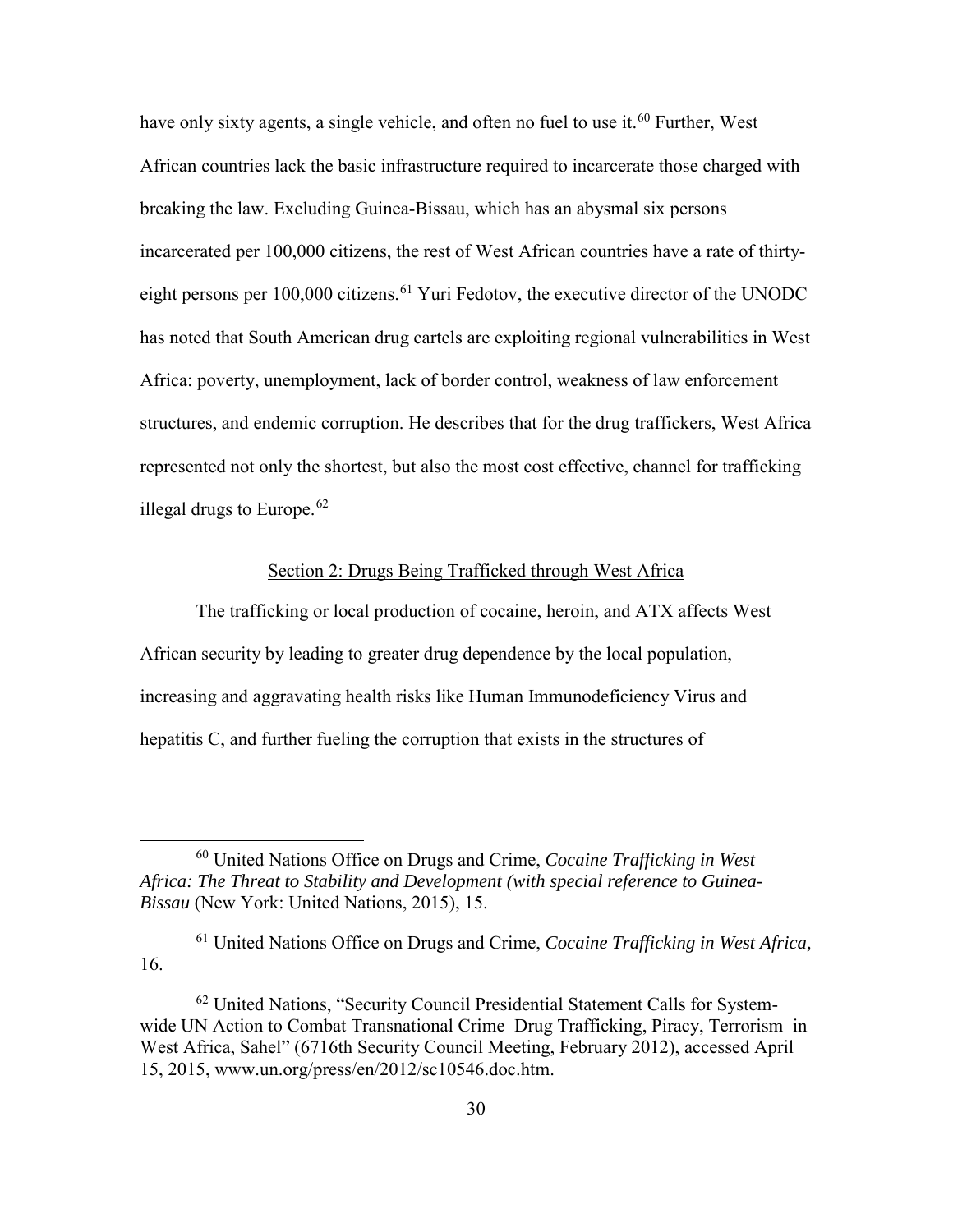have only sixty agents, a single vehicle, and often no fuel to use it.[60] Further, West African countries lack the basic infrastructure required to incarcerate those charged with breaking the law. Excluding Guinea-Bissau, which has an abysmal six persons incarcerated per 100,000 citizens, the rest of West African countries have a rate of thirty-eight persons per 100,000 citizens.[61] Yuri Fedotov, the executive director of the UNODC has noted that South American drug cartels are exploiting regional vulnerabilities in West Africa: poverty, unemployment, lack of border control, weakness of law enforcement structures, and endemic corruption. He describes that for the drug traffickers, West Africa represented not only the shortest, but also the most cost effective, channel for trafficking illegal drugs to Europe.[62]

## Section 2: Drugs Being Trafficked through West Africa

The trafficking or local production of cocaine, heroin, and ATX affects West African security by leading to greater drug dependence by the local population, increasing and aggravating health risks like Human Immunodeficiency Virus and hepatitis C, and further fueling the corruption that exists in the structures of

---

[60] United Nations Office on Drugs and Crime, *Cocaine Trafficking in West Africa: The Threat to Stability and Development (with special reference to Guinea-Bissau* (New York: United Nations, 2015), 15.

[61] United Nations Office on Drugs and Crime, *Cocaine Trafficking in West Africa,* 16.

[62] United Nations, "Security Council Presidential Statement Calls for System-wide UN Action to Combat Transnational Crime–Drug Trafficking, Piracy, Terrorism–in West Africa, Sahel" (6716th Security Council Meeting, February 2012), accessed April 15, 2015, www.un.org/press/en/2012/sc10546.doc.htm.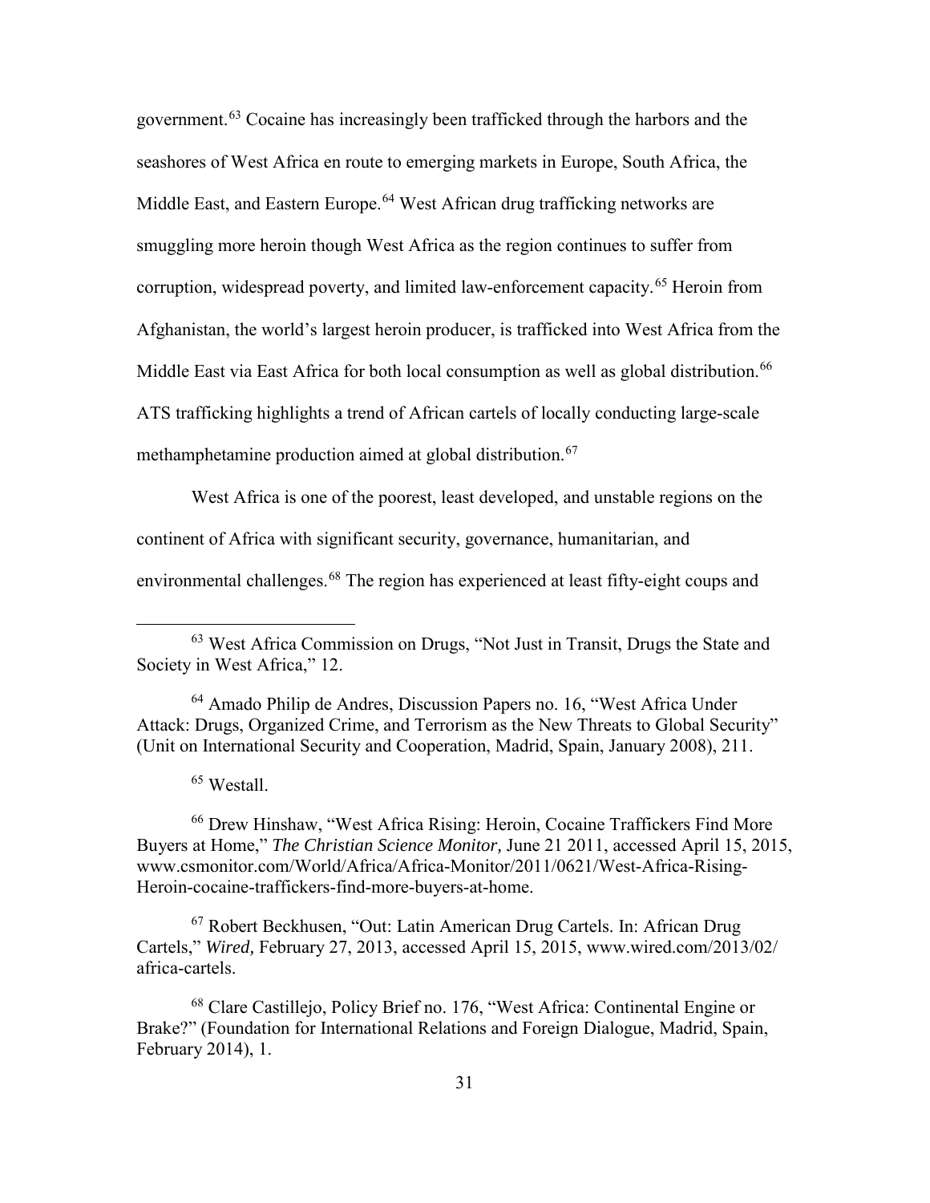government.[63] Cocaine has increasingly been trafficked through the harbors and the seashores of West Africa en route to emerging markets in Europe, South Africa, the Middle East, and Eastern Europe.[64] West African drug trafficking networks are smuggling more heroin though West Africa as the region continues to suffer from corruption, widespread poverty, and limited law-enforcement capacity.[65] Heroin from Afghanistan, the world's largest heroin producer, is trafficked into West Africa from the Middle East via East Africa for both local consumption as well as global distribution.[66] ATS trafficking highlights a trend of African cartels of locally conducting large-scale methamphetamine production aimed at global distribution.[67]

West Africa is one of the poorest, least developed, and unstable regions on the continent of Africa with significant security, governance, humanitarian, and environmental challenges.[68] The region has experienced at least fifty-eight coups and

---

[63] West Africa Commission on Drugs, "Not Just in Transit, Drugs the State and Society in West Africa," 12.

[64] Amado Philip de Andres, Discussion Papers no. 16, "West Africa Under Attack: Drugs, Organized Crime, and Terrorism as the New Threats to Global Security" (Unit on International Security and Cooperation, Madrid, Spain, January 2008), 211.

[65] Westall.

[66] Drew Hinshaw, "West Africa Rising: Heroin, Cocaine Traffickers Find More Buyers at Home," *The Christian Science Monitor,* June 21 2011, accessed April 15, 2015, www.csmonitor.com/World/Africa/Africa-Monitor/2011/0621/West-Africa-Rising-Heroin-cocaine-traffickers-find-more-buyers-at-home.

[67] Robert Beckhusen, "Out: Latin American Drug Cartels. In: African Drug Cartels," *Wired,* February 27, 2013, accessed April 15, 2015, www.wired.com/2013/02/africa-cartels.

[68] Clare Castillejo, Policy Brief no. 176, "West Africa: Continental Engine or Brake?" (Foundation for International Relations and Foreign Dialogue, Madrid, Spain, February 2014), 1.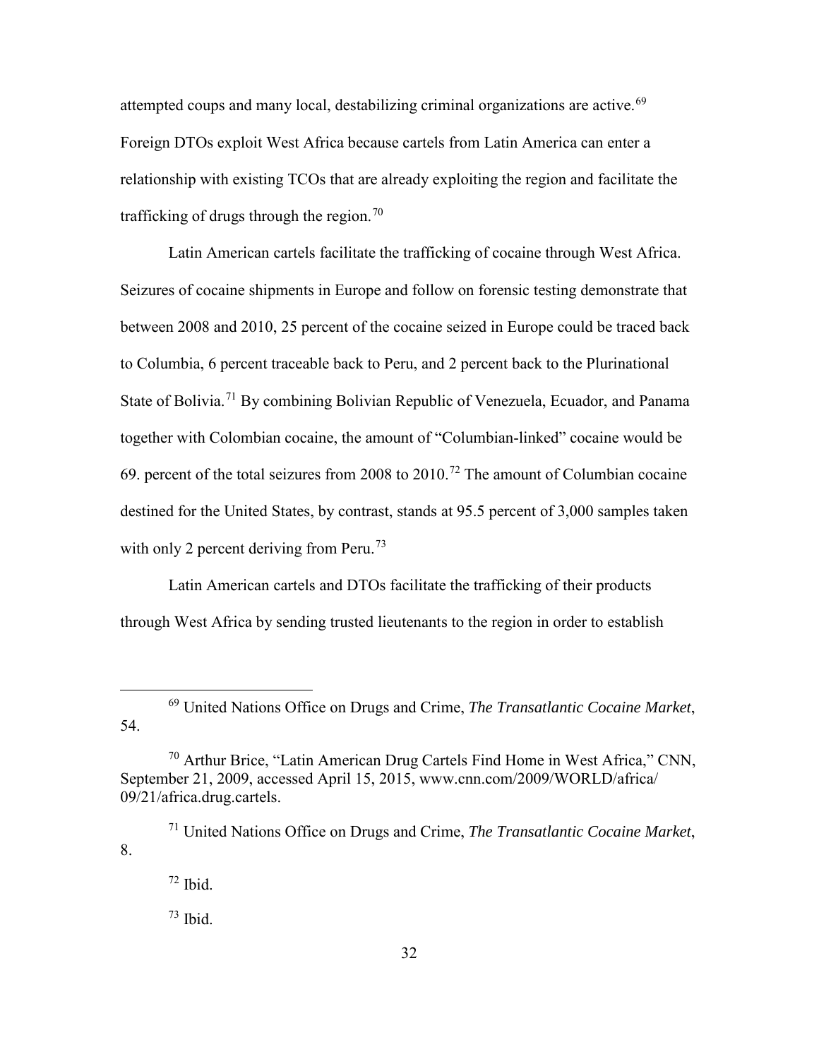attempted coups and many local, destabilizing criminal organizations are active.[69] Foreign DTOs exploit West Africa because cartels from Latin America can enter a relationship with existing TCOs that are already exploiting the region and facilitate the trafficking of drugs through the region.[70]

Latin American cartels facilitate the trafficking of cocaine through West Africa. Seizures of cocaine shipments in Europe and follow on forensic testing demonstrate that between 2008 and 2010, 25 percent of the cocaine seized in Europe could be traced back to Columbia, 6 percent traceable back to Peru, and 2 percent back to the Plurinational State of Bolivia.[71] By combining Bolivian Republic of Venezuela, Ecuador, and Panama together with Colombian cocaine, the amount of "Columbian-linked" cocaine would be 69. percent of the total seizures from 2008 to 2010.[72] The amount of Columbian cocaine destined for the United States, by contrast, stands at 95.5 percent of 3,000 samples taken with only 2 percent deriving from Peru.[73]

Latin American cartels and DTOs facilitate the trafficking of their products through West Africa by sending trusted lieutenants to the region in order to establish

---

[69] United Nations Office on Drugs and Crime, *The Transatlantic Cocaine Market*, 54.

[70] Arthur Brice, "Latin American Drug Cartels Find Home in West Africa," CNN, September 21, 2009, accessed April 15, 2015, www.cnn.com/2009/WORLD/africa/09/21/africa.drug.cartels.

[71] United Nations Office on Drugs and Crime, *The Transatlantic Cocaine Market*, 8.

[72] Ibid.

[73] Ibid.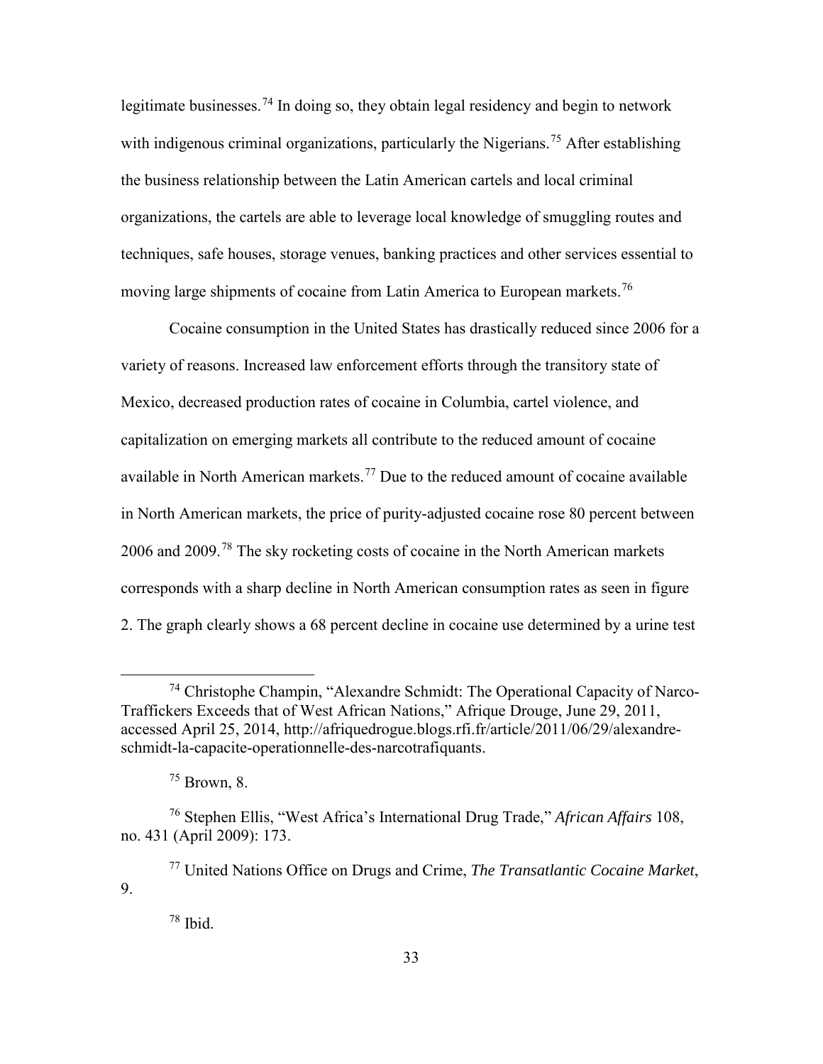legitimate businesses.[74] In doing so, they obtain legal residency and begin to network with indigenous criminal organizations, particularly the Nigerians.[75] After establishing the business relationship between the Latin American cartels and local criminal organizations, the cartels are able to leverage local knowledge of smuggling routes and techniques, safe houses, storage venues, banking practices and other services essential to moving large shipments of cocaine from Latin America to European markets.[76]

Cocaine consumption in the United States has drastically reduced since 2006 for a variety of reasons. Increased law enforcement efforts through the transitory state of Mexico, decreased production rates of cocaine in Columbia, cartel violence, and capitalization on emerging markets all contribute to the reduced amount of cocaine available in North American markets.[77] Due to the reduced amount of cocaine available in North American markets, the price of purity-adjusted cocaine rose 80 percent between 2006 and 2009.[78] The sky rocketing costs of cocaine in the North American markets corresponds with a sharp decline in North American consumption rates as seen in figure 2. The graph clearly shows a 68 percent decline in cocaine use determined by a urine test

---

[74] Christophe Champin, "Alexandre Schmidt: The Operational Capacity of Narco-Traffickers Exceeds that of West African Nations," Afrique Drouge, June 29, 2011, accessed April 25, 2014, http://afriquedrogue.blogs.rfi.fr/article/2011/06/29/alexandre-schmidt-la-capacite-operationnelle-des-narcotrafiquants.

[75] Brown, 8.

[76] Stephen Ellis, "West Africa's International Drug Trade," *African Affairs* 108, no. 431 (April 2009): 173.

[77] United Nations Office on Drugs and Crime, *The Transatlantic Cocaine Market*, 9.

[78] Ibid.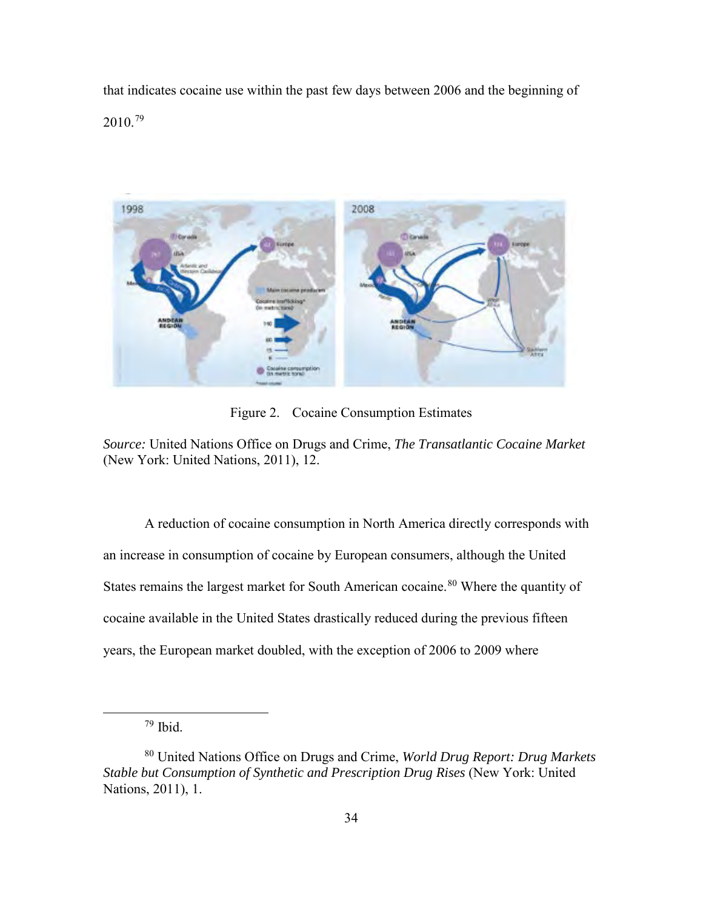that indicates cocaine use within the past few days between 2006 and the beginning of 2010.[79]

Figure 2. Cocaine Consumption Estimates

*Source:* United Nations Office on Drugs and Crime, *The Transatlantic Cocaine Market* (New York: United Nations, 2011), 12.

A reduction of cocaine consumption in North America directly corresponds with an increase in consumption of cocaine by European consumers, although the United States remains the largest market for South American cocaine.[80] Where the quantity of cocaine available in the United States drastically reduced during the previous fifteen years, the European market doubled, with the exception of 2006 to 2009 where

[79] Ibid.

[80] United Nations Office on Drugs and Crime, *World Drug Report: Drug Markets Stable but Consumption of Synthetic and Prescription Drug Rises* (New York: United Nations, 2011), 1.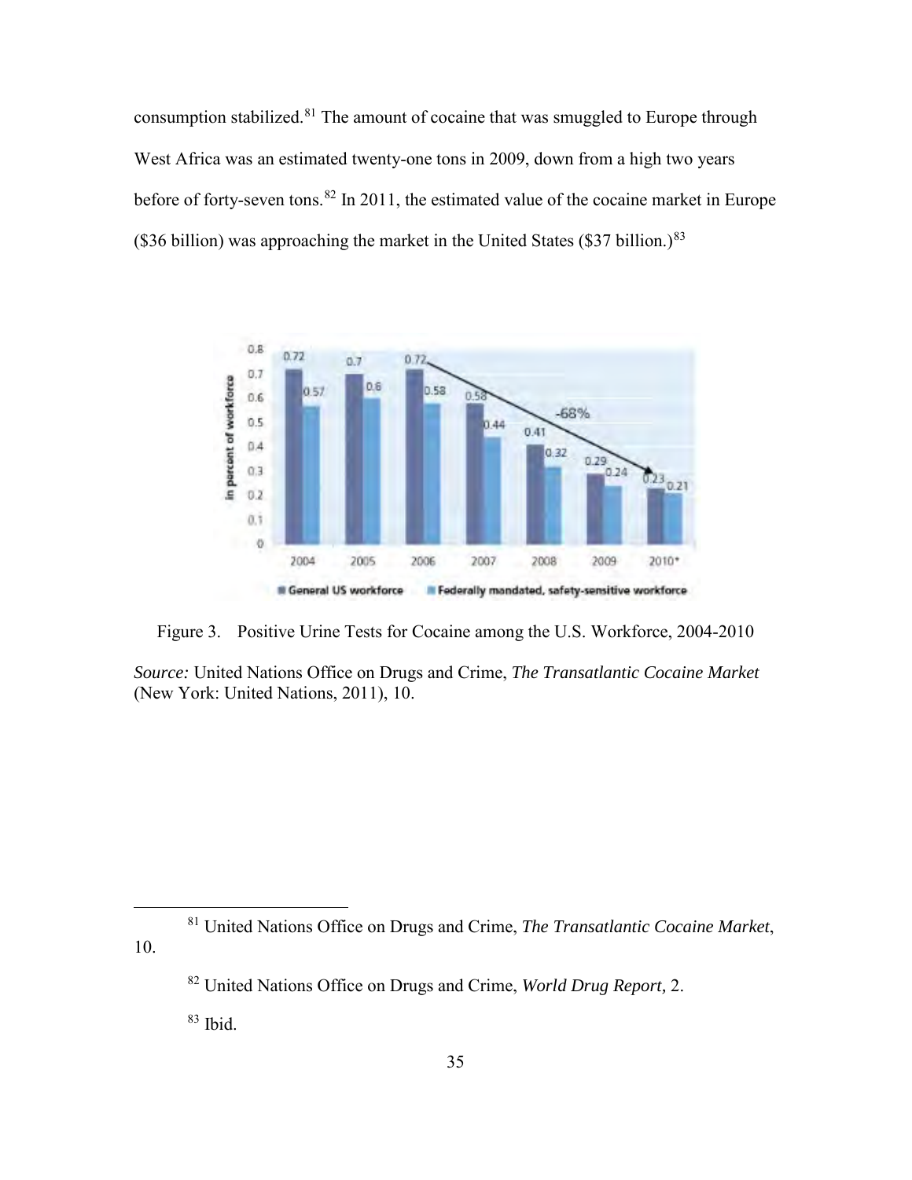consumption stabilized.[81] The amount of cocaine that was smuggled to Europe through West Africa was an estimated twenty-one tons in 2009, down from a high two years before of forty-seven tons.[82] In 2011, the estimated value of the cocaine market in Europe ($36 billion) was approaching the market in the United States ($37 billion.)[83]

Figure 3. Positive Urine Tests for Cocaine among the U.S. Workforce, 2004-2010

*Source:* United Nations Office on Drugs and Crime, *The Transatlantic Cocaine Market* (New York: United Nations, 2011), 10.

---

[81] United Nations Office on Drugs and Crime, *The Transatlantic Cocaine Market*, 10.

[82] United Nations Office on Drugs and Crime, *World Drug Report,* 2.

[83] Ibid.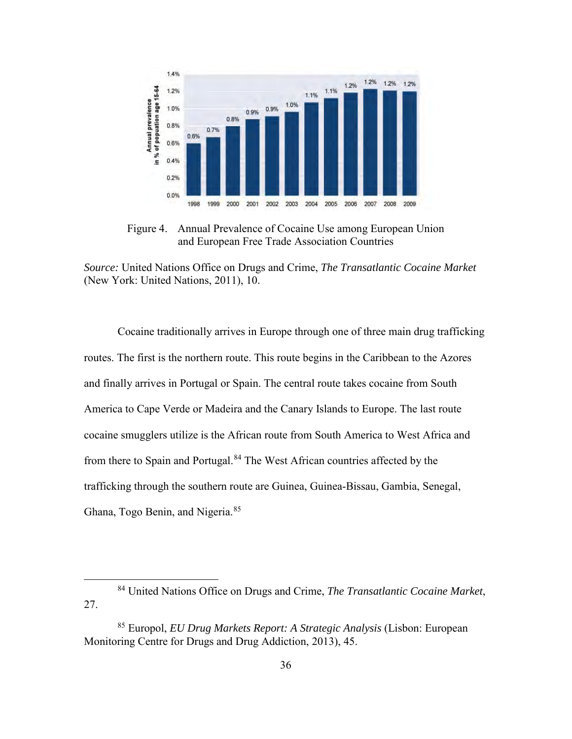Figure 4. Annual Prevalence of Cocaine Use among European Union and European Free Trade Association Countries

*Source:* United Nations Office on Drugs and Crime, *The Transatlantic Cocaine Market* (New York: United Nations, 2011), 10.

Cocaine traditionally arrives in Europe through one of three main drug trafficking routes. The first is the northern route. This route begins in the Caribbean to the Azores and finally arrives in Portugal or Spain. The central route takes cocaine from South America to Cape Verde or Madeira and the Canary Islands to Europe. The last route cocaine smugglers utilize is the African route from South America to West Africa and from there to Spain and Portugal.[84] The West African countries affected by the trafficking through the southern route are Guinea, Guinea-Bissau, Gambia, Senegal, Ghana, Togo Benin, and Nigeria.[85]

---

[84] United Nations Office on Drugs and Crime, *The Transatlantic Cocaine Market*, 27.

[85] Europol, *EU Drug Markets Report: A Strategic Analysis* (Lisbon: European Monitoring Centre for Drugs and Drug Addiction, 2013), 45.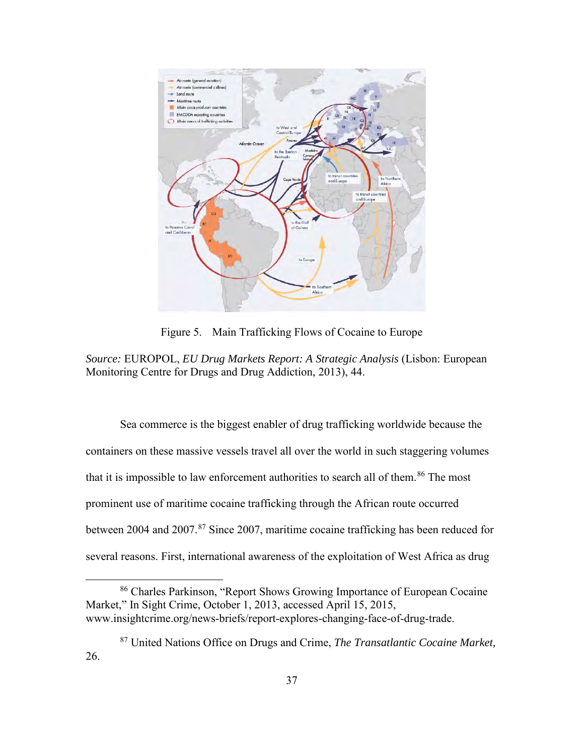Figure 5. Main Trafficking Flows of Cocaine to Europe

*Source:* EUROPOL, *EU Drug Markets Report: A Strategic Analysis* (Lisbon: European Monitoring Centre for Drugs and Drug Addiction, 2013), 44.

Sea commerce is the biggest enabler of drug trafficking worldwide because the containers on these massive vessels travel all over the world in such staggering volumes that it is impossible to law enforcement authorities to search all of them.[86] The most prominent use of maritime cocaine trafficking through the African route occurred between 2004 and 2007.[87] Since 2007, maritime cocaine trafficking has been reduced for several reasons. First, international awareness of the exploitation of West Africa as drug

[86] Charles Parkinson, "Report Shows Growing Importance of European Cocaine Market," In Sight Crime, October 1, 2013, accessed April 15, 2015, www.insightcrime.org/news-briefs/report-explores-changing-face-of-drug-trade.

[87] United Nations Office on Drugs and Crime, *The Transatlantic Cocaine Market,* 26.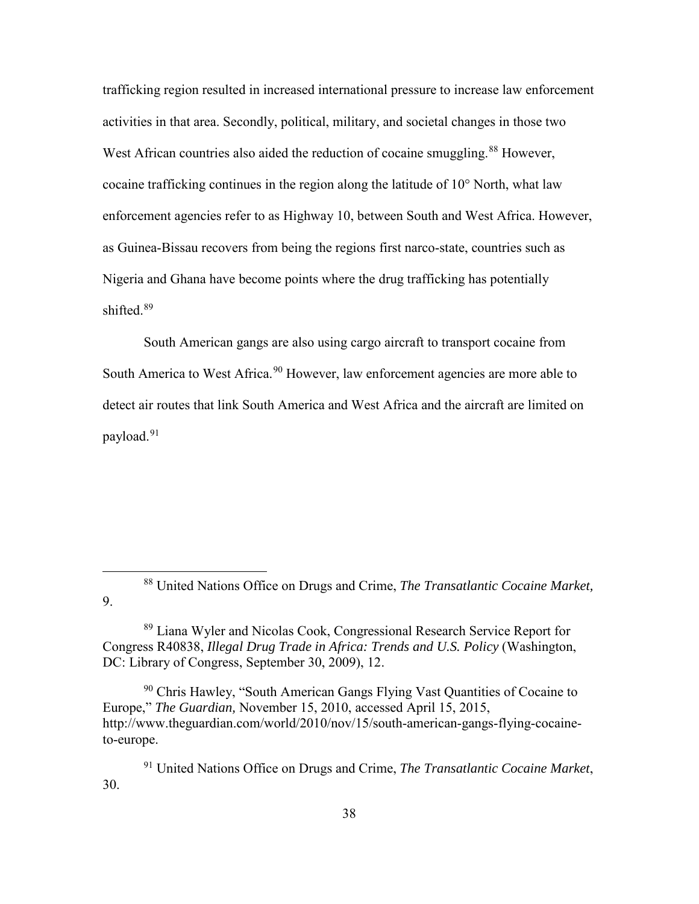trafficking region resulted in increased international pressure to increase law enforcement activities in that area. Secondly, political, military, and societal changes in those two West African countries also aided the reduction of cocaine smuggling.[88] However, cocaine trafficking continues in the region along the latitude of 10° North, what law enforcement agencies refer to as Highway 10, between South and West Africa. However, as Guinea-Bissau recovers from being the regions first narco-state, countries such as Nigeria and Ghana have become points where the drug trafficking has potentially shifted.[89]

South American gangs are also using cargo aircraft to transport cocaine from South America to West Africa.[90] However, law enforcement agencies are more able to detect air routes that link South America and West Africa and the aircraft are limited on payload.[91]

---

[88] United Nations Office on Drugs and Crime, *The Transatlantic Cocaine Market,* 9.

[89] Liana Wyler and Nicolas Cook, Congressional Research Service Report for Congress R40838, *Illegal Drug Trade in Africa: Trends and U.S. Policy* (Washington, DC: Library of Congress, September 30, 2009), 12.

[90] Chris Hawley, "South American Gangs Flying Vast Quantities of Cocaine to Europe," *The Guardian,* November 15, 2010, accessed April 15, 2015, http://www.theguardian.com/world/2010/nov/15/south-american-gangs-flying-cocaine-to-europe.

[91] United Nations Office on Drugs and Crime, *The Transatlantic Cocaine Market*, 30.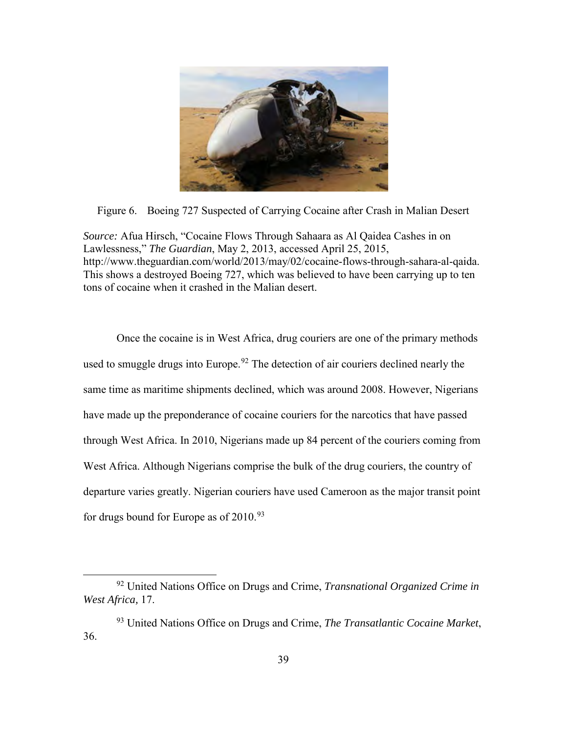Figure 6. Boeing 727 Suspected of Carrying Cocaine after Crash in Malian Desert

*Source:* Afua Hirsch, "Cocaine Flows Through Sahaara as Al Qaidea Cashes in on Lawlessness," *The Guardian*, May 2, 2013, accessed April 25, 2015, http://www.theguardian.com/world/2013/may/02/cocaine-flows-through-sahara-al-qaida. This shows a destroyed Boeing 727, which was believed to have been carrying up to ten tons of cocaine when it crashed in the Malian desert.

Once the cocaine is in West Africa, drug couriers are one of the primary methods used to smuggle drugs into Europe.[92] The detection of air couriers declined nearly the same time as maritime shipments declined, which was around 2008. However, Nigerians have made up the preponderance of cocaine couriers for the narcotics that have passed through West Africa. In 2010, Nigerians made up 84 percent of the couriers coming from West Africa. Although Nigerians comprise the bulk of the drug couriers, the country of departure varies greatly. Nigerian couriers have used Cameroon as the major transit point for drugs bound for Europe as of 2010.[93]

---

[92] United Nations Office on Drugs and Crime, *Transnational Organized Crime in West Africa,* 17.

[93] United Nations Office on Drugs and Crime, *The Transatlantic Cocaine Market*, 36.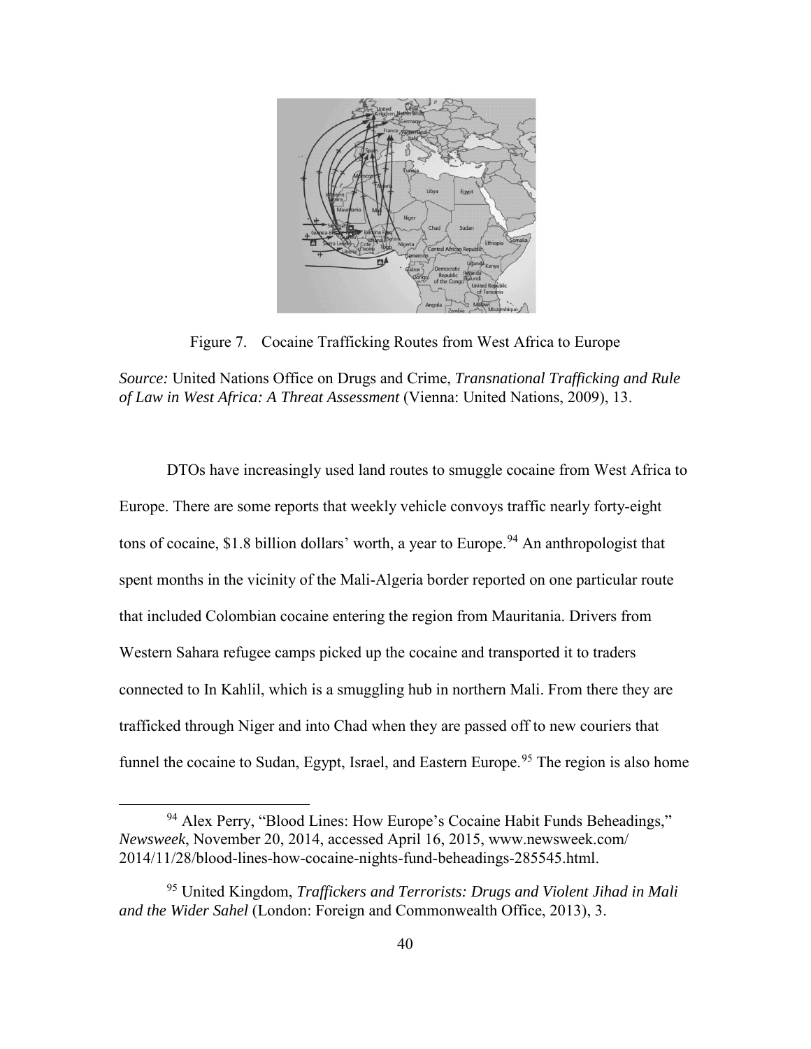Figure 7. Cocaine Trafficking Routes from West Africa to Europe

*Source:* United Nations Office on Drugs and Crime, *Transnational Trafficking and Rule of Law in West Africa: A Threat Assessment* (Vienna: United Nations, 2009), 13.

DTOs have increasingly used land routes to smuggle cocaine from West Africa to Europe. There are some reports that weekly vehicle convoys traffic nearly forty-eight tons of cocaine, $1.8 billion dollars' worth, a year to Europe.[94] An anthropologist that spent months in the vicinity of the Mali-Algeria border reported on one particular route that included Colombian cocaine entering the region from Mauritania. Drivers from Western Sahara refugee camps picked up the cocaine and transported it to traders connected to In Kahlil, which is a smuggling hub in northern Mali. From there they are trafficked through Niger and into Chad when they are passed off to new couriers that funnel the cocaine to Sudan, Egypt, Israel, and Eastern Europe.[95] The region is also home

[94] Alex Perry, "Blood Lines: How Europe's Cocaine Habit Funds Beheadings," *Newsweek*, November 20, 2014, accessed April 16, 2015, www.newsweek.com/2014/11/28/blood-lines-how-cocaine-nights-fund-beheadings-285545.html.

[95] United Kingdom, *Traffickers and Terrorists: Drugs and Violent Jihad in Mali and the Wider Sahel* (London: Foreign and Commonwealth Office, 2013), 3.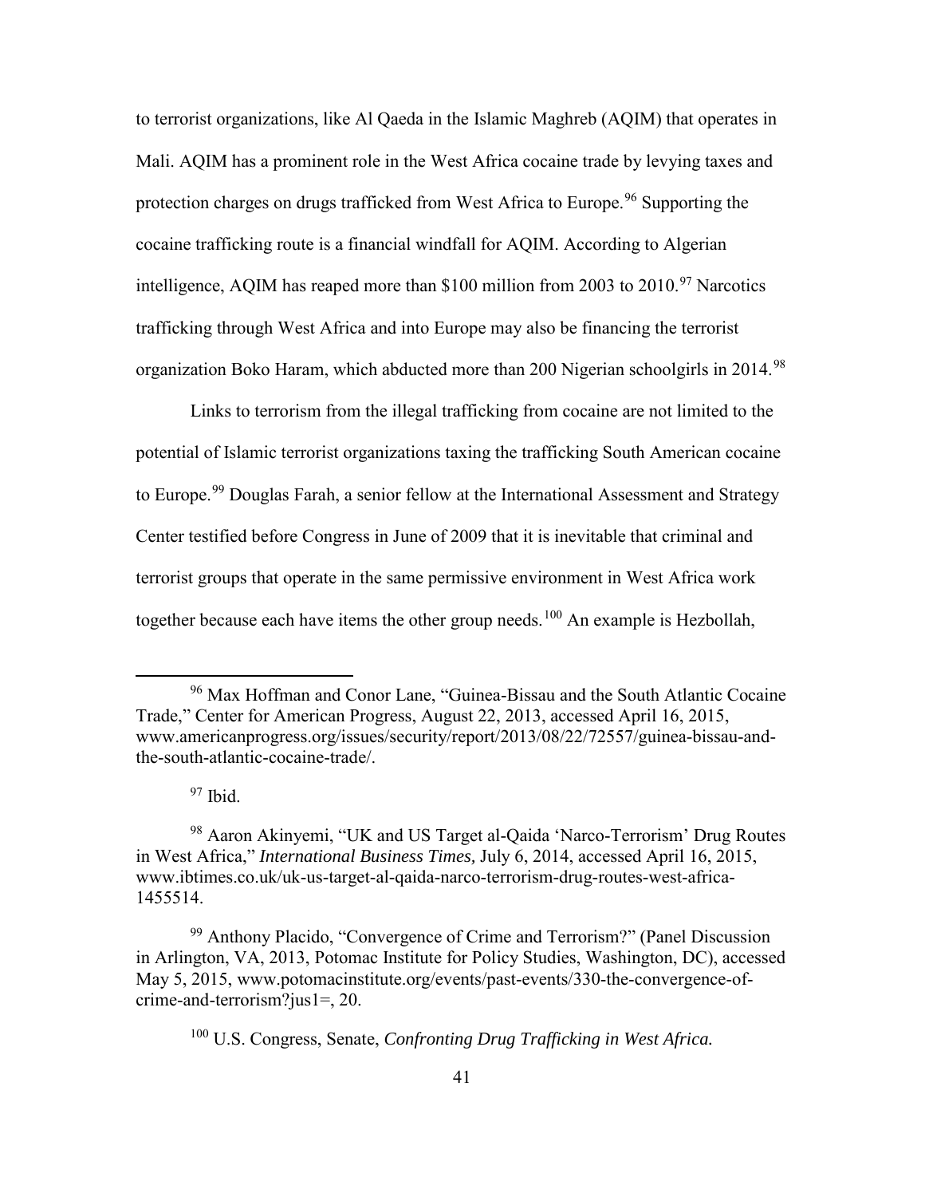to terrorist organizations, like Al Qaeda in the Islamic Maghreb (AQIM) that operates in Mali. AQIM has a prominent role in the West Africa cocaine trade by levying taxes and protection charges on drugs trafficked from West Africa to Europe.[96] Supporting the cocaine trafficking route is a financial windfall for AQIM. According to Algerian intelligence, AQIM has reaped more than $100 million from 2003 to 2010.[97] Narcotics trafficking through West Africa and into Europe may also be financing the terrorist organization Boko Haram, which abducted more than 200 Nigerian schoolgirls in 2014.[98]

Links to terrorism from the illegal trafficking from cocaine are not limited to the potential of Islamic terrorist organizations taxing the trafficking South American cocaine to Europe.[99] Douglas Farah, a senior fellow at the International Assessment and Strategy Center testified before Congress in June of 2009 that it is inevitable that criminal and terrorist groups that operate in the same permissive environment in West Africa work together because each have items the other group needs.[100] An example is Hezbollah,

---

[96] Max Hoffman and Conor Lane, "Guinea-Bissau and the South Atlantic Cocaine Trade," Center for American Progress, August 22, 2013, accessed April 16, 2015, www.americanprogress.org/issues/security/report/2013/08/22/72557/guinea-bissau-and-the-south-atlantic-cocaine-trade/.

[97] Ibid.

[98] Aaron Akinyemi, "UK and US Target al-Qaida 'Narco-Terrorism' Drug Routes in West Africa," *International Business Times,* July 6, 2014, accessed April 16, 2015, www.ibtimes.co.uk/uk-us-target-al-qaida-narco-terrorism-drug-routes-west-africa-1455514.

[99] Anthony Placido, "Convergence of Crime and Terrorism?" (Panel Discussion in Arlington, VA, 2013, Potomac Institute for Policy Studies, Washington, DC), accessed May 5, 2015, www.potomacinstitute.org/events/past-events/330-the-convergence-of-crime-and-terrorism?jus1=, 20.

[100] U.S. Congress, Senate, *Confronting Drug Trafficking in West Africa.*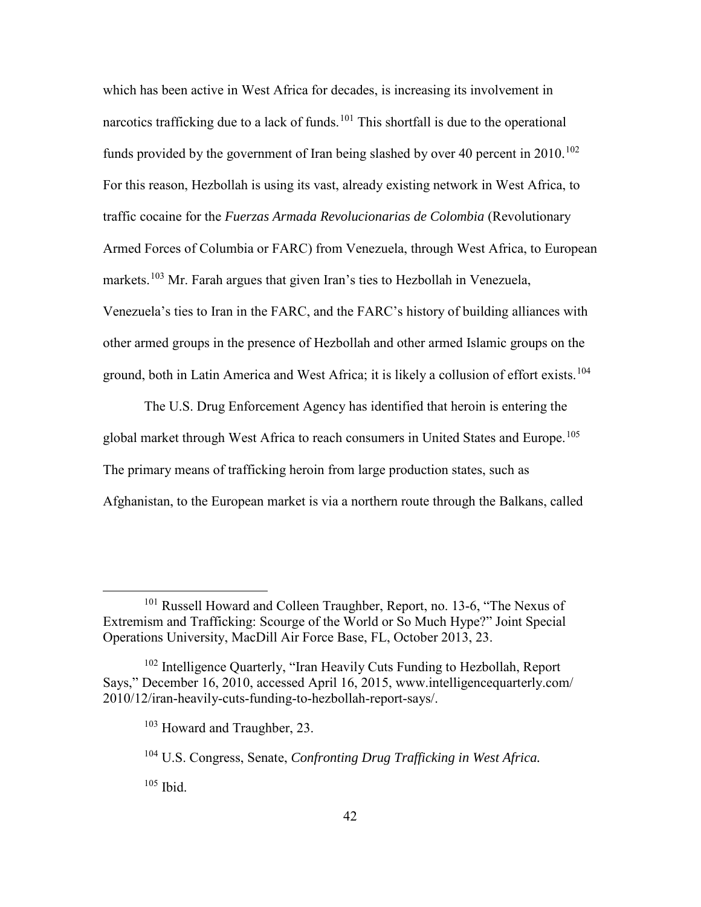which has been active in West Africa for decades, is increasing its involvement in narcotics trafficking due to a lack of funds.[101] This shortfall is due to the operational funds provided by the government of Iran being slashed by over 40 percent in 2010.[102] For this reason, Hezbollah is using its vast, already existing network in West Africa, to traffic cocaine for the *Fuerzas Armada Revolucionarias de Colombia* (Revolutionary Armed Forces of Columbia or FARC) from Venezuela, through West Africa, to European markets.[103] Mr. Farah argues that given Iran's ties to Hezbollah in Venezuela, Venezuela's ties to Iran in the FARC, and the FARC's history of building alliances with other armed groups in the presence of Hezbollah and other armed Islamic groups on the ground, both in Latin America and West Africa; it is likely a collusion of effort exists.[104]

The U.S. Drug Enforcement Agency has identified that heroin is entering the global market through West Africa to reach consumers in United States and Europe.[105] The primary means of trafficking heroin from large production states, such as Afghanistan, to the European market is via a northern route through the Balkans, called

---

[101] Russell Howard and Colleen Traughber, Report, no. 13-6, "The Nexus of Extremism and Trafficking: Scourge of the World or So Much Hype?" Joint Special Operations University, MacDill Air Force Base, FL, October 2013, 23.

[102] Intelligence Quarterly, "Iran Heavily Cuts Funding to Hezbollah, Report Says," December 16, 2010, accessed April 16, 2015, www.intelligencequarterly.com/2010/12/iran-heavily-cuts-funding-to-hezbollah-report-says/.

[103] Howard and Traughber, 23.

[104] U.S. Congress, Senate, *Confronting Drug Trafficking in West Africa.*

[105] Ibid.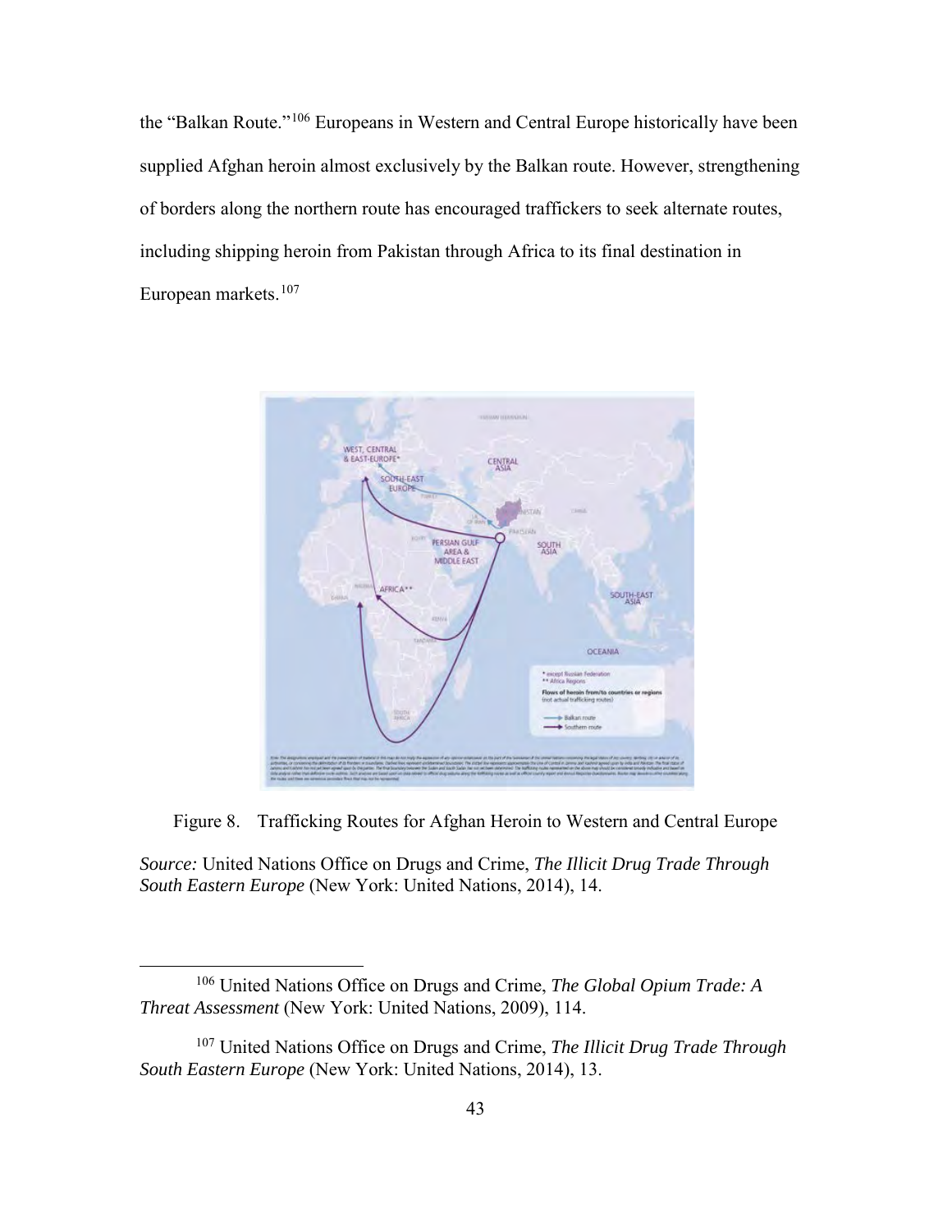the "Balkan Route."[106] Europeans in Western and Central Europe historically have been supplied Afghan heroin almost exclusively by the Balkan route. However, strengthening of borders along the northern route has encouraged traffickers to seek alternate routes, including shipping heroin from Pakistan through Africa to its final destination in European markets.[107]

Figure 8. Trafficking Routes for Afghan Heroin to Western and Central Europe

*Source:* United Nations Office on Drugs and Crime, *The Illicit Drug Trade Through South Eastern Europe* (New York: United Nations, 2014), 14.

[106] United Nations Office on Drugs and Crime, *The Global Opium Trade: A Threat Assessment* (New York: United Nations, 2009), 114.

[107] United Nations Office on Drugs and Crime, *The Illicit Drug Trade Through South Eastern Europe* (New York: United Nations, 2014), 13.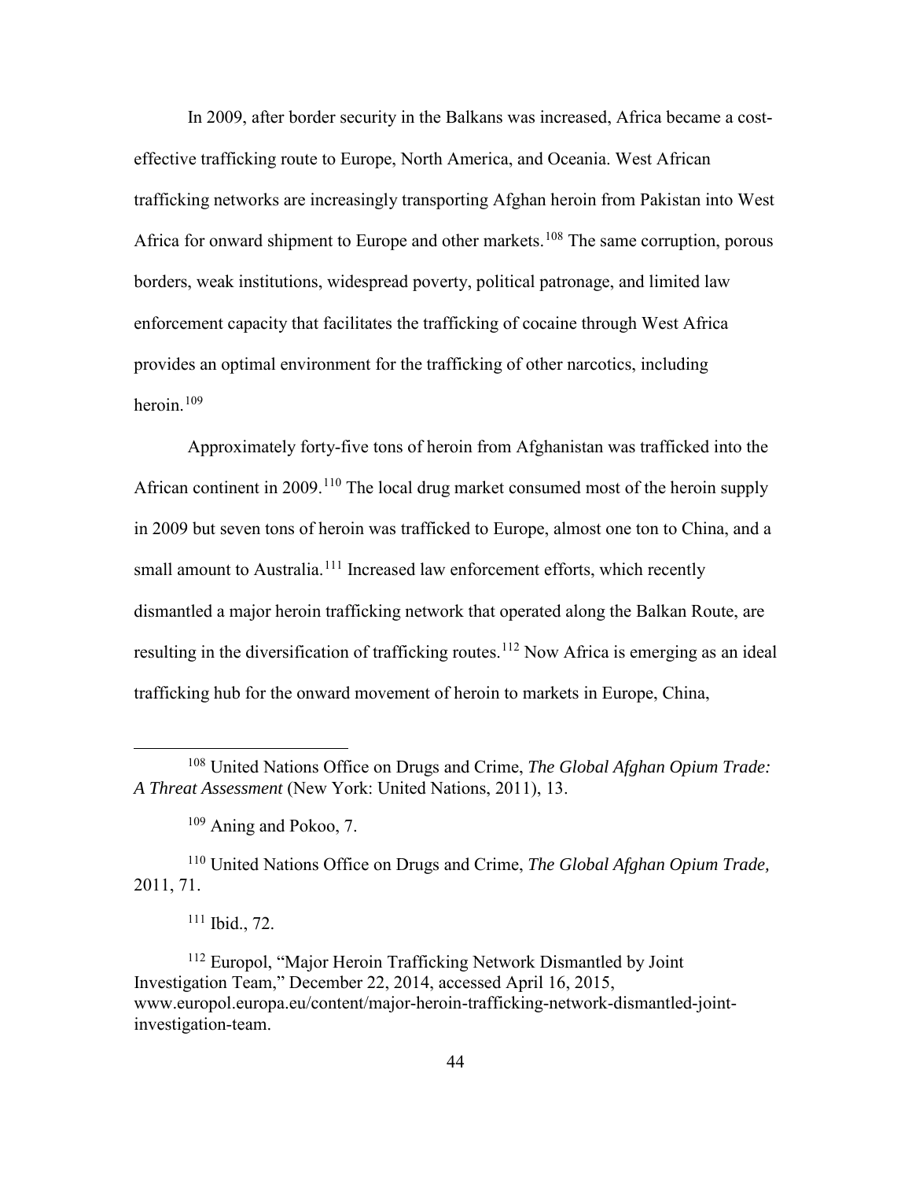In 2009, after border security in the Balkans was increased, Africa became a cost-effective trafficking route to Europe, North America, and Oceania. West African trafficking networks are increasingly transporting Afghan heroin from Pakistan into West Africa for onward shipment to Europe and other markets.[108] The same corruption, porous borders, weak institutions, widespread poverty, political patronage, and limited law enforcement capacity that facilitates the trafficking of cocaine through West Africa provides an optimal environment for the trafficking of other narcotics, including heroin.[109]

Approximately forty-five tons of heroin from Afghanistan was trafficked into the African continent in 2009.[110] The local drug market consumed most of the heroin supply in 2009 but seven tons of heroin was trafficked to Europe, almost one ton to China, and a small amount to Australia.[111] Increased law enforcement efforts, which recently dismantled a major heroin trafficking network that operated along the Balkan Route, are resulting in the diversification of trafficking routes.[112] Now Africa is emerging as an ideal trafficking hub for the onward movement of heroin to markets in Europe, China,

---

[108] United Nations Office on Drugs and Crime, *The Global Afghan Opium Trade: A Threat Assessment* (New York: United Nations, 2011), 13.

[109] Aning and Pokoo, 7.

[110] United Nations Office on Drugs and Crime, *The Global Afghan Opium Trade,* 2011, 71.

[111] Ibid., 72.

[112] Europol, "Major Heroin Trafficking Network Dismantled by Joint Investigation Team," December 22, 2014, accessed April 16, 2015, www.europol.europa.eu/content/major-heroin-trafficking-network-dismantled-joint-investigation-team.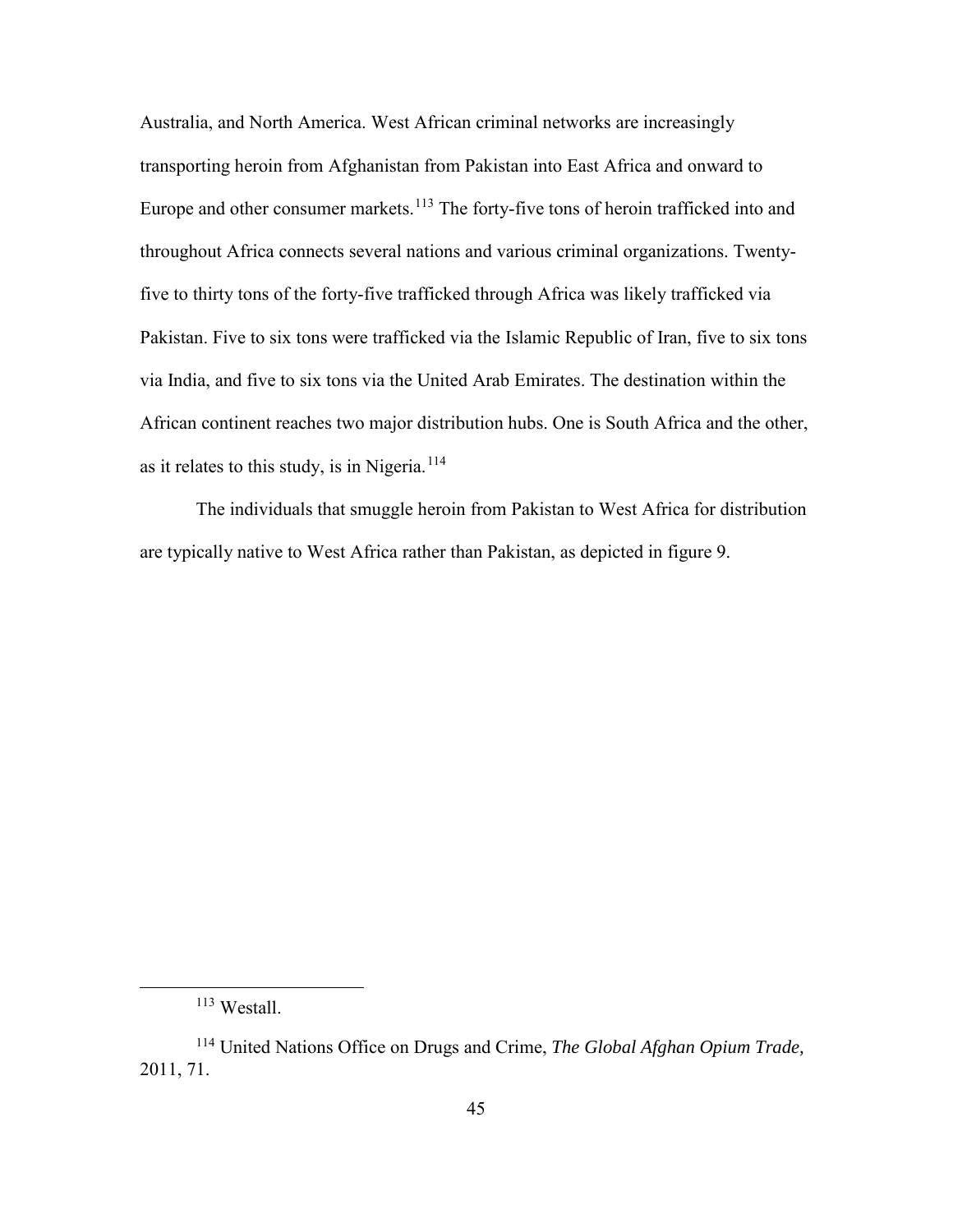Australia, and North America. West African criminal networks are increasingly transporting heroin from Afghanistan from Pakistan into East Africa and onward to Europe and other consumer markets.[113] The forty-five tons of heroin trafficked into and throughout Africa connects several nations and various criminal organizations. Twenty-five to thirty tons of the forty-five trafficked through Africa was likely trafficked via Pakistan. Five to six tons were trafficked via the Islamic Republic of Iran, five to six tons via India, and five to six tons via the United Arab Emirates. The destination within the African continent reaches two major distribution hubs. One is South Africa and the other, as it relates to this study, is in Nigeria.[114]

The individuals that smuggle heroin from Pakistan to West Africa for distribution are typically native to West Africa rather than Pakistan, as depicted in figure 9.

---

[113] Westall.

[114] United Nations Office on Drugs and Crime, *The Global Afghan Opium Trade,* 2011, 71.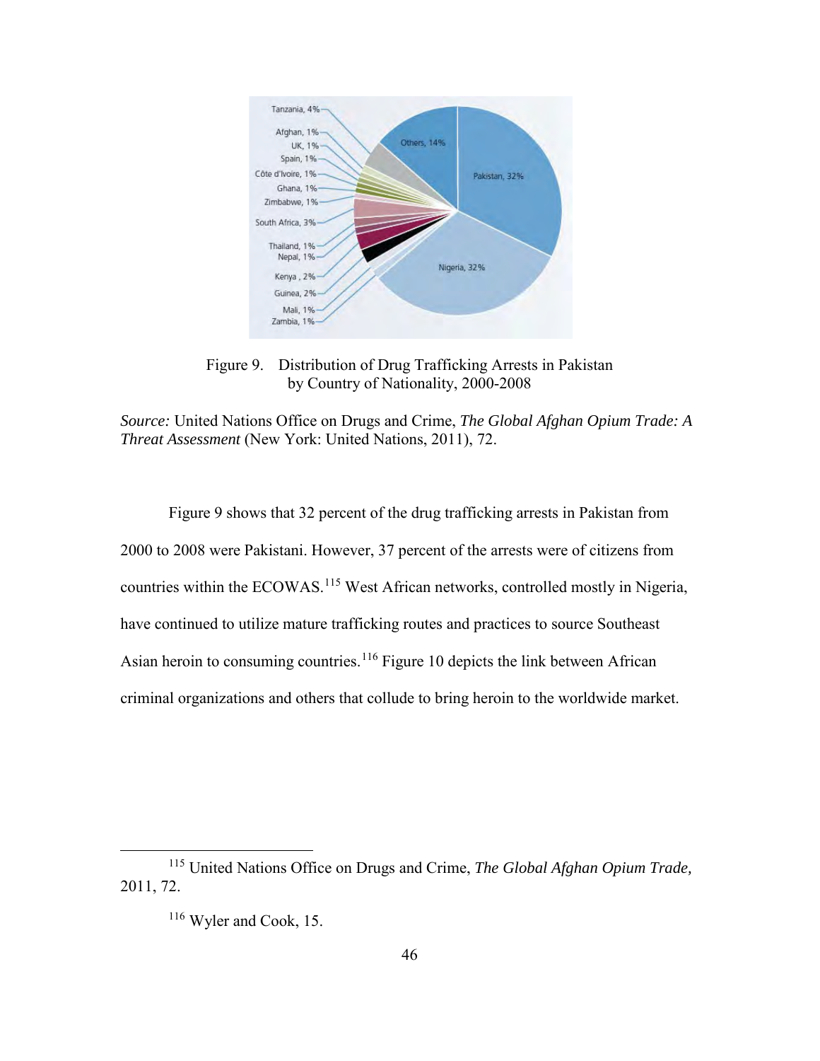Figure 9. Distribution of Drug Trafficking Arrests in Pakistan by Country of Nationality, 2000-2008

*Source:* United Nations Office on Drugs and Crime, *The Global Afghan Opium Trade: A Threat Assessment* (New York: United Nations, 2011), 72.

Figure 9 shows that 32 percent of the drug trafficking arrests in Pakistan from 2000 to 2008 were Pakistani. However, 37 percent of the arrests were of citizens from countries within the ECOWAS.[115] West African networks, controlled mostly in Nigeria, have continued to utilize mature trafficking routes and practices to source Southeast Asian heroin to consuming countries.[116] Figure 10 depicts the link between African criminal organizations and others that collude to bring heroin to the worldwide market.

---

[115] United Nations Office on Drugs and Crime, *The Global Afghan Opium Trade,* 2011, 72.

[116] Wyler and Cook, 15.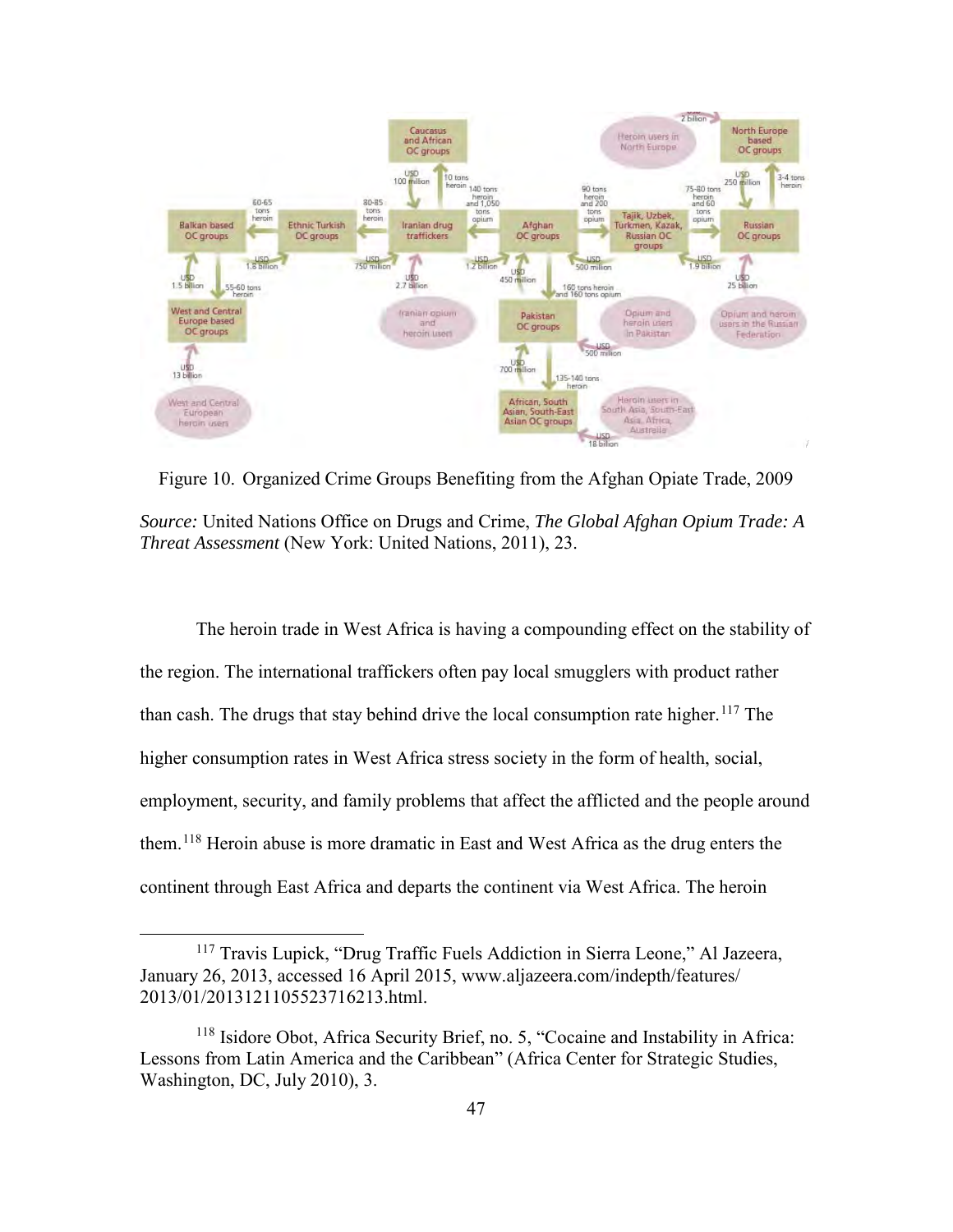Figure 10. Organized Crime Groups Benefiting from the Afghan Opiate Trade, 2009

*Source:* United Nations Office on Drugs and Crime, *The Global Afghan Opium Trade: A Threat Assessment* (New York: United Nations, 2011), 23.

The heroin trade in West Africa is having a compounding effect on the stability of the region. The international traffickers often pay local smugglers with product rather than cash. The drugs that stay behind drive the local consumption rate higher.[117] The higher consumption rates in West Africa stress society in the form of health, social, employment, security, and family problems that affect the afflicted and the people around them.[118] Heroin abuse is more dramatic in East and West Africa as the drug enters the continent through East Africa and departs the continent via West Africa. The heroin

[117] Travis Lupick, "Drug Traffic Fuels Addiction in Sierra Leone," Al Jazeera, January 26, 2013, accessed 16 April 2015, www.aljazeera.com/indepth/features/2013/01/2013121105523716213.html.

[118] Isidore Obot, Africa Security Brief, no. 5, "Cocaine and Instability in Africa: Lessons from Latin America and the Caribbean" (Africa Center for Strategic Studies, Washington, DC, July 2010), 3.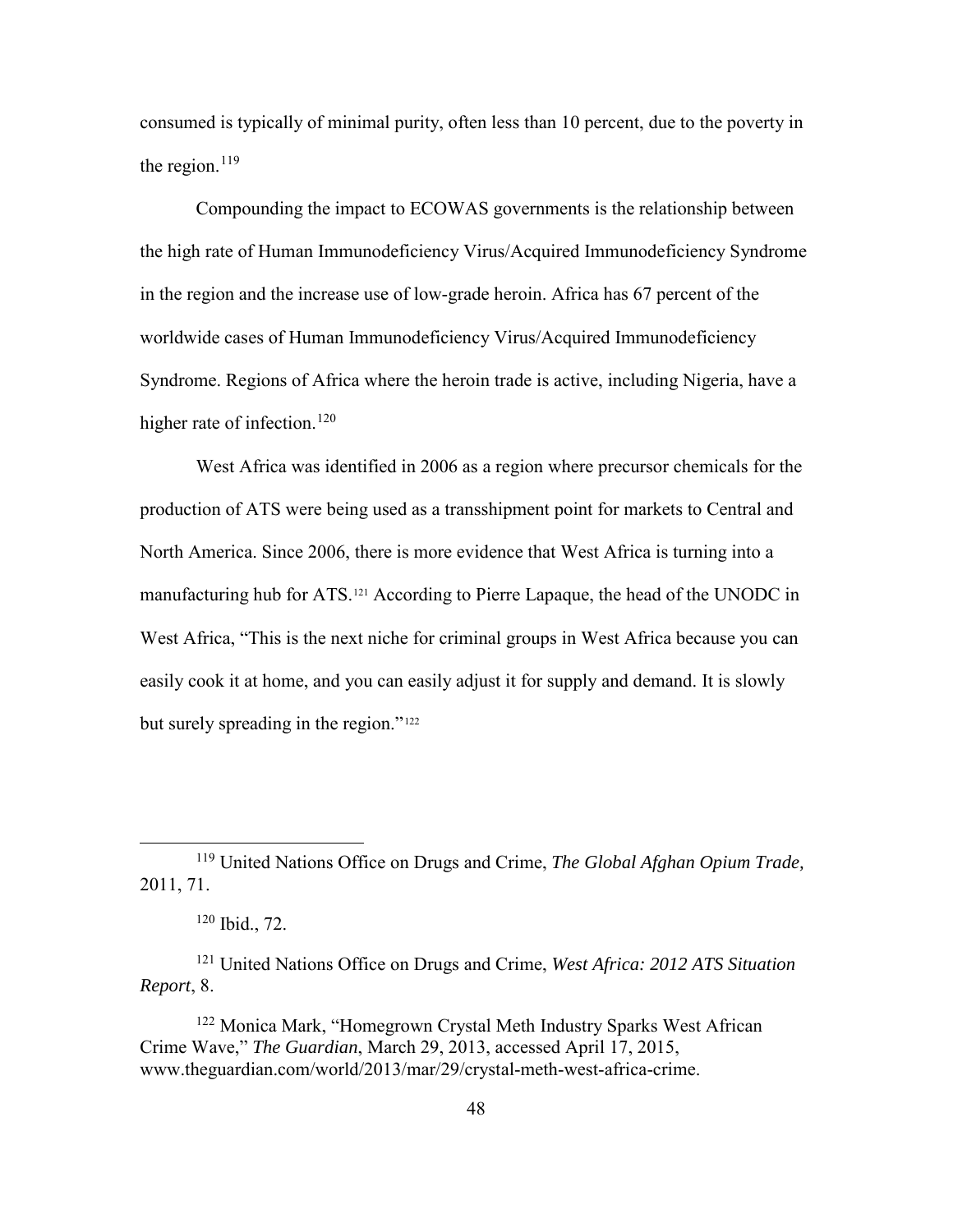consumed is typically of minimal purity, often less than 10 percent, due to the poverty in the region.[119]

Compounding the impact to ECOWAS governments is the relationship between the high rate of Human Immunodeficiency Virus/Acquired Immunodeficiency Syndrome in the region and the increase use of low-grade heroin. Africa has 67 percent of the worldwide cases of Human Immunodeficiency Virus/Acquired Immunodeficiency Syndrome. Regions of Africa where the heroin trade is active, including Nigeria, have a higher rate of infection.[120]

West Africa was identified in 2006 as a region where precursor chemicals for the production of ATS were being used as a transshipment point for markets to Central and North America. Since 2006, there is more evidence that West Africa is turning into a manufacturing hub for ATS.[121] According to Pierre Lapaque, the head of the UNODC in West Africa, "This is the next niche for criminal groups in West Africa because you can easily cook it at home, and you can easily adjust it for supply and demand. It is slowly but surely spreading in the region."[122]

---

[119] United Nations Office on Drugs and Crime, *The Global Afghan Opium Trade,* 2011, 71.

[120] Ibid., 72.

[121] United Nations Office on Drugs and Crime, *West Africa: 2012 ATS Situation Report*, 8.

[122] Monica Mark, "Homegrown Crystal Meth Industry Sparks West African Crime Wave," *The Guardian*, March 29, 2013, accessed April 17, 2015, www.theguardian.com/world/2013/mar/29/crystal-meth-west-africa-crime.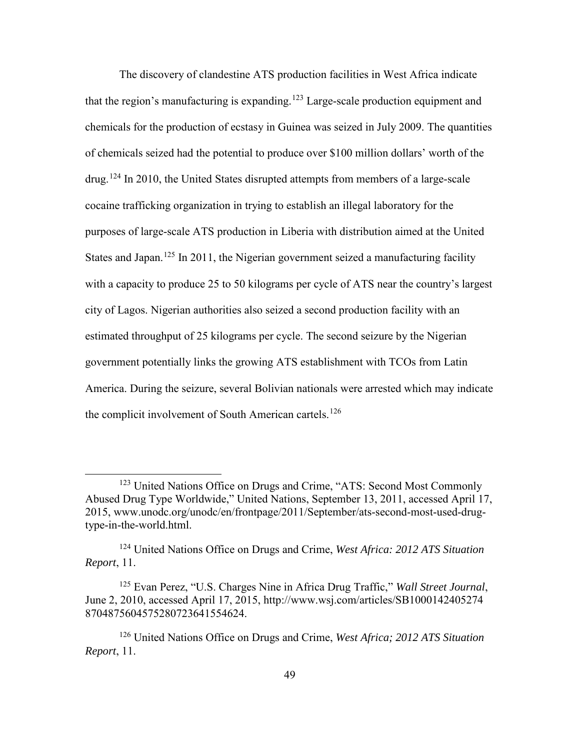The discovery of clandestine ATS production facilities in West Africa indicate that the region's manufacturing is expanding.[123] Large-scale production equipment and chemicals for the production of ecstasy in Guinea was seized in July 2009. The quantities of chemicals seized had the potential to produce over $100 million dollars' worth of the drug.[124] In 2010, the United States disrupted attempts from members of a large-scale cocaine trafficking organization in trying to establish an illegal laboratory for the purposes of large-scale ATS production in Liberia with distribution aimed at the United States and Japan.[125] In 2011, the Nigerian government seized a manufacturing facility with a capacity to produce 25 to 50 kilograms per cycle of ATS near the country's largest city of Lagos. Nigerian authorities also seized a second production facility with an estimated throughput of 25 kilograms per cycle. The second seizure by the Nigerian government potentially links the growing ATS establishment with TCOs from Latin America. During the seizure, several Bolivian nationals were arrested which may indicate the complicit involvement of South American cartels.[126]

---

[123] United Nations Office on Drugs and Crime, "ATS: Second Most Commonly Abused Drug Type Worldwide," United Nations, September 13, 2011, accessed April 17, 2015, www.unodc.org/unodc/en/frontpage/2011/September/ats-second-most-used-drug-type-in-the-world.html.

[124] United Nations Office on Drugs and Crime, *West Africa: 2012 ATS Situation Report*, 11.

[125] Evan Perez, "U.S. Charges Nine in Africa Drug Traffic," *Wall Street Journal*, June 2, 2010, accessed April 17, 2015, http://www.wsj.com/articles/SB1000142405274 8704875604575280723641554624.

[126] United Nations Office on Drugs and Crime, *West Africa; 2012 ATS Situation Report*, 11.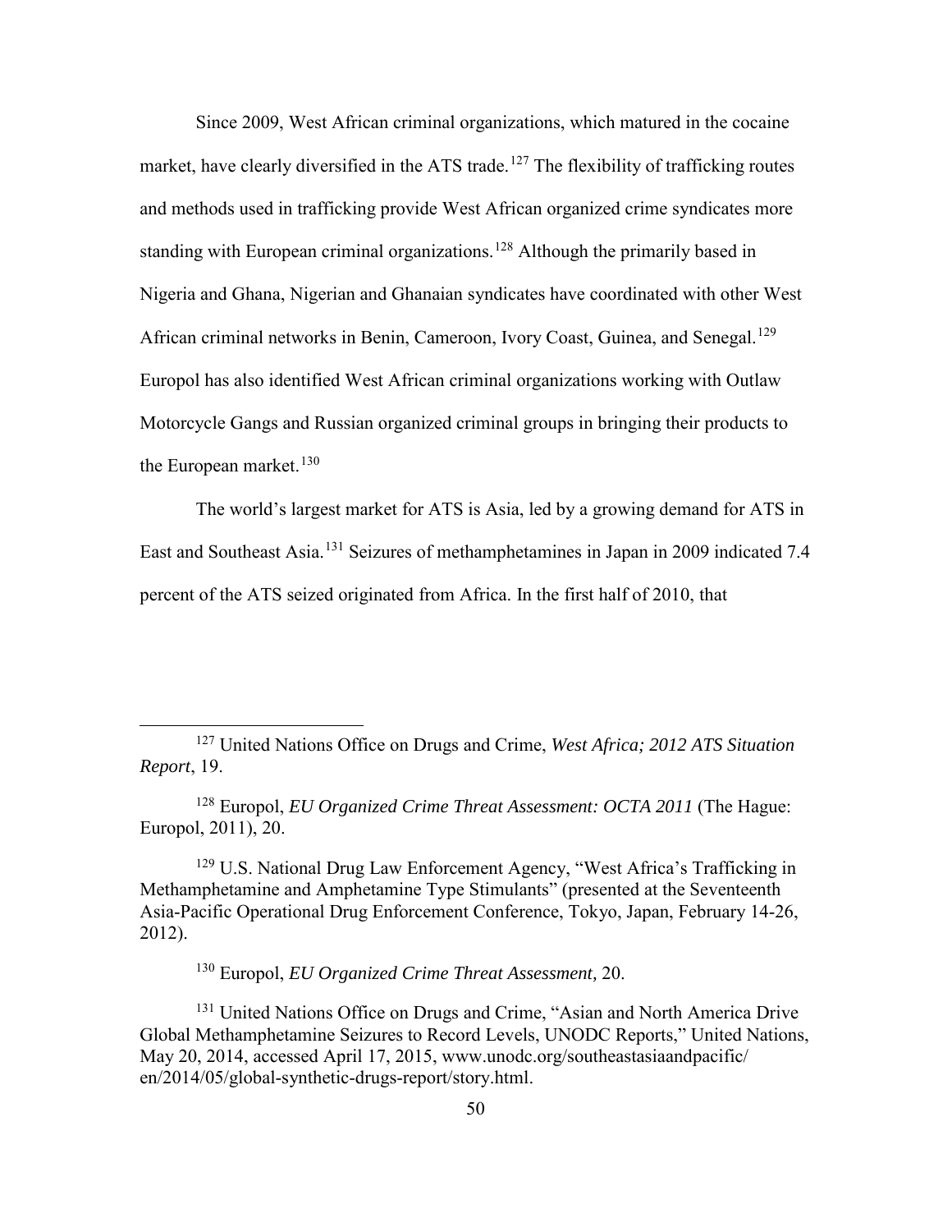Since 2009, West African criminal organizations, which matured in the cocaine market, have clearly diversified in the ATS trade.[127] The flexibility of trafficking routes and methods used in trafficking provide West African organized crime syndicates more standing with European criminal organizations.[128] Although the primarily based in Nigeria and Ghana, Nigerian and Ghanaian syndicates have coordinated with other West African criminal networks in Benin, Cameroon, Ivory Coast, Guinea, and Senegal.[129] Europol has also identified West African criminal organizations working with Outlaw Motorcycle Gangs and Russian organized criminal groups in bringing their products to the European market.[130]

The world's largest market for ATS is Asia, led by a growing demand for ATS in East and Southeast Asia.[131] Seizures of methamphetamines in Japan in 2009 indicated 7.4 percent of the ATS seized originated from Africa. In the first half of 2010, that

---

[127] United Nations Office on Drugs and Crime, *West Africa; 2012 ATS Situation Report*, 19.

[128] Europol, *EU Organized Crime Threat Assessment: OCTA 2011* (The Hague: Europol, 2011), 20.

[129] U.S. National Drug Law Enforcement Agency, "West Africa's Trafficking in Methamphetamine and Amphetamine Type Stimulants" (presented at the Seventeenth Asia-Pacific Operational Drug Enforcement Conference, Tokyo, Japan, February 14-26, 2012).

[130] Europol, *EU Organized Crime Threat Assessment,* 20.

[131] United Nations Office on Drugs and Crime, "Asian and North America Drive Global Methamphetamine Seizures to Record Levels, UNODC Reports," United Nations, May 20, 2014, accessed April 17, 2015, www.unodc.org/southeastasiaandpacific/en/2014/05/global-synthetic-drugs-report/story.html.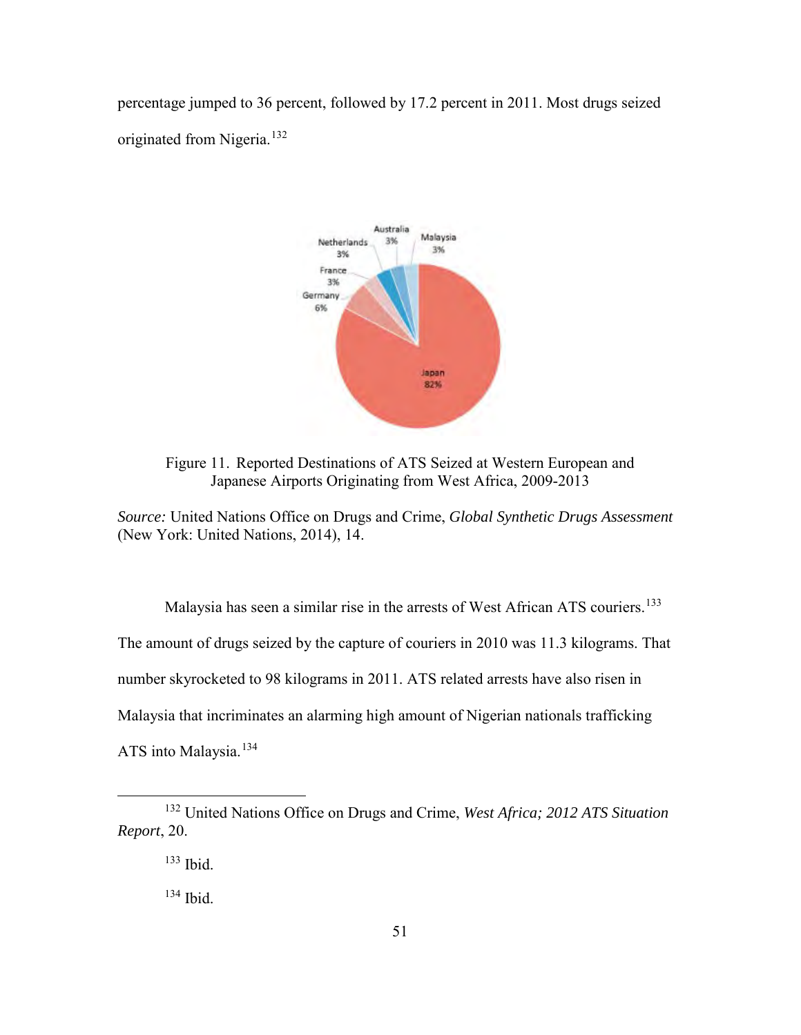percentage jumped to 36 percent, followed by 17.2 percent in 2011. Most drugs seized originated from Nigeria.[132]

Figure 11. Reported Destinations of ATS Seized at Western European and Japanese Airports Originating from West Africa, 2009-2013

*Source:* United Nations Office on Drugs and Crime, *Global Synthetic Drugs Assessment* (New York: United Nations, 2014), 14.

Malaysia has seen a similar rise in the arrests of West African ATS couriers.[133] The amount of drugs seized by the capture of couriers in 2010 was 11.3 kilograms. That number skyrocketed to 98 kilograms in 2011. ATS related arrests have also risen in Malaysia that incriminates an alarming high amount of Nigerian nationals trafficking ATS into Malaysia.[134]

---

[132] United Nations Office on Drugs and Crime, *West Africa; 2012 ATS Situation Report*, 20.

[133] Ibid.

[134] Ibid.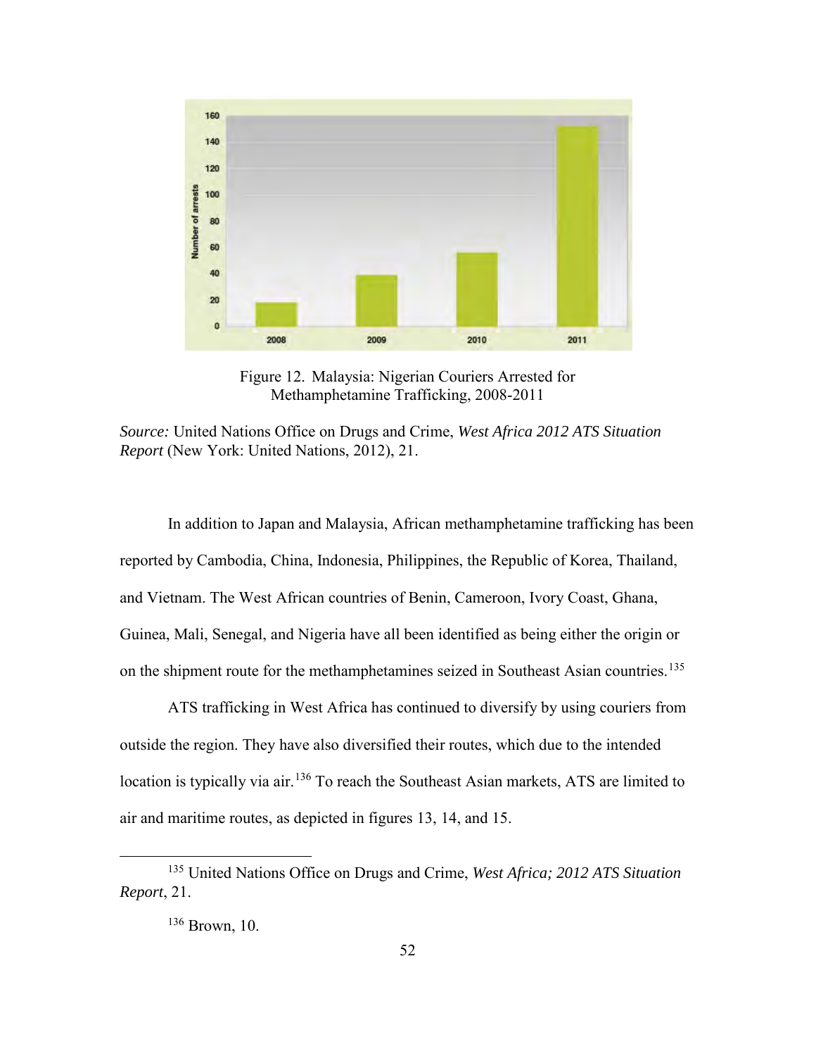Figure 12. Malaysia: Nigerian Couriers Arrested for Methamphetamine Trafficking, 2008-2011

*Source:* United Nations Office on Drugs and Crime, *West Africa 2012 ATS Situation Report* (New York: United Nations, 2012), 21.

In addition to Japan and Malaysia, African methamphetamine trafficking has been reported by Cambodia, China, Indonesia, Philippines, the Republic of Korea, Thailand, and Vietnam. The West African countries of Benin, Cameroon, Ivory Coast, Ghana, Guinea, Mali, Senegal, and Nigeria have all been identified as being either the origin or on the shipment route for the methamphetamines seized in Southeast Asian countries.[135]

ATS trafficking in West Africa has continued to diversify by using couriers from outside the region. They have also diversified their routes, which due to the intended location is typically via air.[136] To reach the Southeast Asian markets, ATS are limited to air and maritime routes, as depicted in figures 13, 14, and 15.

[135] United Nations Office on Drugs and Crime, *West Africa; 2012 ATS Situation Report*, 21.

[136] Brown, 10.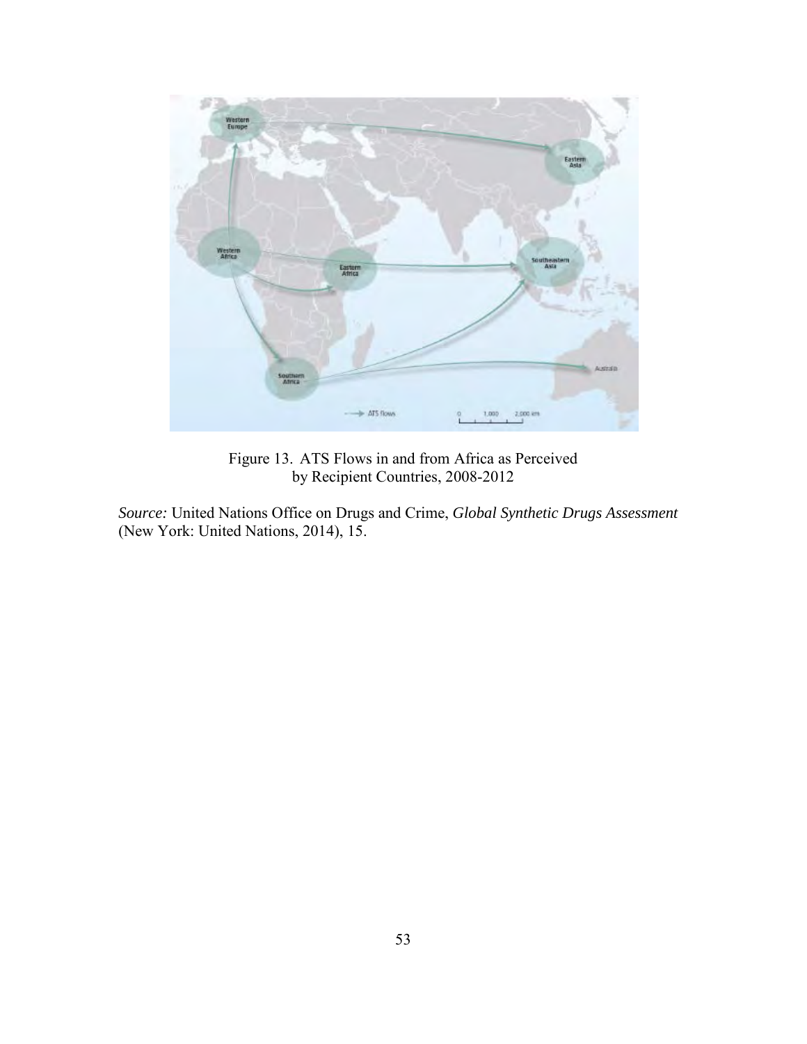Figure 13. ATS Flows in and from Africa as Perceived by Recipient Countries, 2008-2012

*Source:* United Nations Office on Drugs and Crime, *Global Synthetic Drugs Assessment* (New York: United Nations, 2014), 15.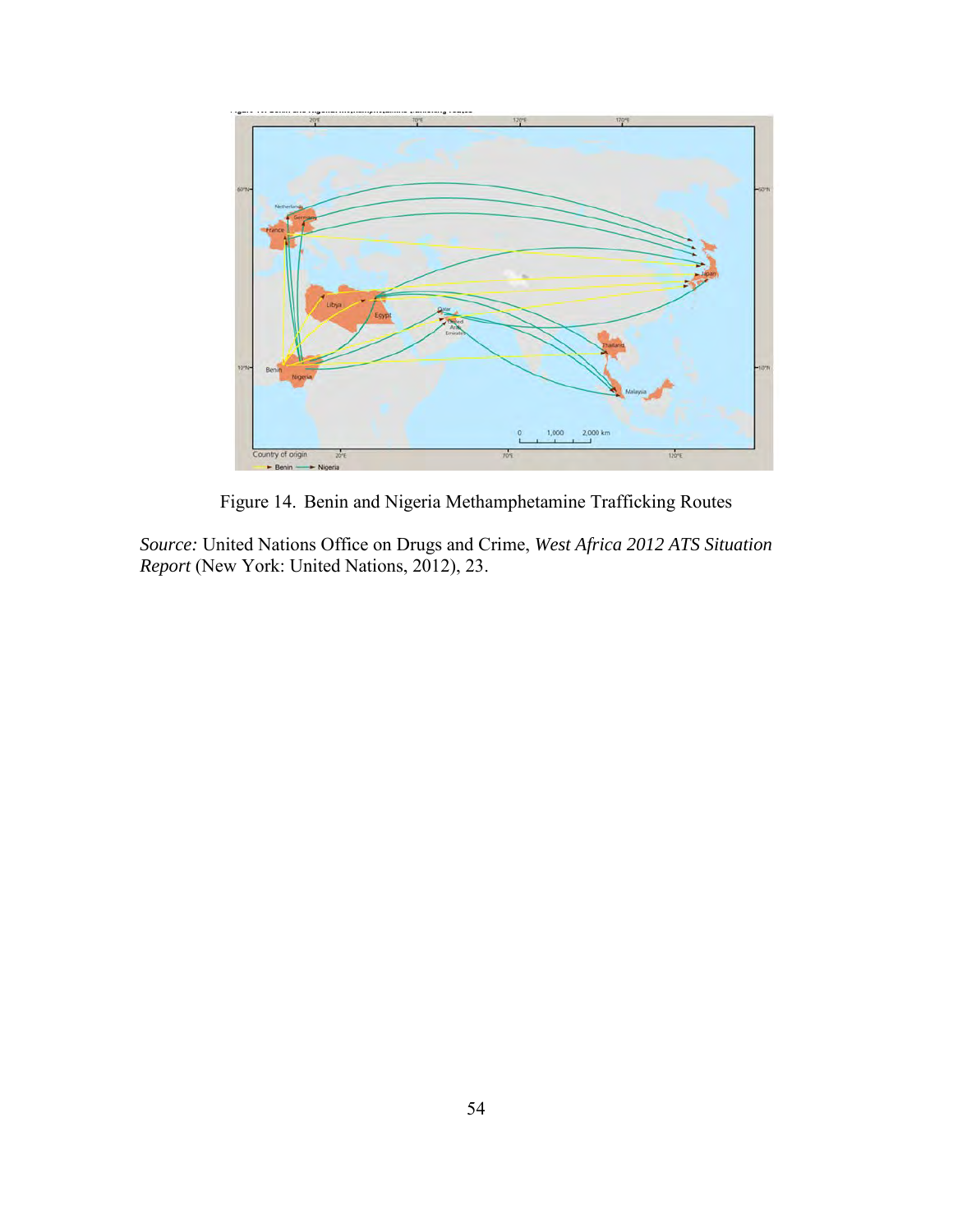Figure 14. Benin and Nigeria Methamphetamine Trafficking Routes

*Source:* United Nations Office on Drugs and Crime, *West Africa 2012 ATS Situation Report* (New York: United Nations, 2012), 23.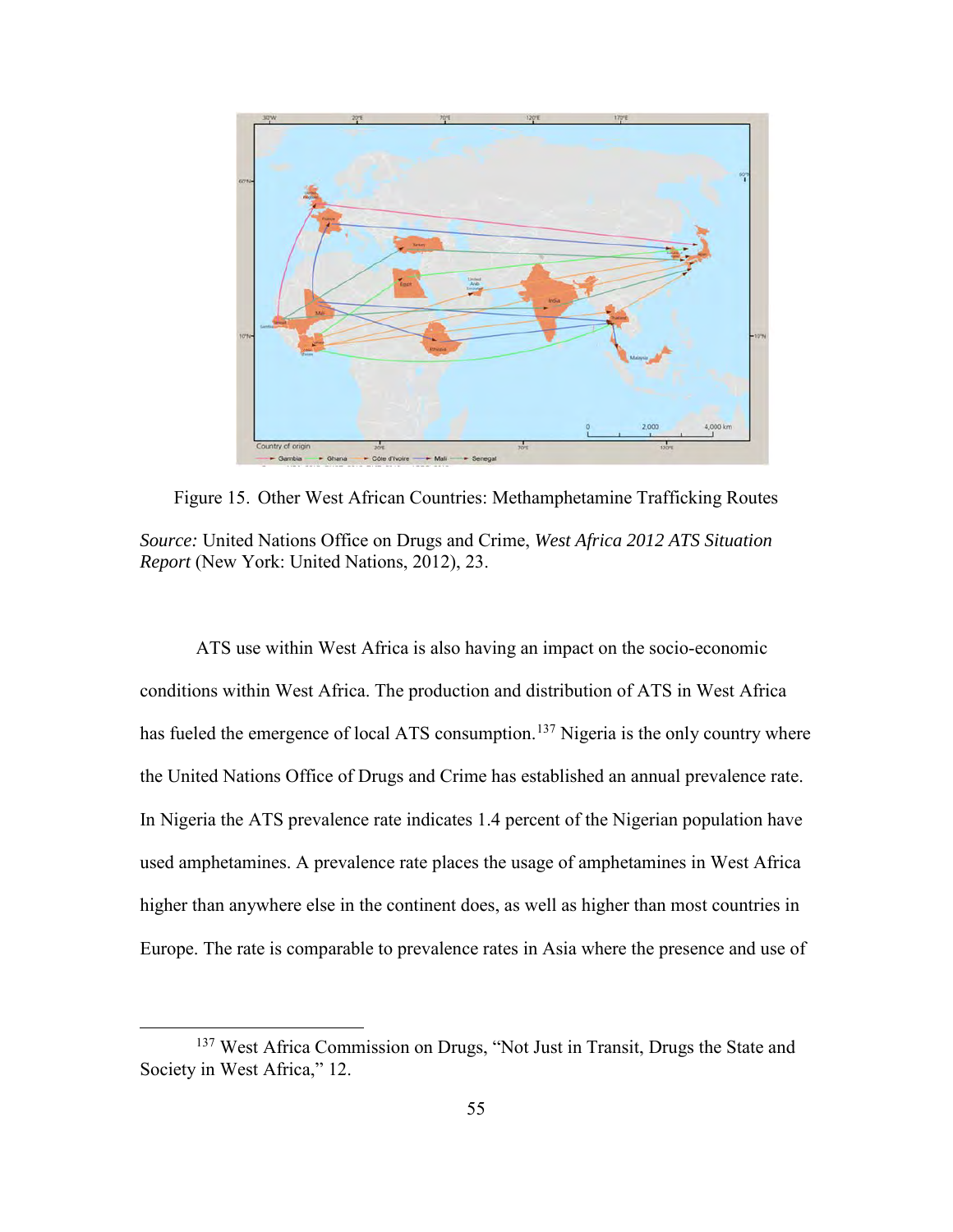Figure 15. Other West African Countries: Methamphetamine Trafficking Routes

*Source:* United Nations Office on Drugs and Crime, *West Africa 2012 ATS Situation Report* (New York: United Nations, 2012), 23.

ATS use within West Africa is also having an impact on the socio-economic conditions within West Africa. The production and distribution of ATS in West Africa has fueled the emergence of local ATS consumption.[137] Nigeria is the only country where the United Nations Office of Drugs and Crime has established an annual prevalence rate. In Nigeria the ATS prevalence rate indicates 1.4 percent of the Nigerian population have used amphetamines. A prevalence rate places the usage of amphetamines in West Africa higher than anywhere else in the continent does, as well as higher than most countries in Europe. The rate is comparable to prevalence rates in Asia where the presence and use of

[137] West Africa Commission on Drugs, "Not Just in Transit, Drugs the State and Society in West Africa," 12.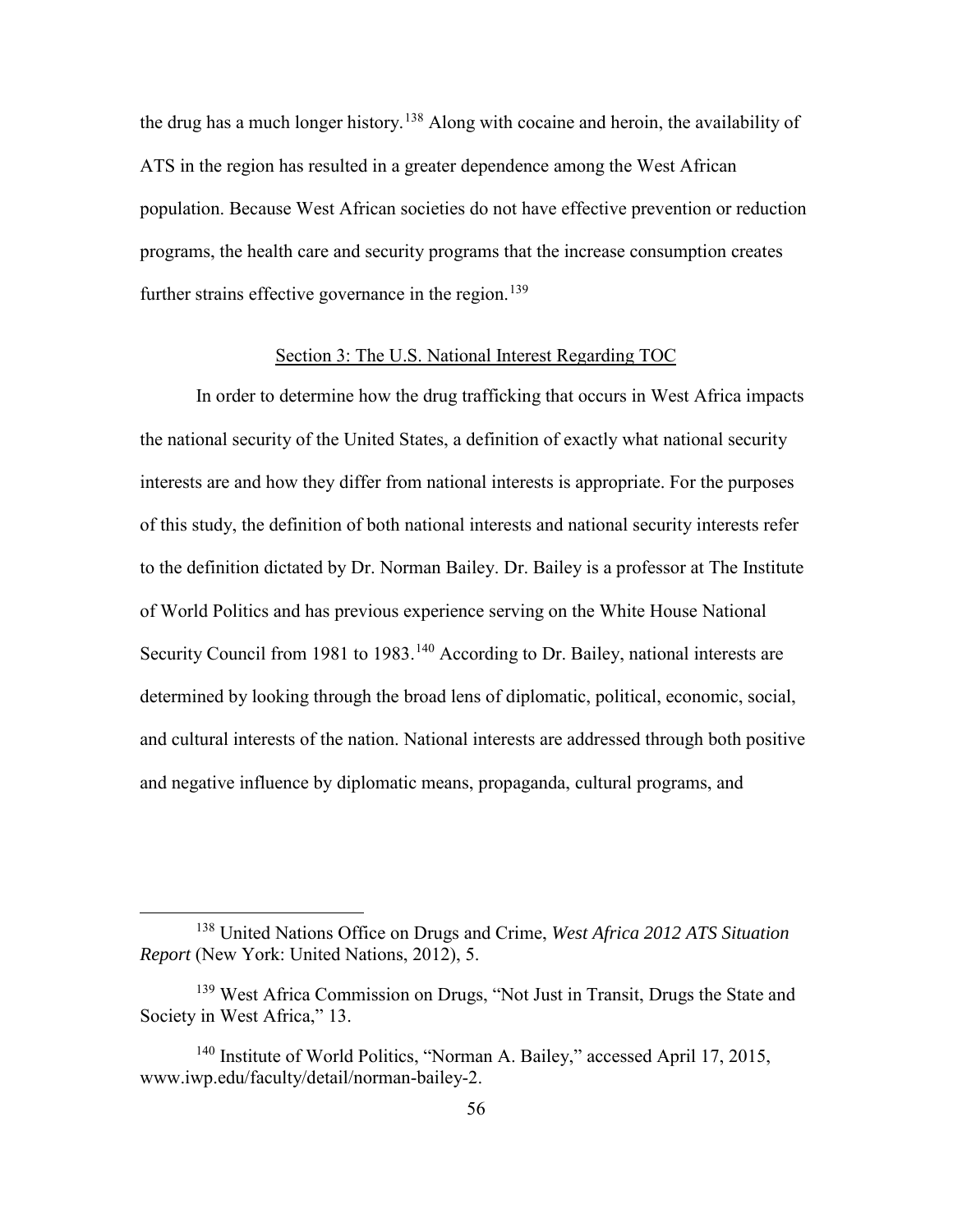the drug has a much longer history.[138] Along with cocaine and heroin, the availability of ATS in the region has resulted in a greater dependence among the West African population. Because West African societies do not have effective prevention or reduction programs, the health care and security programs that the increase consumption creates further strains effective governance in the region.[139]

## Section 3: The U.S. National Interest Regarding TOC

In order to determine how the drug trafficking that occurs in West Africa impacts the national security of the United States, a definition of exactly what national security interests are and how they differ from national interests is appropriate. For the purposes of this study, the definition of both national interests and national security interests refer to the definition dictated by Dr. Norman Bailey. Dr. Bailey is a professor at The Institute of World Politics and has previous experience serving on the White House National Security Council from 1981 to 1983.[140] According to Dr. Bailey, national interests are determined by looking through the broad lens of diplomatic, political, economic, social, and cultural interests of the nation. National interests are addressed through both positive and negative influence by diplomatic means, propaganda, cultural programs, and

---

[138] United Nations Office on Drugs and Crime, *West Africa 2012 ATS Situation Report* (New York: United Nations, 2012), 5.

[139] West Africa Commission on Drugs, "Not Just in Transit, Drugs the State and Society in West Africa," 13.

[140] Institute of World Politics, "Norman A. Bailey," accessed April 17, 2015, www.iwp.edu/faculty/detail/norman-bailey-2.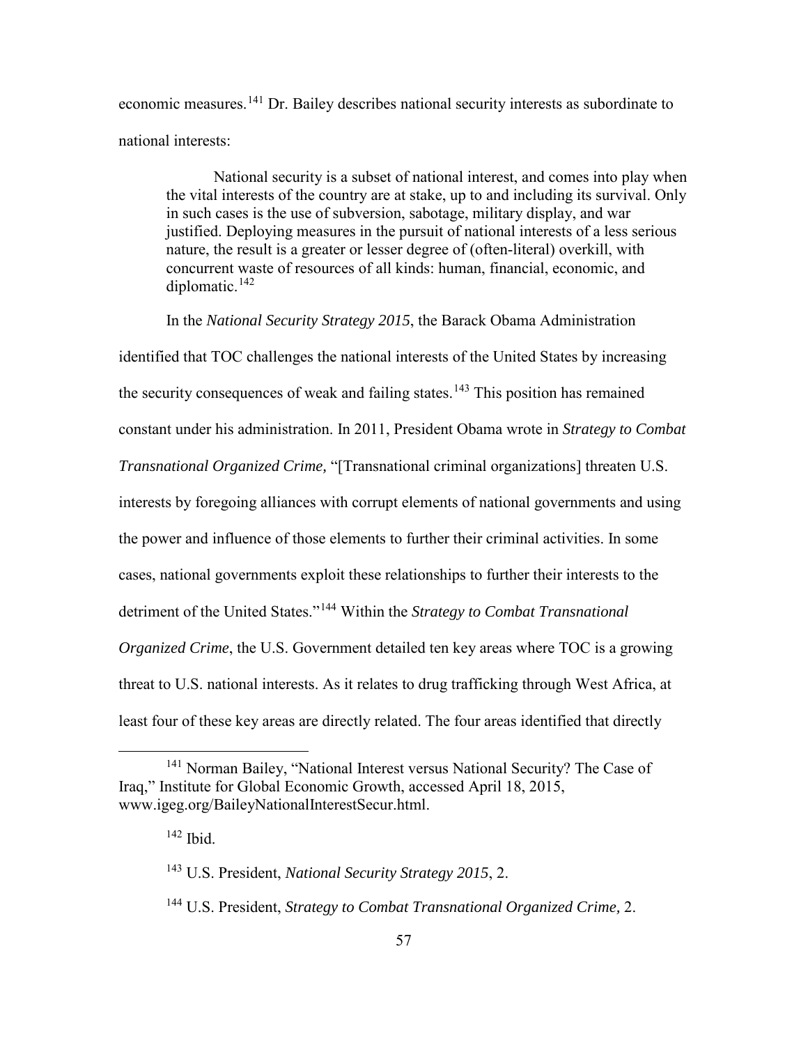economic measures.[141] Dr. Bailey describes national security interests as subordinate to national interests:

> National security is a subset of national interest, and comes into play when the vital interests of the country are at stake, up to and including its survival. Only in such cases is the use of subversion, sabotage, military display, and war justified. Deploying measures in the pursuit of national interests of a less serious nature, the result is a greater or lesser degree of (often-literal) overkill, with concurrent waste of resources of all kinds: human, financial, economic, and diplomatic.[142]

In the *National Security Strategy 2015*, the Barack Obama Administration identified that TOC challenges the national interests of the United States by increasing the security consequences of weak and failing states.[143] This position has remained constant under his administration. In 2011, President Obama wrote in *Strategy to Combat Transnational Organized Crime,* "[Transnational criminal organizations] threaten U.S. interests by foregoing alliances with corrupt elements of national governments and using the power and influence of those elements to further their criminal activities. In some cases, national governments exploit these relationships to further their interests to the detriment of the United States."[144] Within the *Strategy to Combat Transnational Organized Crime*, the U.S. Government detailed ten key areas where TOC is a growing threat to U.S. national interests. As it relates to drug trafficking through West Africa, at least four of these key areas are directly related. The four areas identified that directly

---

[141] Norman Bailey, "National Interest versus National Security? The Case of Iraq," Institute for Global Economic Growth, accessed April 18, 2015, www.igeg.org/BaileyNationalInterestSecur.html.

[142] Ibid.

[143] U.S. President, *National Security Strategy 2015*, 2.

[144] U.S. President, *Strategy to Combat Transnational Organized Crime,* 2.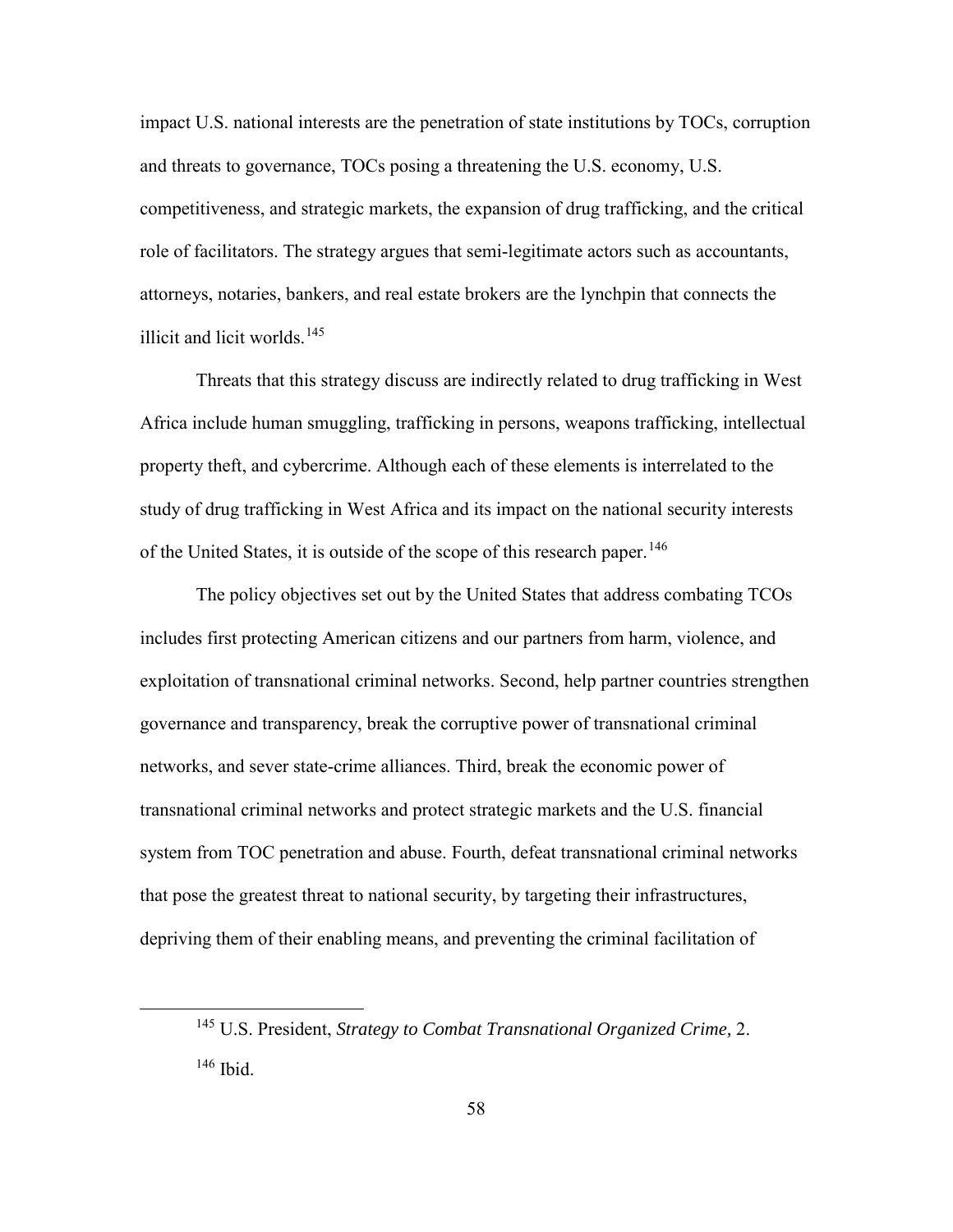impact U.S. national interests are the penetration of state institutions by TOCs, corruption and threats to governance, TOCs posing a threatening the U.S. economy, U.S. competitiveness, and strategic markets, the expansion of drug trafficking, and the critical role of facilitators. The strategy argues that semi-legitimate actors such as accountants, attorneys, notaries, bankers, and real estate brokers are the lynchpin that connects the illicit and licit worlds.[145]

Threats that this strategy discuss are indirectly related to drug trafficking in West Africa include human smuggling, trafficking in persons, weapons trafficking, intellectual property theft, and cybercrime. Although each of these elements is interrelated to the study of drug trafficking in West Africa and its impact on the national security interests of the United States, it is outside of the scope of this research paper.[146]

The policy objectives set out by the United States that address combating TCOs includes first protecting American citizens and our partners from harm, violence, and exploitation of transnational criminal networks. Second, help partner countries strengthen governance and transparency, break the corruptive power of transnational criminal networks, and sever state-crime alliances. Third, break the economic power of transnational criminal networks and protect strategic markets and the U.S. financial system from TOC penetration and abuse. Fourth, defeat transnational criminal networks that pose the greatest threat to national security, by targeting their infrastructures, depriving them of their enabling means, and preventing the criminal facilitation of

---

[145] U.S. President, *Strategy to Combat Transnational Organized Crime,* 2.

[146] Ibid.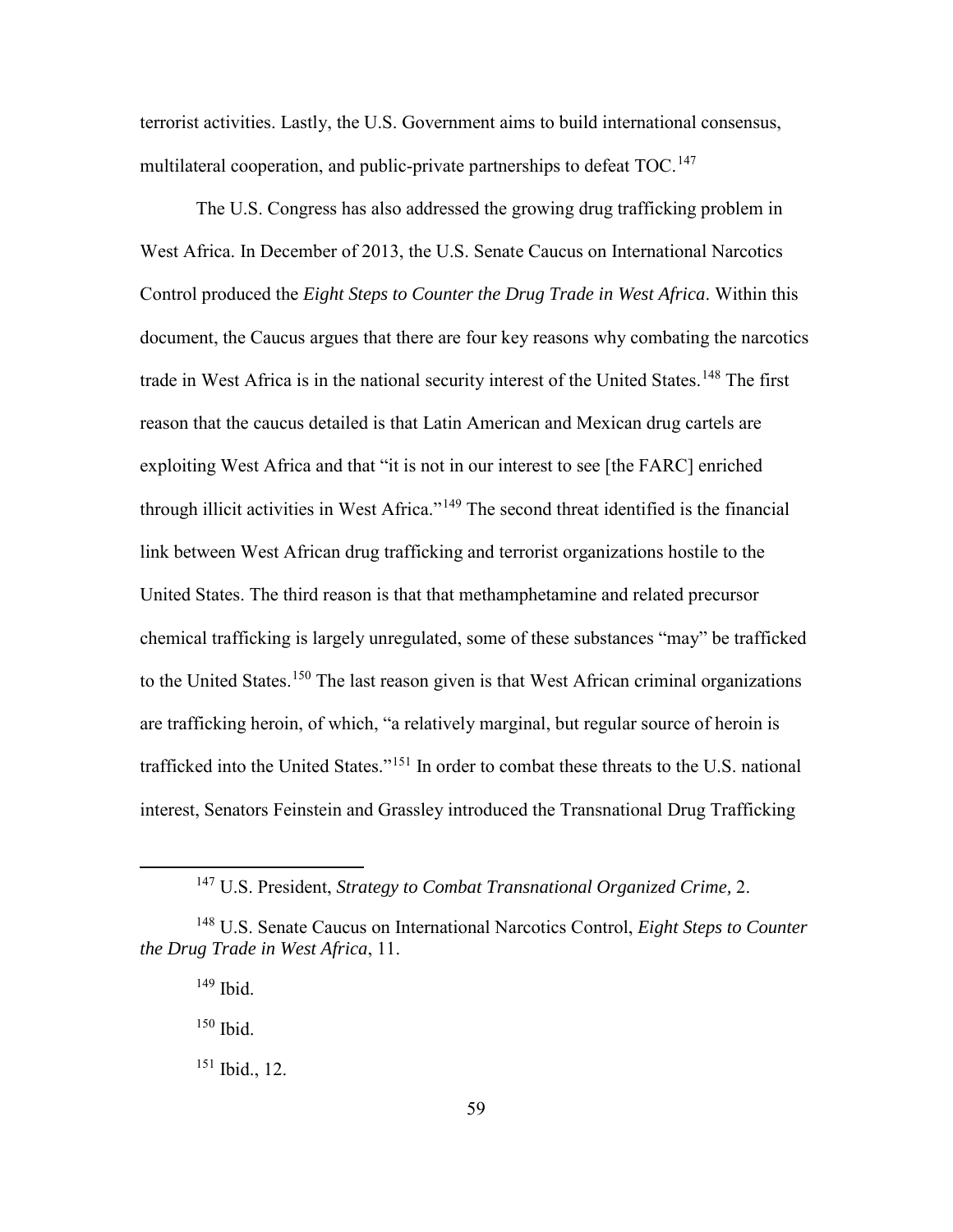terrorist activities. Lastly, the U.S. Government aims to build international consensus, multilateral cooperation, and public-private partnerships to defeat TOC.[147]

The U.S. Congress has also addressed the growing drug trafficking problem in West Africa. In December of 2013, the U.S. Senate Caucus on International Narcotics Control produced the *Eight Steps to Counter the Drug Trade in West Africa*. Within this document, the Caucus argues that there are four key reasons why combating the narcotics trade in West Africa is in the national security interest of the United States.[148] The first reason that the caucus detailed is that Latin American and Mexican drug cartels are exploiting West Africa and that "it is not in our interest to see [the FARC] enriched through illicit activities in West Africa."[149] The second threat identified is the financial link between West African drug trafficking and terrorist organizations hostile to the United States. The third reason is that that methamphetamine and related precursor chemical trafficking is largely unregulated, some of these substances "may" be trafficked to the United States.[150] The last reason given is that West African criminal organizations are trafficking heroin, of which, "a relatively marginal, but regular source of heroin is trafficked into the United States."[151] In order to combat these threats to the U.S. national interest, Senators Feinstein and Grassley introduced the Transnational Drug Trafficking

---

[147] U.S. President, *Strategy to Combat Transnational Organized Crime,* 2.

[148] U.S. Senate Caucus on International Narcotics Control, *Eight Steps to Counter the Drug Trade in West Africa*, 11.

[149] Ibid.

[150] Ibid.

[151] Ibid., 12.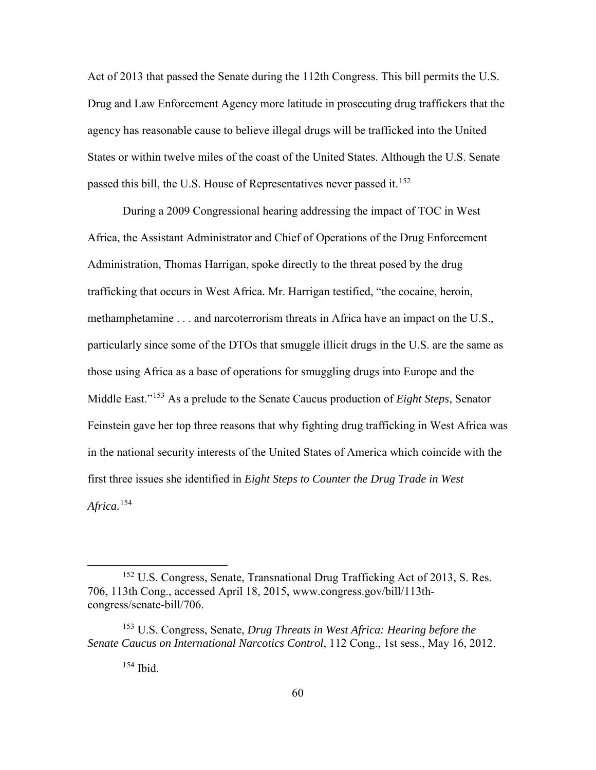Act of 2013 that passed the Senate during the 112th Congress. This bill permits the U.S. Drug and Law Enforcement Agency more latitude in prosecuting drug traffickers that the agency has reasonable cause to believe illegal drugs will be trafficked into the United States or within twelve miles of the coast of the United States. Although the U.S. Senate passed this bill, the U.S. House of Representatives never passed it.[152]

During a 2009 Congressional hearing addressing the impact of TOC in West Africa, the Assistant Administrator and Chief of Operations of the Drug Enforcement Administration, Thomas Harrigan, spoke directly to the threat posed by the drug trafficking that occurs in West Africa. Mr. Harrigan testified, "the cocaine, heroin, methamphetamine . . . and narcoterrorism threats in Africa have an impact on the U.S., particularly since some of the DTOs that smuggle illicit drugs in the U.S. are the same as those using Africa as a base of operations for smuggling drugs into Europe and the Middle East."[153] As a prelude to the Senate Caucus production of *Eight Steps*, Senator Feinstein gave her top three reasons that why fighting drug trafficking in West Africa was in the national security interests of the United States of America which coincide with the first three issues she identified in *Eight Steps to Counter the Drug Trade in West Africa.*[154]

---

[152] U.S. Congress, Senate, Transnational Drug Trafficking Act of 2013, S. Res. 706, 113th Cong., accessed April 18, 2015, www.congress.gov/bill/113th-congress/senate-bill/706.

[153] U.S. Congress, Senate, *Drug Threats in West Africa: Hearing before the Senate Caucus on International Narcotics Control,* 112 Cong., 1st sess., May 16, 2012.

[154] Ibid.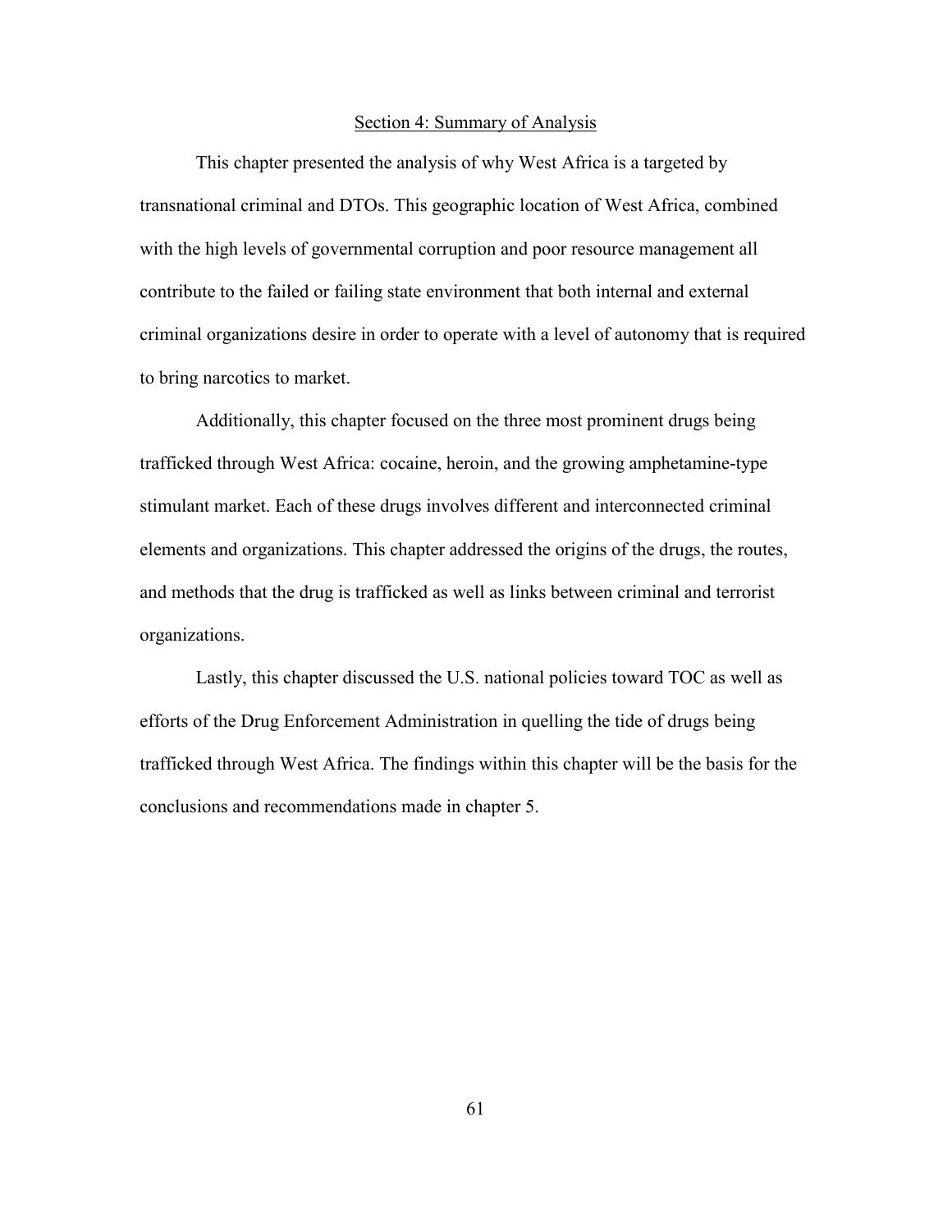## Section 4: Summary of Analysis

This chapter presented the analysis of why West Africa is a targeted by transnational criminal and DTOs. This geographic location of West Africa, combined with the high levels of governmental corruption and poor resource management all contribute to the failed or failing state environment that both internal and external criminal organizations desire in order to operate with a level of autonomy that is required to bring narcotics to market.

Additionally, this chapter focused on the three most prominent drugs being trafficked through West Africa: cocaine, heroin, and the growing amphetamine-type stimulant market. Each of these drugs involves different and interconnected criminal elements and organizations. This chapter addressed the origins of the drugs, the routes, and methods that the drug is trafficked as well as links between criminal and terrorist organizations.

Lastly, this chapter discussed the U.S. national policies toward TOC as well as efforts of the Drug Enforcement Administration in quelling the tide of drugs being trafficked through West Africa. The findings within this chapter will be the basis for the conclusions and recommendations made in chapter 5.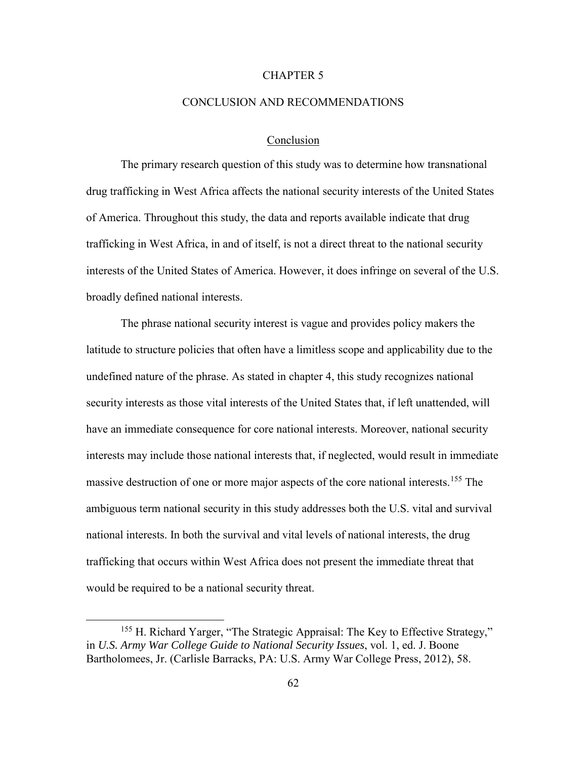# CHAPTER 5

# CONCLUSION AND RECOMMENDATIONS

## Conclusion

The primary research question of this study was to determine how transnational drug trafficking in West Africa affects the national security interests of the United States of America. Throughout this study, the data and reports available indicate that drug trafficking in West Africa, in and of itself, is not a direct threat to the national security interests of the United States of America. However, it does infringe on several of the U.S. broadly defined national interests.

The phrase national security interest is vague and provides policy makers the latitude to structure policies that often have a limitless scope and applicability due to the undefined nature of the phrase. As stated in chapter 4, this study recognizes national security interests as those vital interests of the United States that, if left unattended, will have an immediate consequence for core national interests. Moreover, national security interests may include those national interests that, if neglected, would result in immediate massive destruction of one or more major aspects of the core national interests.[155] The ambiguous term national security in this study addresses both the U.S. vital and survival national interests. In both the survival and vital levels of national interests, the drug trafficking that occurs within West Africa does not present the immediate threat that would be required to be a national security threat.

---

[155] H. Richard Yarger, "The Strategic Appraisal: The Key to Effective Strategy," in *U.S. Army War College Guide to National Security Issues*, vol. 1, ed. J. Boone Bartholomees, Jr. (Carlisle Barracks, PA: U.S. Army War College Press, 2012), 58.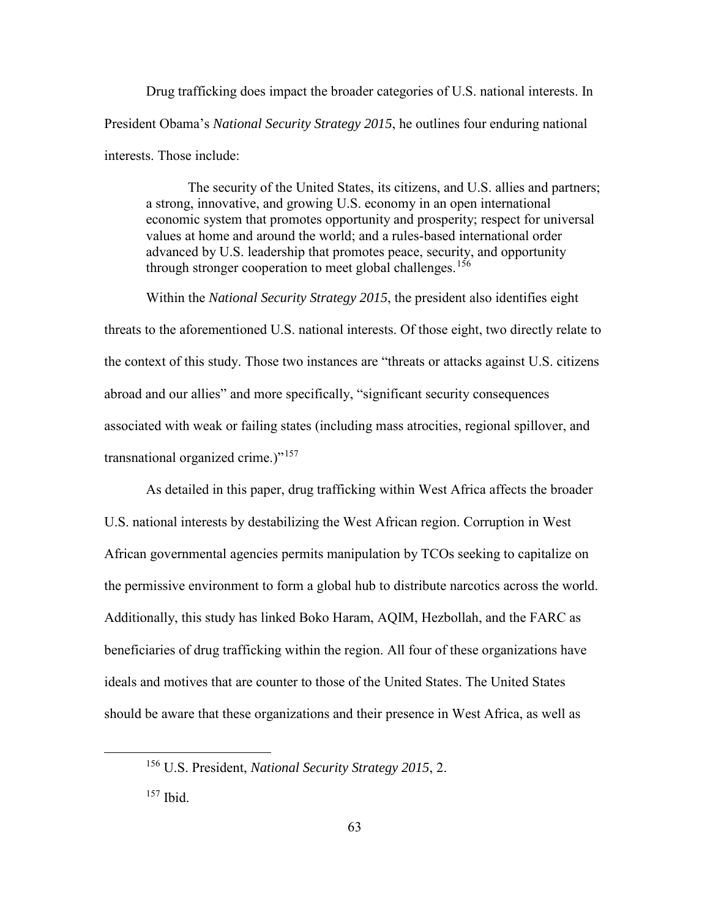Drug trafficking does impact the broader categories of U.S. national interests. In President Obama's *National Security Strategy 2015*, he outlines four enduring national interests. Those include:

> The security of the United States, its citizens, and U.S. allies and partners; a strong, innovative, and growing U.S. economy in an open international economic system that promotes opportunity and prosperity; respect for universal values at home and around the world; and a rules-based international order advanced by U.S. leadership that promotes peace, security, and opportunity through stronger cooperation to meet global challenges.[156]

Within the *National Security Strategy 2015*, the president also identifies eight threats to the aforementioned U.S. national interests. Of those eight, two directly relate to the context of this study. Those two instances are "threats or attacks against U.S. citizens abroad and our allies" and more specifically, "significant security consequences associated with weak or failing states (including mass atrocities, regional spillover, and transnational organized crime.)"[157]

As detailed in this paper, drug trafficking within West Africa affects the broader U.S. national interests by destabilizing the West African region. Corruption in West African governmental agencies permits manipulation by TCOs seeking to capitalize on the permissive environment to form a global hub to distribute narcotics across the world. Additionally, this study has linked Boko Haram, AQIM, Hezbollah, and the FARC as beneficiaries of drug trafficking within the region. All four of these organizations have ideals and motives that are counter to those of the United States. The United States should be aware that these organizations and their presence in West Africa, as well as

---

[156] U.S. President, *National Security Strategy 2015*, 2.

[157] Ibid.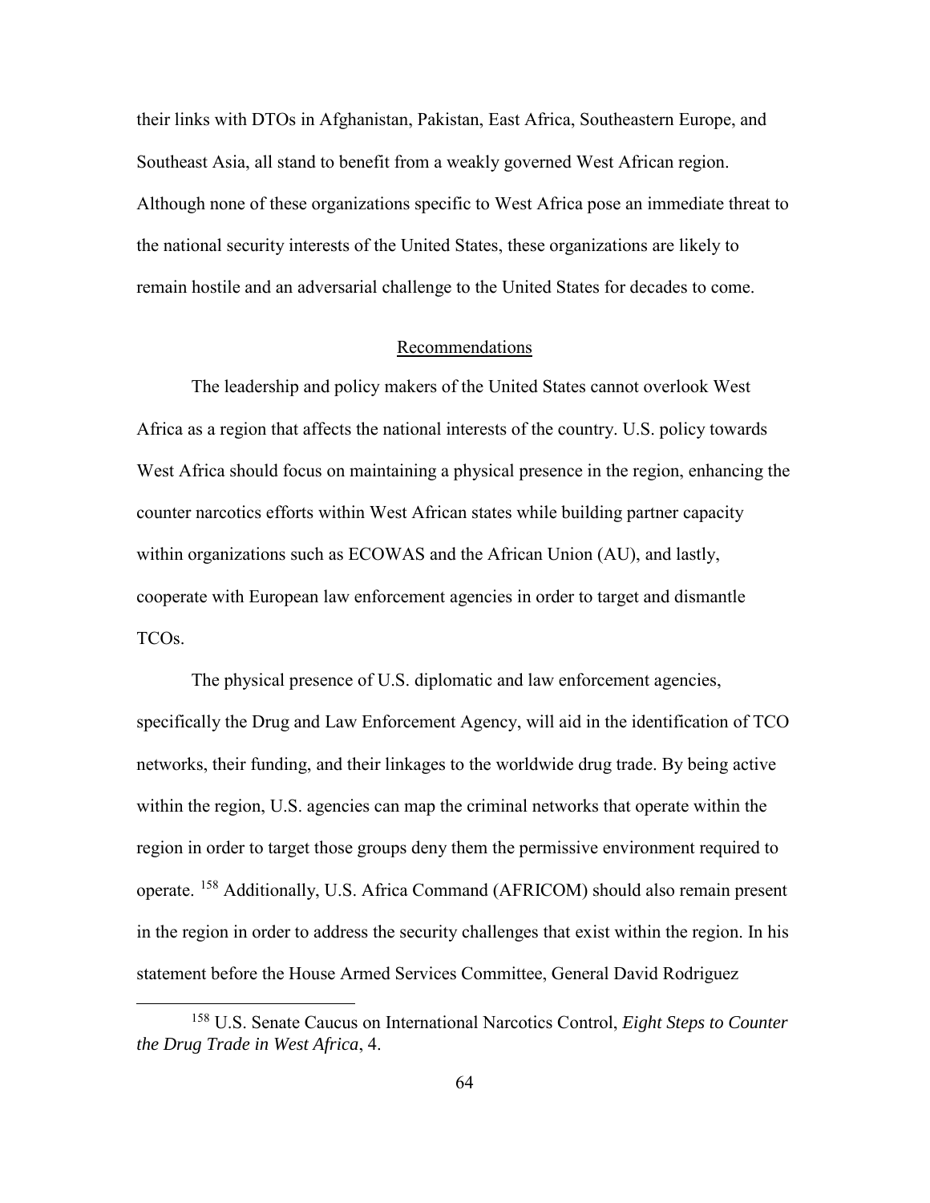their links with DTOs in Afghanistan, Pakistan, East Africa, Southeastern Europe, and Southeast Asia, all stand to benefit from a weakly governed West African region. Although none of these organizations specific to West Africa pose an immediate threat to the national security interests of the United States, these organizations are likely to remain hostile and an adversarial challenge to the United States for decades to come.

## Recommendations

The leadership and policy makers of the United States cannot overlook West Africa as a region that affects the national interests of the country. U.S. policy towards West Africa should focus on maintaining a physical presence in the region, enhancing the counter narcotics efforts within West African states while building partner capacity within organizations such as ECOWAS and the African Union (AU), and lastly, cooperate with European law enforcement agencies in order to target and dismantle TCOs.

The physical presence of U.S. diplomatic and law enforcement agencies, specifically the Drug and Law Enforcement Agency, will aid in the identification of TCO networks, their funding, and their linkages to the worldwide drug trade. By being active within the region, U.S. agencies can map the criminal networks that operate within the region in order to target those groups deny them the permissive environment required to operate. [158] Additionally, U.S. Africa Command (AFRICOM) should also remain present in the region in order to address the security challenges that exist within the region. In his statement before the House Armed Services Committee, General David Rodriguez

---

[158] U.S. Senate Caucus on International Narcotics Control, *Eight Steps to Counter the Drug Trade in West Africa*, 4.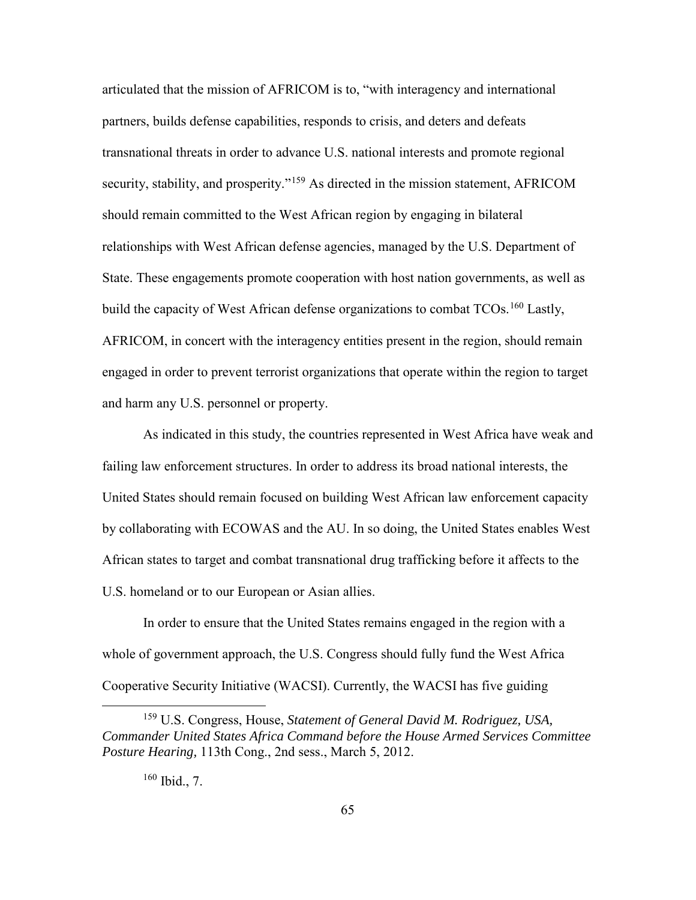articulated that the mission of AFRICOM is to, "with interagency and international partners, builds defense capabilities, responds to crisis, and deters and defeats transnational threats in order to advance U.S. national interests and promote regional security, stability, and prosperity."[159] As directed in the mission statement, AFRICOM should remain committed to the West African region by engaging in bilateral relationships with West African defense agencies, managed by the U.S. Department of State. These engagements promote cooperation with host nation governments, as well as build the capacity of West African defense organizations to combat TCOs.[160] Lastly, AFRICOM, in concert with the interagency entities present in the region, should remain engaged in order to prevent terrorist organizations that operate within the region to target and harm any U.S. personnel or property.

As indicated in this study, the countries represented in West Africa have weak and failing law enforcement structures. In order to address its broad national interests, the United States should remain focused on building West African law enforcement capacity by collaborating with ECOWAS and the AU. In so doing, the United States enables West African states to target and combat transnational drug trafficking before it affects to the U.S. homeland or to our European or Asian allies.

In order to ensure that the United States remains engaged in the region with a whole of government approach, the U.S. Congress should fully fund the West Africa Cooperative Security Initiative (WACSI). Currently, the WACSI has five guiding

---

[159] U.S. Congress, House, *Statement of General David M. Rodriguez, USA, Commander United States Africa Command before the House Armed Services Committee Posture Hearing,* 113th Cong., 2nd sess., March 5, 2012.

[160] Ibid., 7.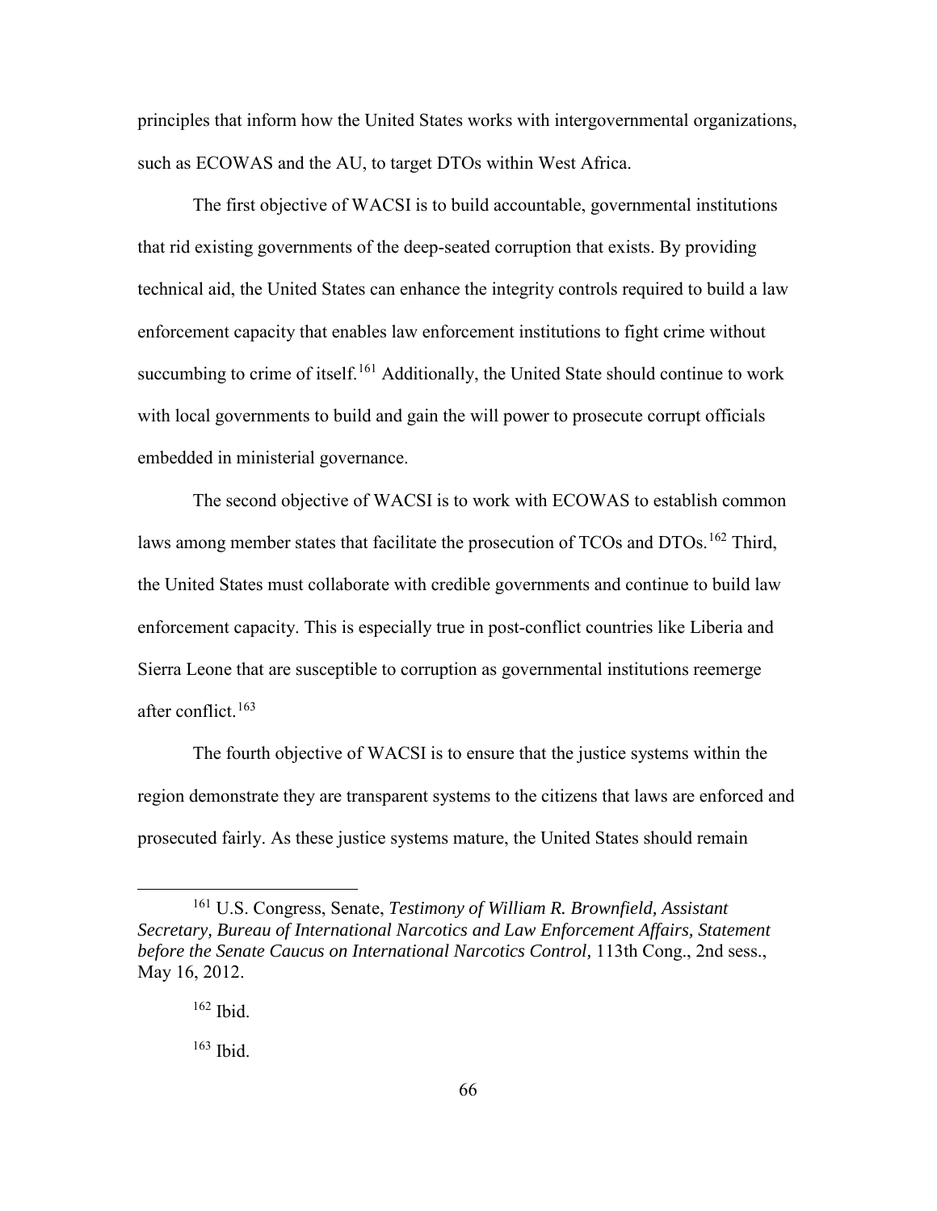principles that inform how the United States works with intergovernmental organizations, such as ECOWAS and the AU, to target DTOs within West Africa.

The first objective of WACSI is to build accountable, governmental institutions that rid existing governments of the deep-seated corruption that exists. By providing technical aid, the United States can enhance the integrity controls required to build a law enforcement capacity that enables law enforcement institutions to fight crime without succumbing to crime of itself.[161] Additionally, the United State should continue to work with local governments to build and gain the will power to prosecute corrupt officials embedded in ministerial governance.

The second objective of WACSI is to work with ECOWAS to establish common laws among member states that facilitate the prosecution of TCOs and DTOs.[162] Third, the United States must collaborate with credible governments and continue to build law enforcement capacity. This is especially true in post-conflict countries like Liberia and Sierra Leone that are susceptible to corruption as governmental institutions reemerge after conflict.[163]

The fourth objective of WACSI is to ensure that the justice systems within the region demonstrate they are transparent systems to the citizens that laws are enforced and prosecuted fairly. As these justice systems mature, the United States should remain

---

[161] U.S. Congress, Senate, *Testimony of William R. Brownfield, Assistant Secretary, Bureau of International Narcotics and Law Enforcement Affairs, Statement before the Senate Caucus on International Narcotics Control,* 113th Cong., 2nd sess., May 16, 2012.

[162] Ibid.

[163] Ibid.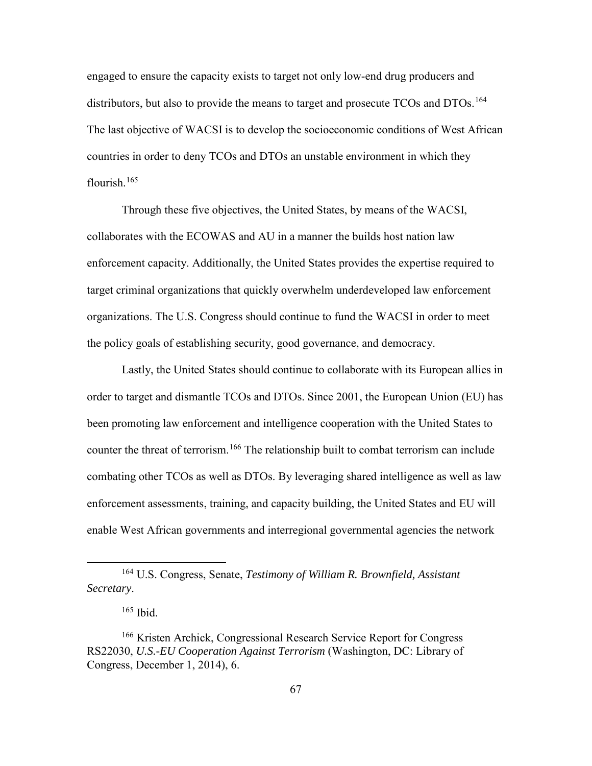engaged to ensure the capacity exists to target not only low-end drug producers and distributors, but also to provide the means to target and prosecute TCOs and DTOs.[164] The last objective of WACSI is to develop the socioeconomic conditions of West African countries in order to deny TCOs and DTOs an unstable environment in which they flourish.[165]

Through these five objectives, the United States, by means of the WACSI, collaborates with the ECOWAS and AU in a manner the builds host nation law enforcement capacity. Additionally, the United States provides the expertise required to target criminal organizations that quickly overwhelm underdeveloped law enforcement organizations. The U.S. Congress should continue to fund the WACSI in order to meet the policy goals of establishing security, good governance, and democracy.

Lastly, the United States should continue to collaborate with its European allies in order to target and dismantle TCOs and DTOs. Since 2001, the European Union (EU) has been promoting law enforcement and intelligence cooperation with the United States to counter the threat of terrorism.[166] The relationship built to combat terrorism can include combating other TCOs as well as DTOs. By leveraging shared intelligence as well as law enforcement assessments, training, and capacity building, the United States and EU will enable West African governments and interregional governmental agencies the network

---

[164] U.S. Congress, Senate, *Testimony of William R. Brownfield, Assistant Secretary*.

[165] Ibid.

[166] Kristen Archick, Congressional Research Service Report for Congress RS22030, *U.S.-EU Cooperation Against Terrorism* (Washington, DC: Library of Congress, December 1, 2014), 6.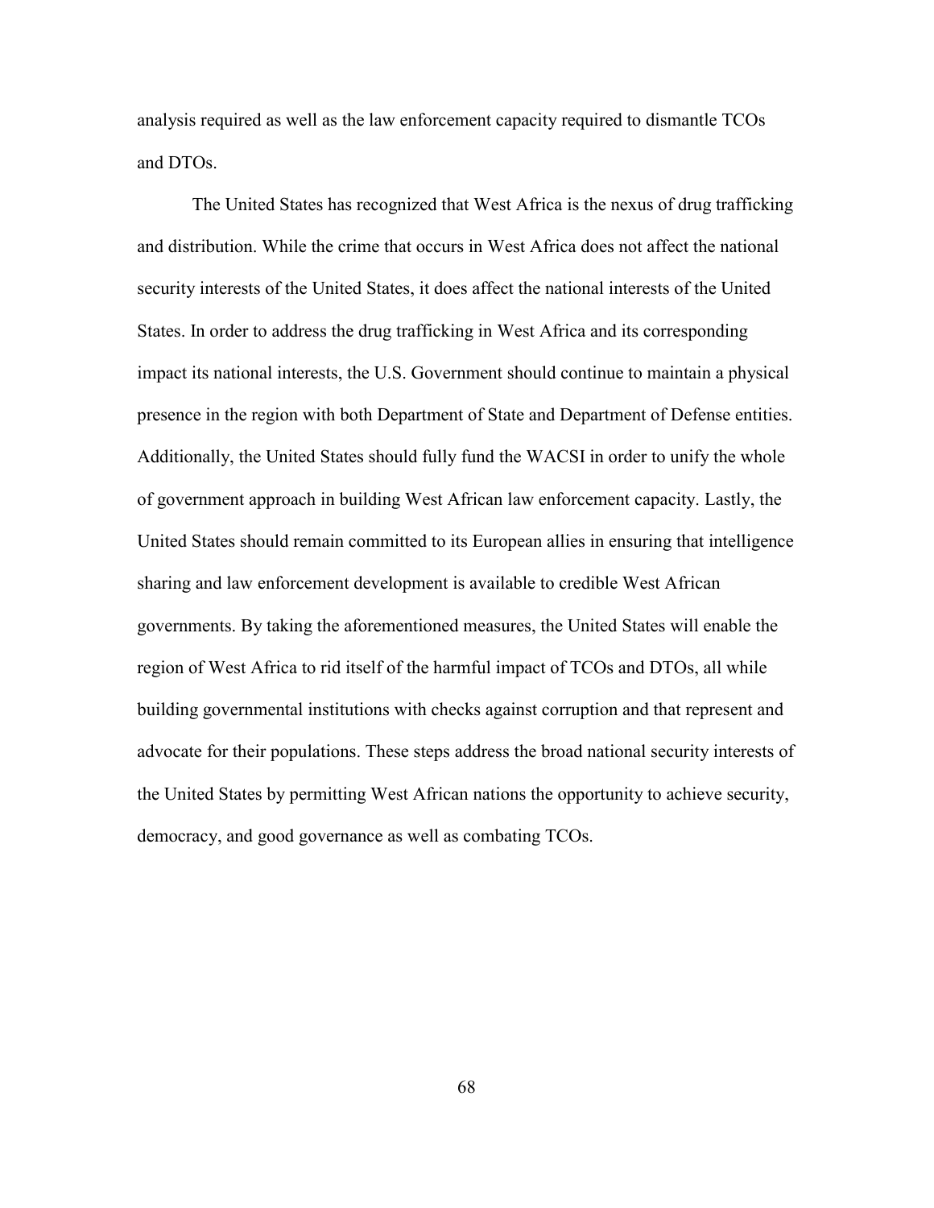analysis required as well as the law enforcement capacity required to dismantle TCOs and DTOs.

The United States has recognized that West Africa is the nexus of drug trafficking and distribution. While the crime that occurs in West Africa does not affect the national security interests of the United States, it does affect the national interests of the United States. In order to address the drug trafficking in West Africa and its corresponding impact its national interests, the U.S. Government should continue to maintain a physical presence in the region with both Department of State and Department of Defense entities. Additionally, the United States should fully fund the WACSI in order to unify the whole of government approach in building West African law enforcement capacity. Lastly, the United States should remain committed to its European allies in ensuring that intelligence sharing and law enforcement development is available to credible West African governments. By taking the aforementioned measures, the United States will enable the region of West Africa to rid itself of the harmful impact of TCOs and DTOs, all while building governmental institutions with checks against corruption and that represent and advocate for their populations. These steps address the broad national security interests of the United States by permitting West African nations the opportunity to achieve security, democracy, and good governance as well as combating TCOs.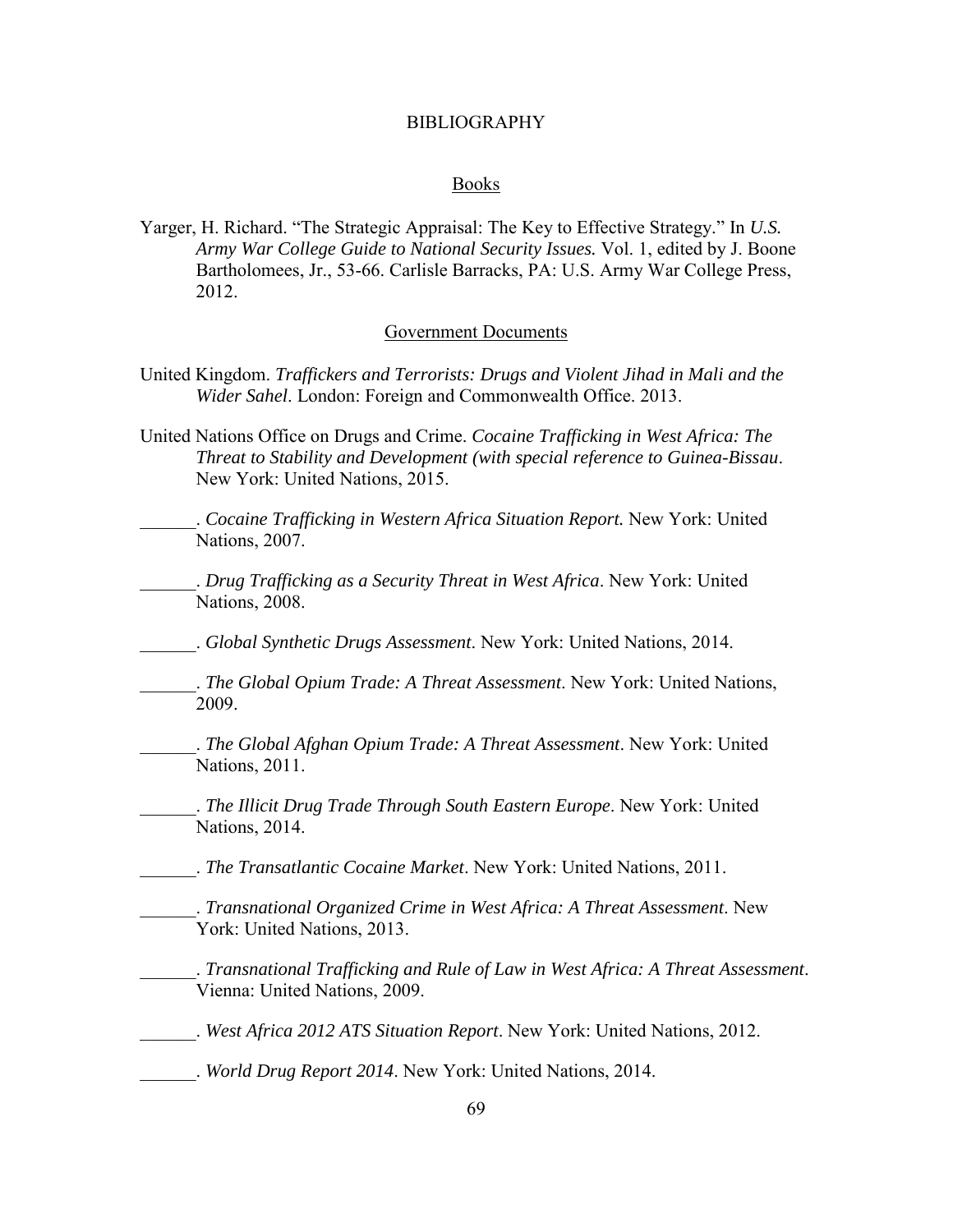# BIBLIOGRAPHY

## Books

Yarger, H. Richard. "The Strategic Appraisal: The Key to Effective Strategy." In *U.S. Army War College Guide to National Security Issues.* Vol. 1, edited by J. Boone Bartholomees, Jr., 53-66. Carlisle Barracks, PA: U.S. Army War College Press, 2012.

## Government Documents

United Kingdom. *Traffickers and Terrorists: Drugs and Violent Jihad in Mali and the Wider Sahel*. London: Foreign and Commonwealth Office. 2013.

United Nations Office on Drugs and Crime. *Cocaine Trafficking in West Africa: The Threat to Stability and Development (with special reference to Guinea-Bissau*. New York: United Nations, 2015.

______. *Cocaine Trafficking in Western Africa Situation Report.* New York: United Nations, 2007.

______. *Drug Trafficking as a Security Threat in West Africa*. New York: United Nations, 2008.

______. *Global Synthetic Drugs Assessment*. New York: United Nations, 2014.

______. *The Global Opium Trade: A Threat Assessment*. New York: United Nations, 2009.

______. *The Global Afghan Opium Trade: A Threat Assessment*. New York: United Nations, 2011.

______. *The Illicit Drug Trade Through South Eastern Europe*. New York: United Nations, 2014.

______. *The Transatlantic Cocaine Market*. New York: United Nations, 2011.

______. *Transnational Organized Crime in West Africa: A Threat Assessment*. New York: United Nations, 2013.

______. *Transnational Trafficking and Rule of Law in West Africa: A Threat Assessment*. Vienna: United Nations, 2009.

______. *West Africa 2012 ATS Situation Report*. New York: United Nations, 2012.

______. *World Drug Report 2014*. New York: United Nations, 2014.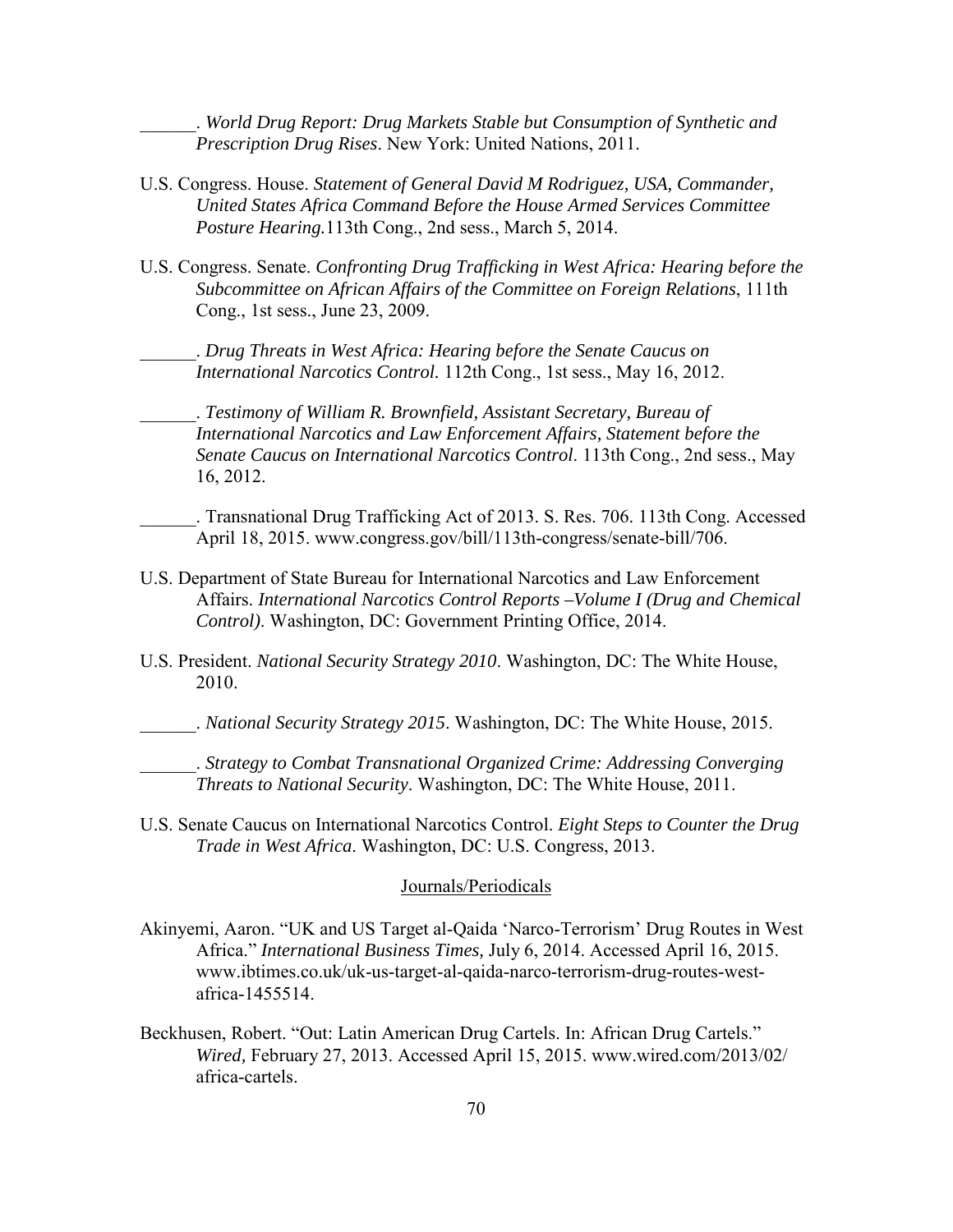______. *World Drug Report: Drug Markets Stable but Consumption of Synthetic and Prescription Drug Rises*. New York: United Nations, 2011.

U.S. Congress. House. *Statement of General David M Rodriguez, USA, Commander, United States Africa Command Before the House Armed Services Committee Posture Hearing.*113th Cong., 2nd sess., March 5, 2014.

U.S. Congress. Senate. *Confronting Drug Trafficking in West Africa: Hearing before the Subcommittee on African Affairs of the Committee on Foreign Relations*, 111th Cong., 1st sess., June 23, 2009.

______. *Drug Threats in West Africa: Hearing before the Senate Caucus on International Narcotics Control.* 112th Cong., 1st sess., May 16, 2012.

______. *Testimony of William R. Brownfield, Assistant Secretary, Bureau of International Narcotics and Law Enforcement Affairs, Statement before the Senate Caucus on International Narcotics Control*. 113th Cong., 2nd sess., May 16, 2012.

______. Transnational Drug Trafficking Act of 2013. S. Res. 706. 113th Cong. Accessed April 18, 2015. www.congress.gov/bill/113th-congress/senate-bill/706.

U.S. Department of State Bureau for International Narcotics and Law Enforcement Affairs. *International Narcotics Control Reports –Volume I (Drug and Chemical Control)*. Washington, DC: Government Printing Office, 2014.

U.S. President. *National Security Strategy 2010*. Washington, DC: The White House, 2010.

______. *National Security Strategy 2015*. Washington, DC: The White House, 2015.

______. *Strategy to Combat Transnational Organized Crime: Addressing Converging Threats to National Security*. Washington, DC: The White House, 2011.

U.S. Senate Caucus on International Narcotics Control. *Eight Steps to Counter the Drug Trade in West Africa*. Washington, DC: U.S. Congress, 2013.

## Journals/Periodicals

Akinyemi, Aaron. "UK and US Target al-Qaida 'Narco-Terrorism' Drug Routes in West Africa." *International Business Times,* July 6, 2014. Accessed April 16, 2015. www.ibtimes.co.uk/uk-us-target-al-qaida-narco-terrorism-drug-routes-west-africa-1455514.

Beckhusen, Robert. "Out: Latin American Drug Cartels. In: African Drug Cartels." *Wired,* February 27, 2013. Accessed April 15, 2015. www.wired.com/2013/02/africa-cartels.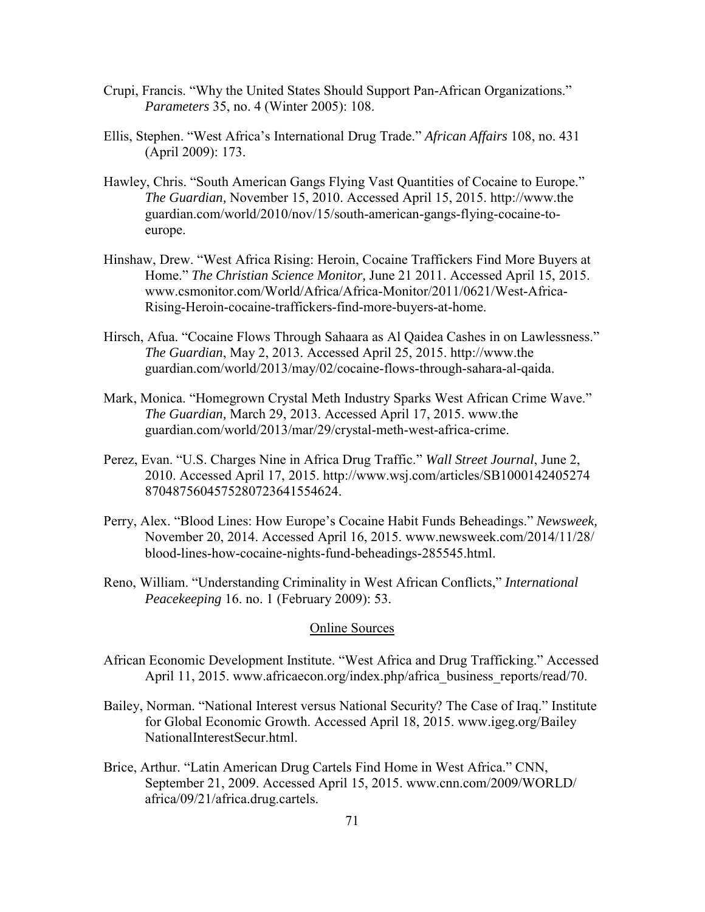Crupi, Francis. "Why the United States Should Support Pan-African Organizations." *Parameters* 35, no. 4 (Winter 2005): 108.

Ellis, Stephen. "West Africa's International Drug Trade." *African Affairs* 108, no. 431 (April 2009): 173.

Hawley, Chris. "South American Gangs Flying Vast Quantities of Cocaine to Europe." *The Guardian,* November 15, 2010. Accessed April 15, 2015. http://www.the guardian.com/world/2010/nov/15/south-american-gangs-flying-cocaine-to-europe.

Hinshaw, Drew. "West Africa Rising: Heroin, Cocaine Traffickers Find More Buyers at Home." *The Christian Science Monitor,* June 21 2011. Accessed April 15, 2015. www.csmonitor.com/World/Africa/Africa-Monitor/2011/0621/West-Africa-Rising-Heroin-cocaine-traffickers-find-more-buyers-at-home.

Hirsch, Afua. "Cocaine Flows Through Sahaara as Al Qaidea Cashes in on Lawlessness." *The Guardian*, May 2, 2013. Accessed April 25, 2015. http://www.the guardian.com/world/2013/may/02/cocaine-flows-through-sahara-al-qaida.

Mark, Monica. "Homegrown Crystal Meth Industry Sparks West African Crime Wave." *The Guardian,* March 29, 2013. Accessed April 17, 2015. www.the guardian.com/world/2013/mar/29/crystal-meth-west-africa-crime.

Perez, Evan. "U.S. Charges Nine in Africa Drug Traffic." *Wall Street Journal*, June 2, 2010. Accessed April 17, 2015. http://www.wsj.com/articles/SB1000142405274 870487560457528072364155 4624.

Perry, Alex. "Blood Lines: How Europe's Cocaine Habit Funds Beheadings." *Newsweek,* November 20, 2014. Accessed April 16, 2015. www.newsweek.com/2014/11/28/ blood-lines-how-cocaine-nights-fund-beheadings-285545.html.

Reno, William. "Understanding Criminality in West African Conflicts," *International Peacekeeping* 16. no. 1 (February 2009): 53.

## Online Sources

African Economic Development Institute. "West Africa and Drug Trafficking." Accessed April 11, 2015. www.africaecon.org/index.php/africa_business_reports/read/70.

Bailey, Norman. "National Interest versus National Security? The Case of Iraq." Institute for Global Economic Growth. Accessed April 18, 2015. www.igeg.org/Bailey NationalInterestSecur.html.

Brice, Arthur. "Latin American Drug Cartels Find Home in West Africa." CNN, September 21, 2009. Accessed April 15, 2015. www.cnn.com/2009/WORLD/ africa/09/21/africa.drug.cartels.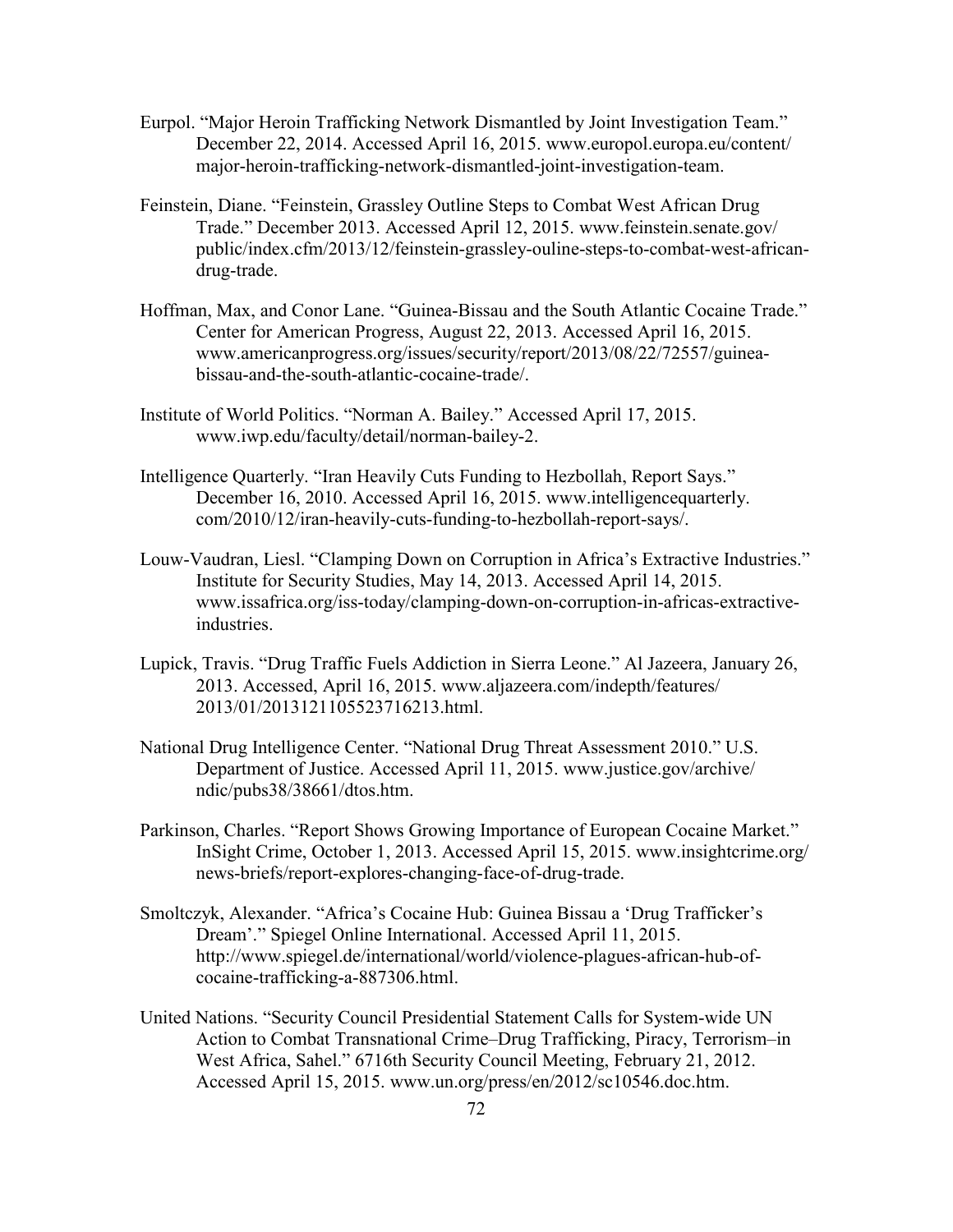Eurpol. "Major Heroin Trafficking Network Dismantled by Joint Investigation Team." December 22, 2014. Accessed April 16, 2015. www.europol.europa.eu/content/major-heroin-trafficking-network-dismantled-joint-investigation-team.

Feinstein, Diane. "Feinstein, Grassley Outline Steps to Combat West African Drug Trade." December 2013. Accessed April 12, 2015. www.feinstein.senate.gov/public/index.cfm/2013/12/feinstein-grassley-ouline-steps-to-combat-west-african-drug-trade.

Hoffman, Max, and Conor Lane. "Guinea-Bissau and the South Atlantic Cocaine Trade." Center for American Progress, August 22, 2013. Accessed April 16, 2015. www.americanprogress.org/issues/security/report/2013/08/22/72557/guinea-bissau-and-the-south-atlantic-cocaine-trade/.

Institute of World Politics. "Norman A. Bailey." Accessed April 17, 2015. www.iwp.edu/faculty/detail/norman-bailey-2.

Intelligence Quarterly. "Iran Heavily Cuts Funding to Hezbollah, Report Says." December 16, 2010. Accessed April 16, 2015. www.intelligencequarterly.com/2010/12/iran-heavily-cuts-funding-to-hezbollah-report-says/.

Louw-Vaudran, Liesl. "Clamping Down on Corruption in Africa's Extractive Industries." Institute for Security Studies, May 14, 2013. Accessed April 14, 2015. www.issafrica.org/iss-today/clamping-down-on-corruption-in-africas-extractive-industries.

Lupick, Travis. "Drug Traffic Fuels Addiction in Sierra Leone." Al Jazeera, January 26, 2013. Accessed, April 16, 2015. www.aljazeera.com/indepth/features/2013/01/2013121105523716213.html.

National Drug Intelligence Center. "National Drug Threat Assessment 2010." U.S. Department of Justice. Accessed April 11, 2015. www.justice.gov/archive/ndic/pubs38/38661/dtos.htm.

Parkinson, Charles. "Report Shows Growing Importance of European Cocaine Market." InSight Crime, October 1, 2013. Accessed April 15, 2015. www.insightcrime.org/news-briefs/report-explores-changing-face-of-drug-trade.

Smoltczyk, Alexander. "Africa's Cocaine Hub: Guinea Bissau a 'Drug Trafficker's Dream'." Spiegel Online International. Accessed April 11, 2015. http://www.spiegel.de/international/world/violence-plagues-african-hub-of-cocaine-trafficking-a-887306.html.

United Nations. "Security Council Presidential Statement Calls for System-wide UN Action to Combat Transnational Crime–Drug Trafficking, Piracy, Terrorism–in West Africa, Sahel." 6716th Security Council Meeting, February 21, 2012. Accessed April 15, 2015. www.un.org/press/en/2012/sc10546.doc.htm.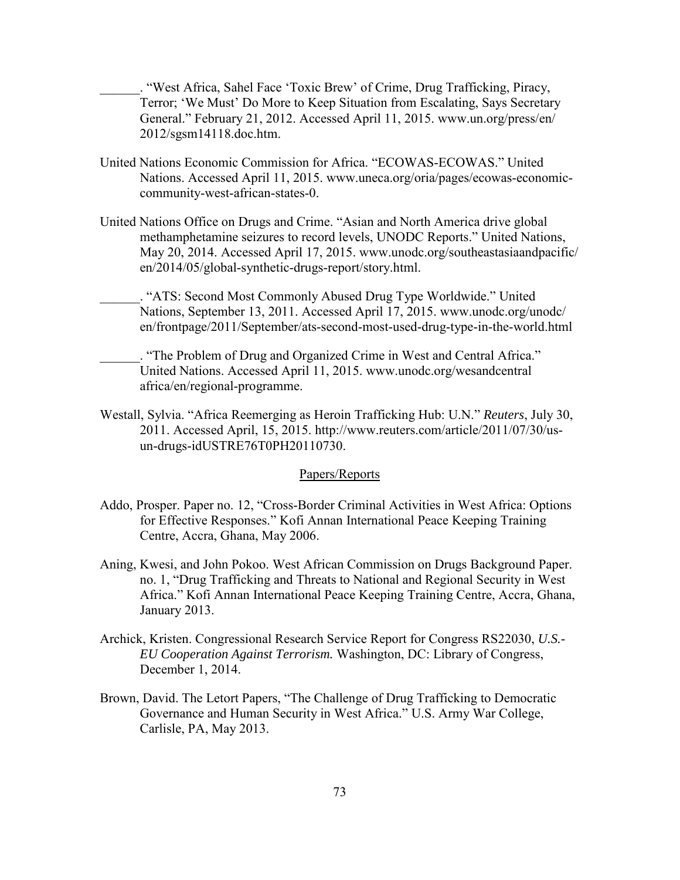______. “West Africa, Sahel Face ‘Toxic Brew’ of Crime, Drug Trafficking, Piracy, Terror; ‘We Must’ Do More to Keep Situation from Escalating, Says Secretary General.” February 21, 2012. Accessed April 11, 2015. www.un.org/press/en/2012/sgsm14118.doc.htm.

United Nations Economic Commission for Africa. “ECOWAS-ECOWAS.” United Nations. Accessed April 11, 2015. www.uneca.org/oria/pages/ecowas-economic-community-west-african-states-0.

United Nations Office on Drugs and Crime. “Asian and North America drive global methamphetamine seizures to record levels, UNODC Reports.” United Nations, May 20, 2014. Accessed April 17, 2015. www.unodc.org/southeastasiaandpacific/en/2014/05/global-synthetic-drugs-report/story.html.

______. “ATS: Second Most Commonly Abused Drug Type Worldwide.” United Nations, September 13, 2011. Accessed April 17, 2015. www.unodc.org/unodc/en/frontpage/2011/September/ats-second-most-used-drug-type-in-the-world.html

______. “The Problem of Drug and Organized Crime in West and Central Africa.” United Nations. Accessed April 11, 2015. www.unodc.org/wesandcentral africa/en/regional-programme.

Westall, Sylvia. “Africa Reemerging as Heroin Trafficking Hub: U.N.” *Reuters*, July 30, 2011. Accessed April, 15, 2015. http://www.reuters.com/article/2011/07/30/us-un-drugs-idUSTRE76T0PH20110730.

## Papers/Reports

Addo, Prosper. Paper no. 12, “Cross-Border Criminal Activities in West Africa: Options for Effective Responses.” Kofi Annan International Peace Keeping Training Centre, Accra, Ghana, May 2006.

Aning, Kwesi, and John Pokoo. West African Commission on Drugs Background Paper. no. 1, “Drug Trafficking and Threats to National and Regional Security in West Africa.” Kofi Annan International Peace Keeping Training Centre, Accra, Ghana, January 2013.

Archick, Kristen. Congressional Research Service Report for Congress RS22030, *U.S.-EU Cooperation Against Terrorism.* Washington, DC: Library of Congress, December 1, 2014.

Brown, David. The Letort Papers, “The Challenge of Drug Trafficking to Democratic Governance and Human Security in West Africa.” U.S. Army War College, Carlisle, PA, May 2013.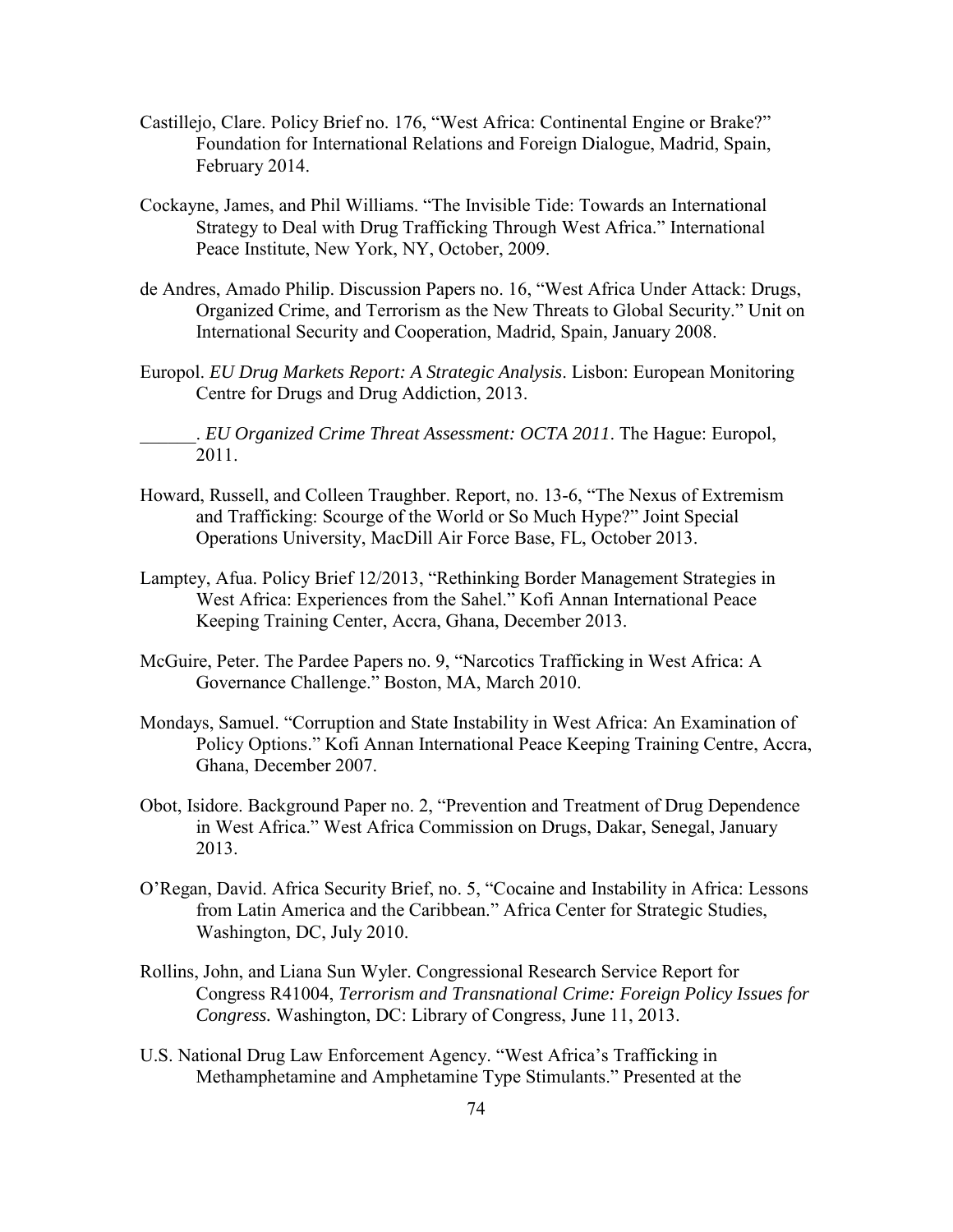Castillejo, Clare. Policy Brief no. 176, "West Africa: Continental Engine or Brake?" Foundation for International Relations and Foreign Dialogue, Madrid, Spain, February 2014.

Cockayne, James, and Phil Williams. "The Invisible Tide: Towards an International Strategy to Deal with Drug Trafficking Through West Africa." International Peace Institute, New York, NY, October, 2009.

de Andres, Amado Philip. Discussion Papers no. 16, "West Africa Under Attack: Drugs, Organized Crime, and Terrorism as the New Threats to Global Security." Unit on International Security and Cooperation, Madrid, Spain, January 2008.

Europol. *EU Drug Markets Report: A Strategic Analysis*. Lisbon: European Monitoring Centre for Drugs and Drug Addiction, 2013.

______. *EU Organized Crime Threat Assessment: OCTA 2011*. The Hague: Europol, 2011.

Howard, Russell, and Colleen Traughber. Report, no. 13-6, "The Nexus of Extremism and Trafficking: Scourge of the World or So Much Hype?" Joint Special Operations University, MacDill Air Force Base, FL, October 2013.

Lamptey, Afua. Policy Brief 12/2013, "Rethinking Border Management Strategies in West Africa: Experiences from the Sahel." Kofi Annan International Peace Keeping Training Center, Accra, Ghana, December 2013.

McGuire, Peter. The Pardee Papers no. 9, "Narcotics Trafficking in West Africa: A Governance Challenge." Boston, MA, March 2010.

Mondays, Samuel. "Corruption and State Instability in West Africa: An Examination of Policy Options." Kofi Annan International Peace Keeping Training Centre, Accra, Ghana, December 2007.

Obot, Isidore. Background Paper no. 2, "Prevention and Treatment of Drug Dependence in West Africa." West Africa Commission on Drugs, Dakar, Senegal, January 2013.

O'Regan, David. Africa Security Brief, no. 5, "Cocaine and Instability in Africa: Lessons from Latin America and the Caribbean." Africa Center for Strategic Studies, Washington, DC, July 2010.

Rollins, John, and Liana Sun Wyler. Congressional Research Service Report for Congress R41004, *Terrorism and Transnational Crime: Foreign Policy Issues for Congress.* Washington, DC: Library of Congress, June 11, 2013.

U.S. National Drug Law Enforcement Agency. "West Africa's Trafficking in Methamphetamine and Amphetamine Type Stimulants." Presented at the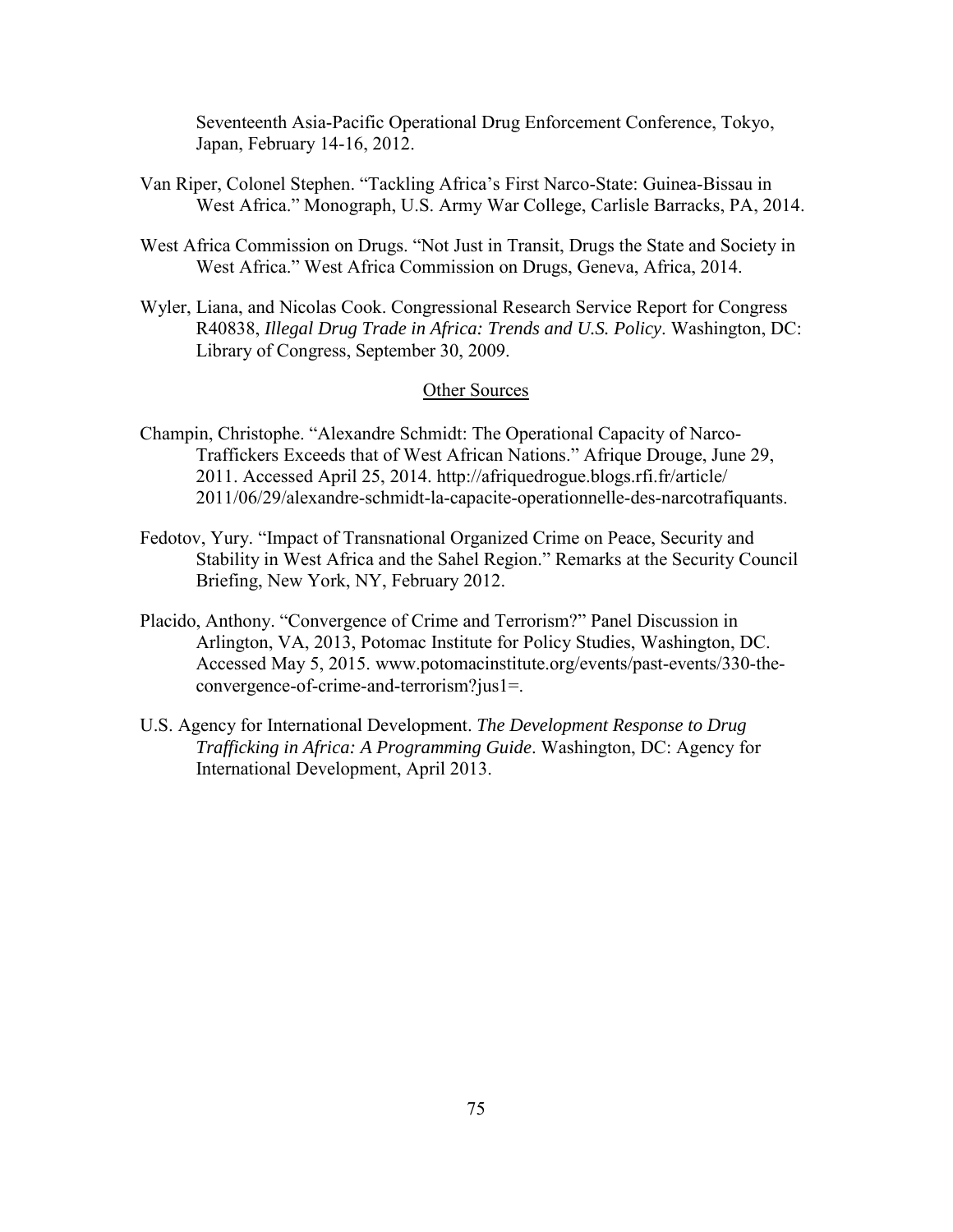Seventeenth Asia-Pacific Operational Drug Enforcement Conference, Tokyo, Japan, February 14-16, 2012.

Van Riper, Colonel Stephen. "Tackling Africa's First Narco-State: Guinea-Bissau in West Africa." Monograph, U.S. Army War College, Carlisle Barracks, PA, 2014.

West Africa Commission on Drugs. "Not Just in Transit, Drugs the State and Society in West Africa." West Africa Commission on Drugs, Geneva, Africa, 2014.

Wyler, Liana, and Nicolas Cook. Congressional Research Service Report for Congress R40838, *Illegal Drug Trade in Africa: Trends and U.S. Policy*. Washington, DC: Library of Congress, September 30, 2009.

## Other Sources

Champin, Christophe. "Alexandre Schmidt: The Operational Capacity of Narco-Traffickers Exceeds that of West African Nations." Afrique Drouge, June 29, 2011. Accessed April 25, 2014. http://afriquedrogue.blogs.rfi.fr/article/2011/06/29/alexandre-schmidt-la-capacite-operationnelle-des-narcotrafiquants.

Fedotov, Yury. "Impact of Transnational Organized Crime on Peace, Security and Stability in West Africa and the Sahel Region." Remarks at the Security Council Briefing, New York, NY, February 2012.

Placido, Anthony. "Convergence of Crime and Terrorism?" Panel Discussion in Arlington, VA, 2013, Potomac Institute for Policy Studies, Washington, DC. Accessed May 5, 2015. www.potomacinstitute.org/events/past-events/330-the-convergence-of-crime-and-terrorism?jus1=.

U.S. Agency for International Development. *The Development Response to Drug Trafficking in Africa: A Programming Guide*. Washington, DC: Agency for International Development, April 2013.